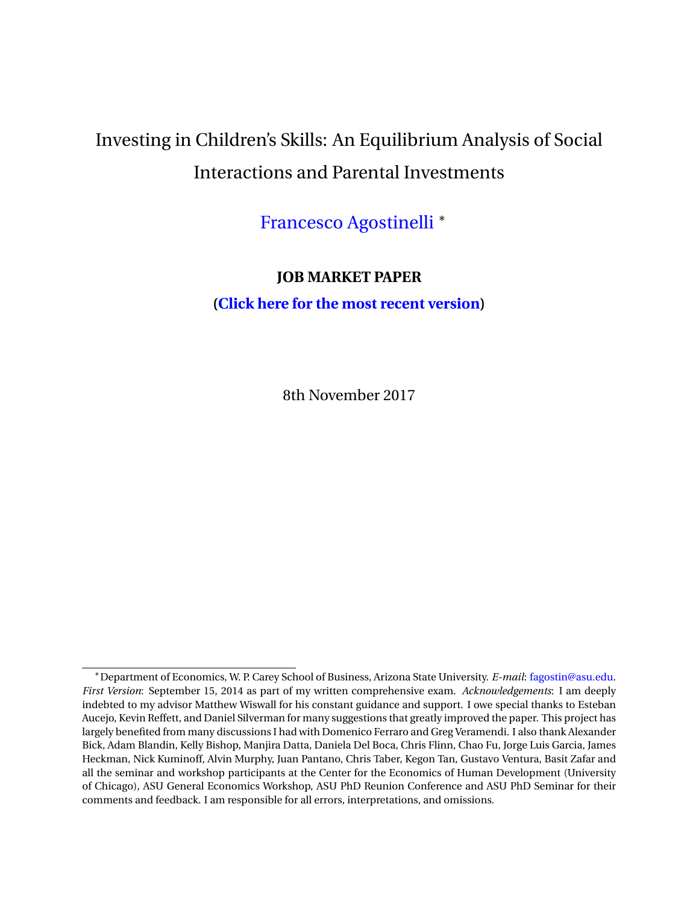# Investing in Children's Skills: An Equilibrium Analysis of Social Interactions and Parental Investments

Francesco Agostinelli [*]

**JOB MARKET PAPER**

**(Click here for the most recent version)**

8th November 2017

---

[*] Department of Economics, W. P. Carey School of Business, Arizona State University. *E-mail*: fagostin@asu.edu. *First Version*: September 15, 2014 as part of my written comprehensive exam. *Acknowledgements*: I am deeply indebted to my advisor Matthew Wiswall for his constant guidance and support. I owe special thanks to Esteban Aucejo, Kevin Reffett, and Daniel Silverman for many suggestions that greatly improved the paper. This project has largely benefited from many discussions I had with Domenico Ferraro and Greg Veramendi. I also thank Alexander Bick, Adam Blandin, Kelly Bishop, Manjira Datta, Daniela Del Boca, Chris Flinn, Chao Fu, Jorge Luis Garcia, James Heckman, Nick Kuminoff, Alvin Murphy, Juan Pantano, Chris Taber, Kegon Tan, Gustavo Ventura, Basit Zafar and all the seminar and workshop participants at the Center for the Economics of Human Development (University of Chicago), ASU General Economics Workshop, ASU PhD Reunion Conference and ASU PhD Seminar for their comments and feedback. I am responsible for all errors, interpretations, and omissions.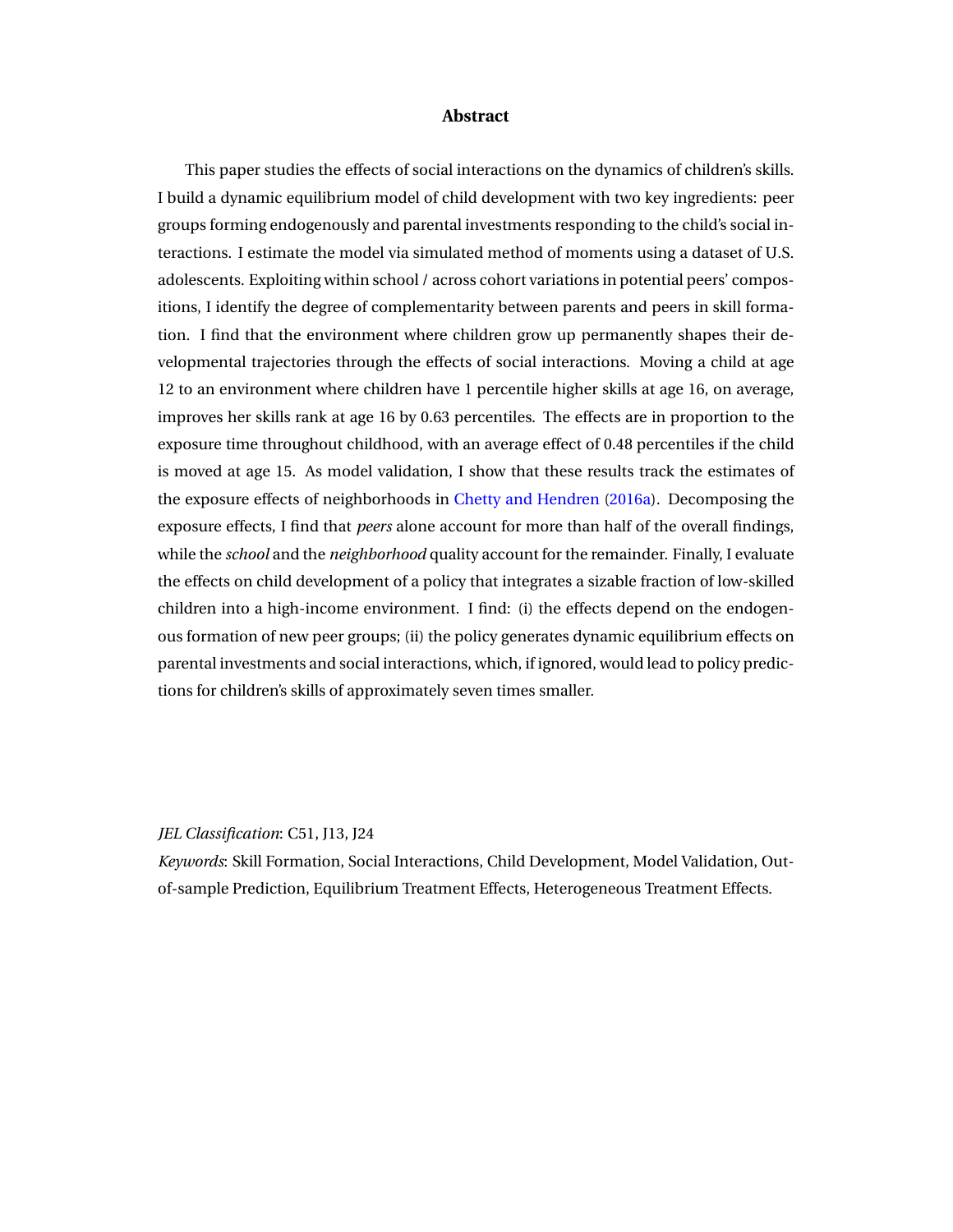## Abstract

This paper studies the effects of social interactions on the dynamics of children's skills. I build a dynamic equilibrium model of child development with two key ingredients: peer groups forming endogenously and parental investments responding to the child's social interactions. I estimate the model via simulated method of moments using a dataset of U.S. adolescents. Exploiting within school / across cohort variations in potential peers' compositions, I identify the degree of complementarity between parents and peers in skill formation. I find that the environment where children grow up permanently shapes their developmental trajectories through the effects of social interactions. Moving a child at age 12 to an environment where children have 1 percentile higher skills at age 16, on average, improves her skills rank at age 16 by 0.63 percentiles. The effects are in proportion to the exposure time throughout childhood, with an average effect of 0.48 percentiles if the child is moved at age 15. As model validation, I show that these results track the estimates of the exposure effects of neighborhoods in Chetty and Hendren (2016a). Decomposing the exposure effects, I find that *peers* alone account for more than half of the overall findings, while the *school* and the *neighborhood* quality account for the remainder. Finally, I evaluate the effects on child development of a policy that integrates a sizable fraction of low-skilled children into a high-income environment. I find: (i) the effects depend on the endogenous formation of new peer groups; (ii) the policy generates dynamic equilibrium effects on parental investments and social interactions, which, if ignored, would lead to policy predictions for children's skills of approximately seven times smaller.

*JEL Classification*: C51, J13, J24

*Keywords*: Skill Formation, Social Interactions, Child Development, Model Validation, Out-of-sample Prediction, Equilibrium Treatment Effects, Heterogeneous Treatment Effects.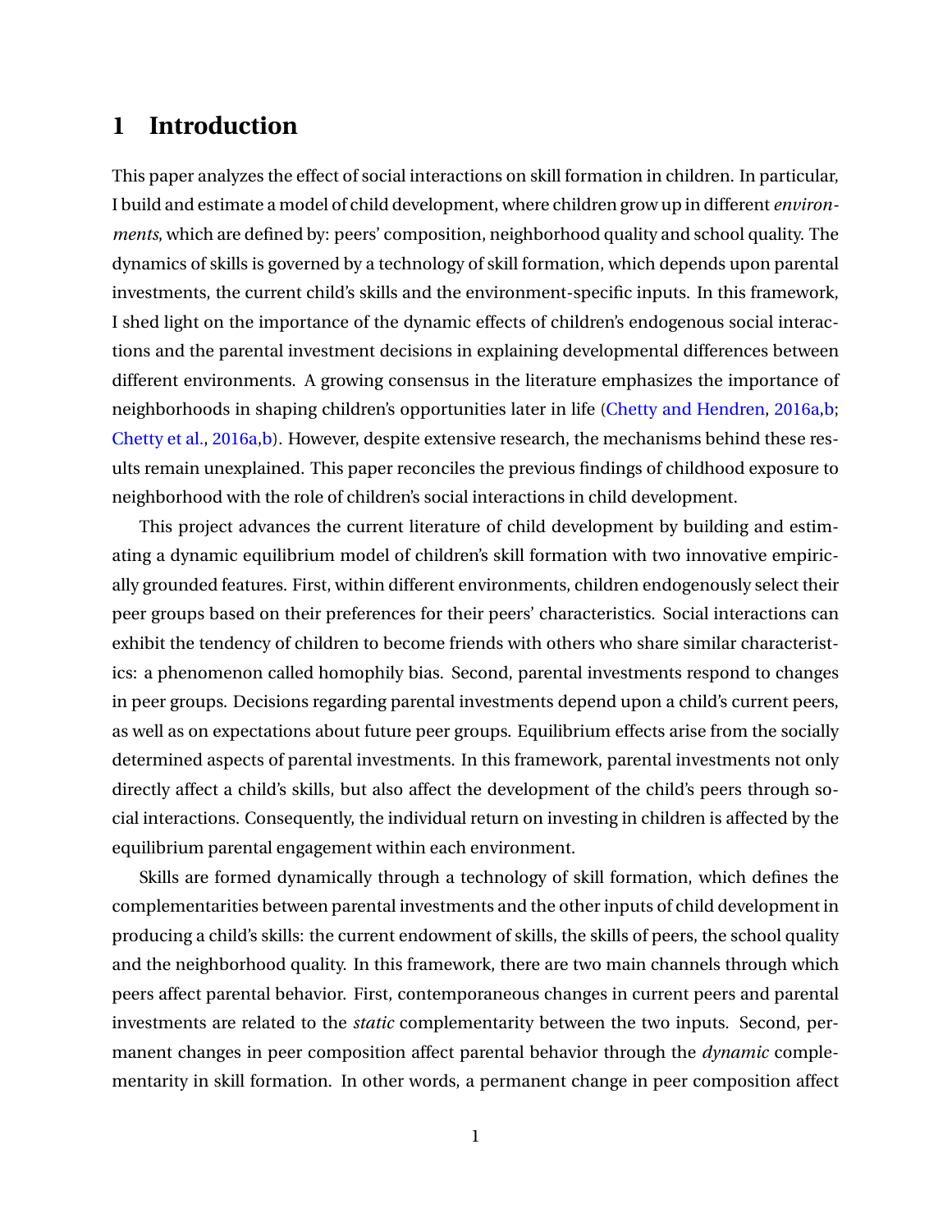# 1 Introduction

This paper analyzes the effect of social interactions on skill formation in children. In particular, I build and estimate a model of child development, where children grow up in different *environments*, which are defined by: peers' composition, neighborhood quality and school quality. The dynamics of skills is governed by a technology of skill formation, which depends upon parental investments, the current child's skills and the environment-specific inputs. In this framework, I shed light on the importance of the dynamic effects of children's endogenous social interactions and the parental investment decisions in explaining developmental differences between different environments. A growing consensus in the literature emphasizes the importance of neighborhoods in shaping children's opportunities later in life (Chetty and Hendren, 2016a,b; Chetty et al., 2016a,b). However, despite extensive research, the mechanisms behind these results remain unexplained. This paper reconciles the previous findings of childhood exposure to neighborhood with the role of children's social interactions in child development.

This project advances the current literature of child development by building and estimating a dynamic equilibrium model of children's skill formation with two innovative empirically grounded features. First, within different environments, children endogenously select their peer groups based on their preferences for their peers' characteristics. Social interactions can exhibit the tendency of children to become friends with others who share similar characteristics: a phenomenon called homophily bias. Second, parental investments respond to changes in peer groups. Decisions regarding parental investments depend upon a child's current peers, as well as on expectations about future peer groups. Equilibrium effects arise from the socially determined aspects of parental investments. In this framework, parental investments not only directly affect a child's skills, but also affect the development of the child's peers through social interactions. Consequently, the individual return on investing in children is affected by the equilibrium parental engagement within each environment.

Skills are formed dynamically through a technology of skill formation, which defines the complementarities between parental investments and the other inputs of child development in producing a child's skills: the current endowment of skills, the skills of peers, the school quality and the neighborhood quality. In this framework, there are two main channels through which peers affect parental behavior. First, contemporaneous changes in current peers and parental investments are related to the *static* complementarity between the two inputs. Second, permanent changes in peer composition affect parental behavior through the *dynamic* complementarity in skill formation. In other words, a permanent change in peer composition affect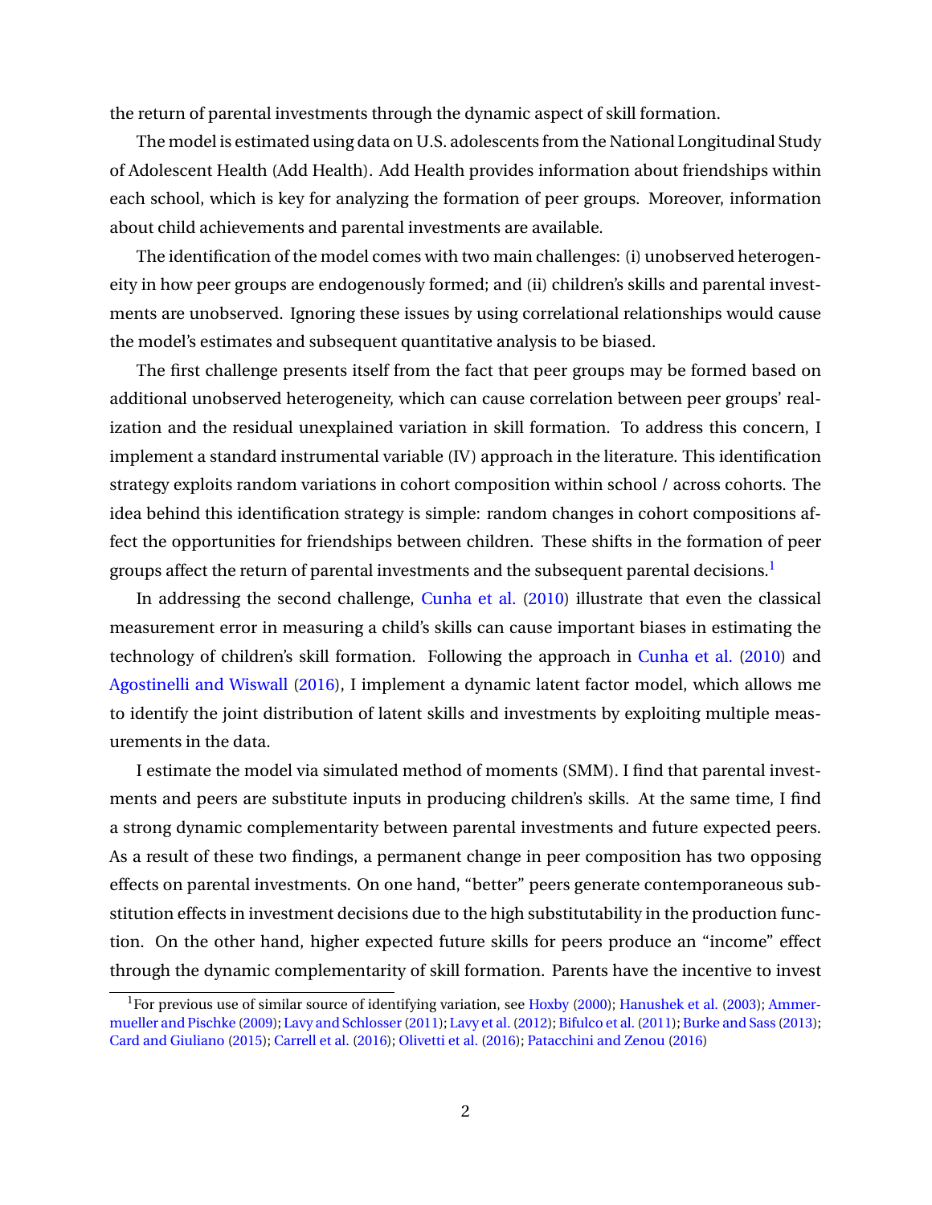the return of parental investments through the dynamic aspect of skill formation.

The model is estimated using data on U.S. adolescents from the National Longitudinal Study of Adolescent Health (Add Health). Add Health provides information about friendships within each school, which is key for analyzing the formation of peer groups. Moreover, information about child achievements and parental investments are available.

The identification of the model comes with two main challenges: (i) unobserved heterogeneity in how peer groups are endogenously formed; and (ii) children's skills and parental investments are unobserved. Ignoring these issues by using correlational relationships would cause the model's estimates and subsequent quantitative analysis to be biased.

The first challenge presents itself from the fact that peer groups may be formed based on additional unobserved heterogeneity, which can cause correlation between peer groups' realization and the residual unexplained variation in skill formation. To address this concern, I implement a standard instrumental variable (IV) approach in the literature. This identification strategy exploits random variations in cohort composition within school / across cohorts. The idea behind this identification strategy is simple: random changes in cohort compositions affect the opportunities for friendships between children. These shifts in the formation of peer groups affect the return of parental investments and the subsequent parental decisions.[1]

In addressing the second challenge, Cunha et al. (2010) illustrate that even the classical measurement error in measuring a child's skills can cause important biases in estimating the technology of children's skill formation. Following the approach in Cunha et al. (2010) and Agostinelli and Wiswall (2016), I implement a dynamic latent factor model, which allows me to identify the joint distribution of latent skills and investments by exploiting multiple measurements in the data.

I estimate the model via simulated method of moments (SMM). I find that parental investments and peers are substitute inputs in producing children's skills. At the same time, I find a strong dynamic complementarity between parental investments and future expected peers. As a result of these two findings, a permanent change in peer composition has two opposing effects on parental investments. On one hand, "better" peers generate contemporaneous substitution effects in investment decisions due to the high substitutability in the production function. On the other hand, higher expected future skills for peers produce an "income" effect through the dynamic complementarity of skill formation. Parents have the incentive to invest

[1] For previous use of similar source of identifying variation, see Hoxby (2000); Hanushek et al. (2003); Ammermueller and Pischke (2009); Lavy and Schlosser (2011); Lavy et al. (2012); Bifulco et al. (2011); Burke and Sass (2013); Card and Giuliano (2015); Carrell et al. (2016); Olivetti et al. (2016); Patacchini and Zenou (2016)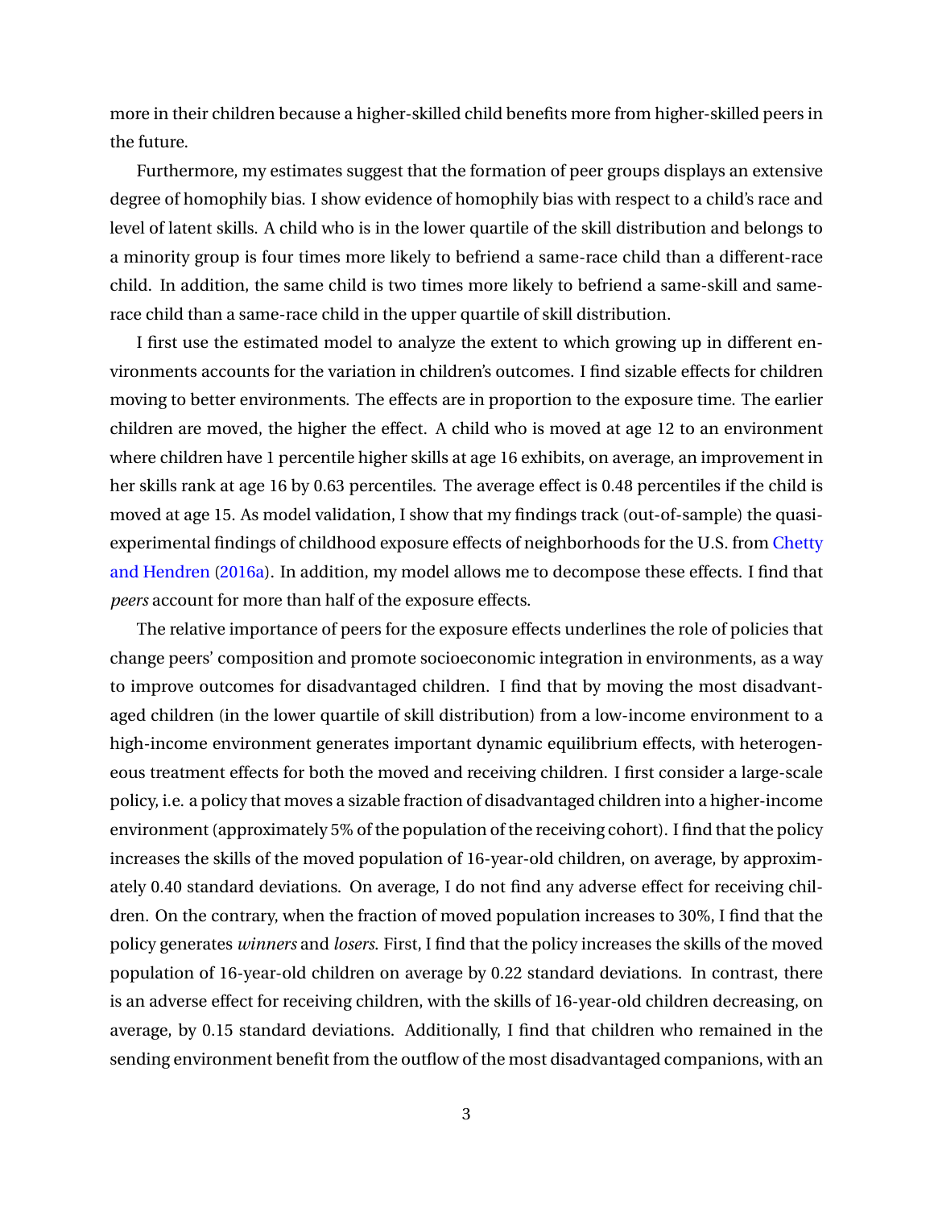more in their children because a higher-skilled child benefits more from higher-skilled peers in the future.

Furthermore, my estimates suggest that the formation of peer groups displays an extensive degree of homophily bias. I show evidence of homophily bias with respect to a child's race and level of latent skills. A child who is in the lower quartile of the skill distribution and belongs to a minority group is four times more likely to befriend a same-race child than a different-race child. In addition, the same child is two times more likely to befriend a same-skill and same-race child than a same-race child in the upper quartile of skill distribution.

I first use the estimated model to analyze the extent to which growing up in different environments accounts for the variation in children's outcomes. I find sizable effects for children moving to better environments. The effects are in proportion to the exposure time. The earlier children are moved, the higher the effect. A child who is moved at age 12 to an environment where children have 1 percentile higher skills at age 16 exhibits, on average, an improvement in her skills rank at age 16 by 0.63 percentiles. The average effect is 0.48 percentiles if the child is moved at age 15. As model validation, I show that my findings track (out-of-sample) the quasi-experimental findings of childhood exposure effects of neighborhoods for the U.S. from Chetty and Hendren (2016a). In addition, my model allows me to decompose these effects. I find that *peers* account for more than half of the exposure effects.

The relative importance of peers for the exposure effects underlines the role of policies that change peers' composition and promote socioeconomic integration in environments, as a way to improve outcomes for disadvantaged children. I find that by moving the most disadvantaged children (in the lower quartile of skill distribution) from a low-income environment to a high-income environment generates important dynamic equilibrium effects, with heterogeneous treatment effects for both the moved and receiving children. I first consider a large-scale policy, i.e. a policy that moves a sizable fraction of disadvantaged children into a higher-income environment (approximately 5% of the population of the receiving cohort). I find that the policy increases the skills of the moved population of 16-year-old children, on average, by approximately 0.40 standard deviations. On average, I do not find any adverse effect for receiving children. On the contrary, when the fraction of moved population increases to 30%, I find that the policy generates *winners* and *losers*. First, I find that the policy increases the skills of the moved population of 16-year-old children on average by 0.22 standard deviations. In contrast, there is an adverse effect for receiving children, with the skills of 16-year-old children decreasing, on average, by 0.15 standard deviations. Additionally, I find that children who remained in the sending environment benefit from the outflow of the most disadvantaged companions, with an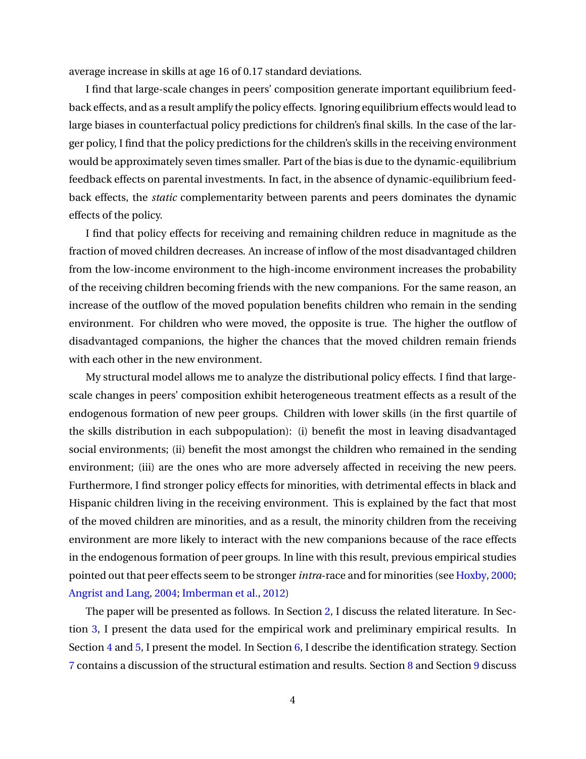average increase in skills at age 16 of 0.17 standard deviations.

I find that large-scale changes in peers' composition generate important equilibrium feedback effects, and as a result amplify the policy effects. Ignoring equilibrium effects would lead to large biases in counterfactual policy predictions for children's final skills. In the case of the larger policy, I find that the policy predictions for the children's skills in the receiving environment would be approximately seven times smaller. Part of the bias is due to the dynamic-equilibrium feedback effects on parental investments. In fact, in the absence of dynamic-equilibrium feedback effects, the *static* complementarity between parents and peers dominates the dynamic effects of the policy.

I find that policy effects for receiving and remaining children reduce in magnitude as the fraction of moved children decreases. An increase of inflow of the most disadvantaged children from the low-income environment to the high-income environment increases the probability of the receiving children becoming friends with the new companions. For the same reason, an increase of the outflow of the moved population benefits children who remain in the sending environment. For children who were moved, the opposite is true. The higher the outflow of disadvantaged companions, the higher the chances that the moved children remain friends with each other in the new environment.

My structural model allows me to analyze the distributional policy effects. I find that large-scale changes in peers' composition exhibit heterogeneous treatment effects as a result of the endogenous formation of new peer groups. Children with lower skills (in the first quartile of the skills distribution in each subpopulation): (i) benefit the most in leaving disadvantaged social environments; (ii) benefit the most amongst the children who remained in the sending environment; (iii) are the ones who are more adversely affected in receiving the new peers. Furthermore, I find stronger policy effects for minorities, with detrimental effects in black and Hispanic children living in the receiving environment. This is explained by the fact that most of the moved children are minorities, and as a result, the minority children from the receiving environment are more likely to interact with the new companions because of the race effects in the endogenous formation of peer groups. In line with this result, previous empirical studies pointed out that peer effects seem to be stronger *intra*-race and for minorities (see Hoxby, 2000; Angrist and Lang, 2004; Imberman et al., 2012)

The paper will be presented as follows. In Section 2, I discuss the related literature. In Section 3, I present the data used for the empirical work and preliminary empirical results. In Section 4 and 5, I present the model. In Section 6, I describe the identification strategy. Section 7 contains a discussion of the structural estimation and results. Section 8 and Section 9 discuss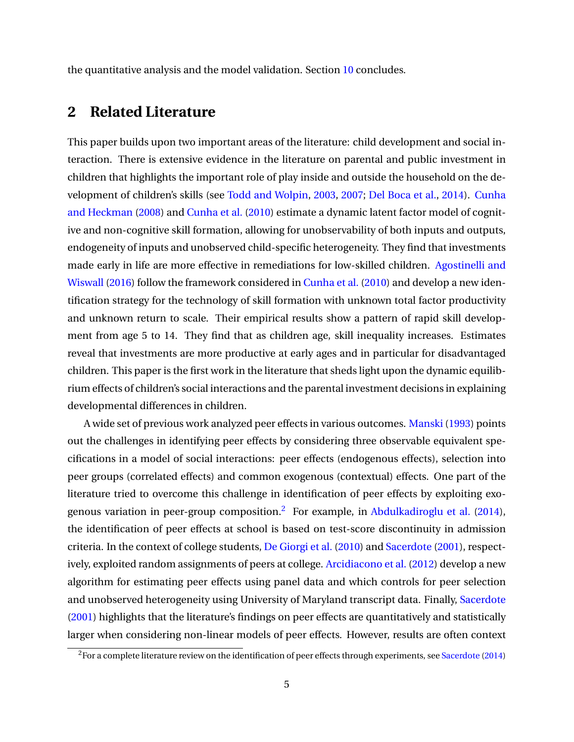the quantitative analysis and the model validation. Section 10 concludes.

## 2 Related Literature

This paper builds upon two important areas of the literature: child development and social interaction. There is extensive evidence in the literature on parental and public investment in children that highlights the important role of play inside and outside the household on the development of children's skills (see Todd and Wolpin, 2003, 2007; Del Boca et al., 2014). Cunha and Heckman (2008) and Cunha et al. (2010) estimate a dynamic latent factor model of cognitive and non-cognitive skill formation, allowing for unobservability of both inputs and outputs, endogeneity of inputs and unobserved child-specific heterogeneity. They find that investments made early in life are more effective in remediations for low-skilled children. Agostinelli and Wiswall (2016) follow the framework considered in Cunha et al. (2010) and develop a new identification strategy for the technology of skill formation with unknown total factor productivity and unknown return to scale. Their empirical results show a pattern of rapid skill development from age 5 to 14. They find that as children age, skill inequality increases. Estimates reveal that investments are more productive at early ages and in particular for disadvantaged children. This paper is the first work in the literature that sheds light upon the dynamic equilibrium effects of children's social interactions and the parental investment decisions in explaining developmental differences in children.

A wide set of previous work analyzed peer effects in various outcomes. Manski (1993) points out the challenges in identifying peer effects by considering three observable equivalent specifications in a model of social interactions: peer effects (endogenous effects), selection into peer groups (correlated effects) and common exogenous (contextual) effects. One part of the literature tried to overcome this challenge in identification of peer effects by exploiting exogenous variation in peer-group composition.[2] For example, in Abdulkadiroglu et al. (2014), the identification of peer effects at school is based on test-score discontinuity in admission criteria. In the context of college students, De Giorgi et al. (2010) and Sacerdote (2001), respectively, exploited random assignments of peers at college. Arcidiacono et al. (2012) develop a new algorithm for estimating peer effects using panel data and which controls for peer selection and unobserved heterogeneity using University of Maryland transcript data. Finally, Sacerdote (2001) highlights that the literature's findings on peer effects are quantitatively and statistically larger when considering non-linear models of peer effects. However, results are often context

[2]For a complete literature review on the identification of peer effects through experiments, see Sacerdote (2014)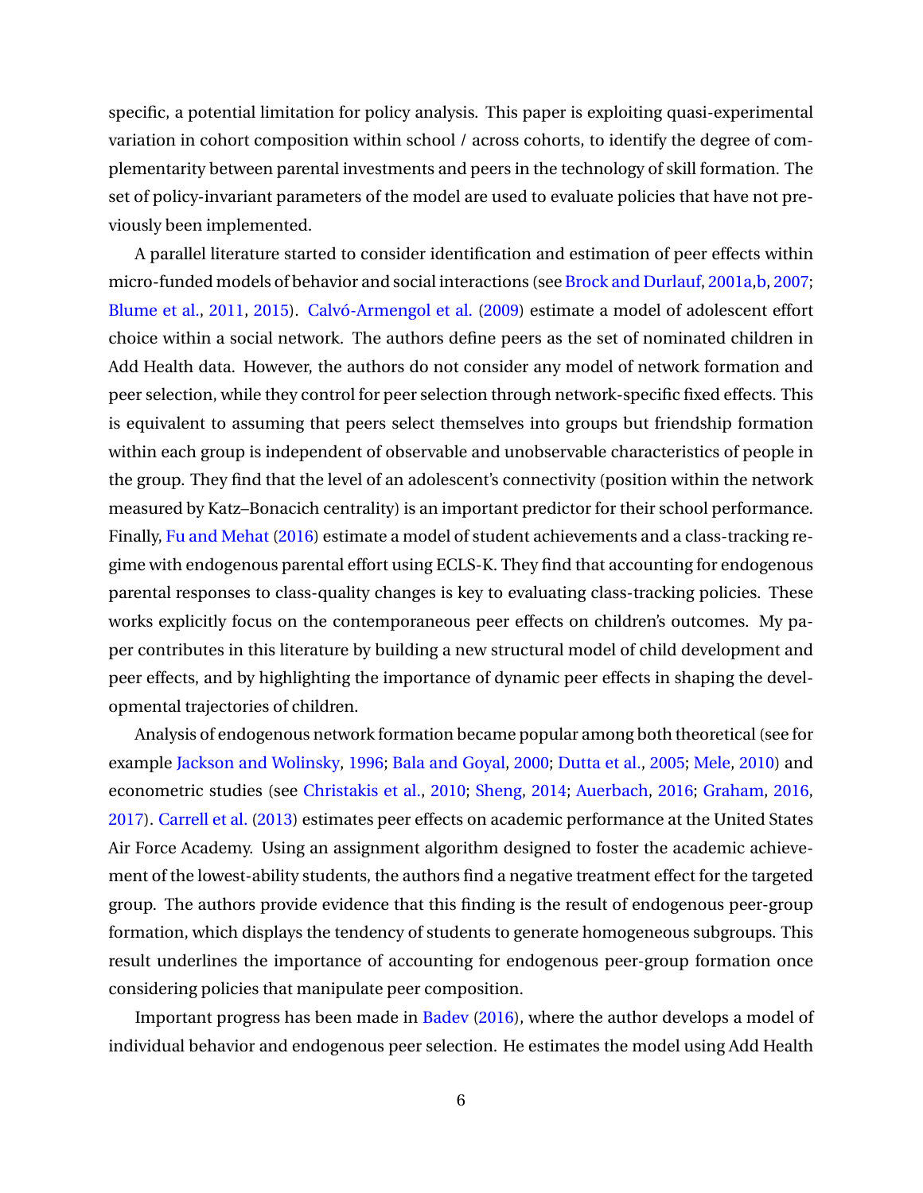specific, a potential limitation for policy analysis. This paper is exploiting quasi-experimental variation in cohort composition within school / across cohorts, to identify the degree of complementarity between parental investments and peers in the technology of skill formation. The set of policy-invariant parameters of the model are used to evaluate policies that have not previously been implemented.

A parallel literature started to consider identification and estimation of peer effects within micro-funded models of behavior and social interactions (see Brock and Durlauf, 2001a,b, 2007; Blume et al., 2011, 2015). Calvó-Armengol et al. (2009) estimate a model of adolescent effort choice within a social network. The authors define peers as the set of nominated children in Add Health data. However, the authors do not consider any model of network formation and peer selection, while they control for peer selection through network-specific fixed effects. This is equivalent to assuming that peers select themselves into groups but friendship formation within each group is independent of observable and unobservable characteristics of people in the group. They find that the level of an adolescent's connectivity (position within the network measured by Katz–Bonacich centrality) is an important predictor for their school performance. Finally, Fu and Mehat (2016) estimate a model of student achievements and a class-tracking regime with endogenous parental effort using ECLS-K. They find that accounting for endogenous parental responses to class-quality changes is key to evaluating class-tracking policies. These works explicitly focus on the contemporaneous peer effects on children's outcomes. My paper contributes in this literature by building a new structural model of child development and peer effects, and by highlighting the importance of dynamic peer effects in shaping the developmental trajectories of children.

Analysis of endogenous network formation became popular among both theoretical (see for example Jackson and Wolinsky, 1996; Bala and Goyal, 2000; Dutta et al., 2005; Mele, 2010) and econometric studies (see Christakis et al., 2010; Sheng, 2014; Auerbach, 2016; Graham, 2016, 2017). Carrell et al. (2013) estimates peer effects on academic performance at the United States Air Force Academy. Using an assignment algorithm designed to foster the academic achievement of the lowest-ability students, the authors find a negative treatment effect for the targeted group. The authors provide evidence that this finding is the result of endogenous peer-group formation, which displays the tendency of students to generate homogeneous subgroups. This result underlines the importance of accounting for endogenous peer-group formation once considering policies that manipulate peer composition.

Important progress has been made in Badev (2016), where the author develops a model of individual behavior and endogenous peer selection. He estimates the model using Add Health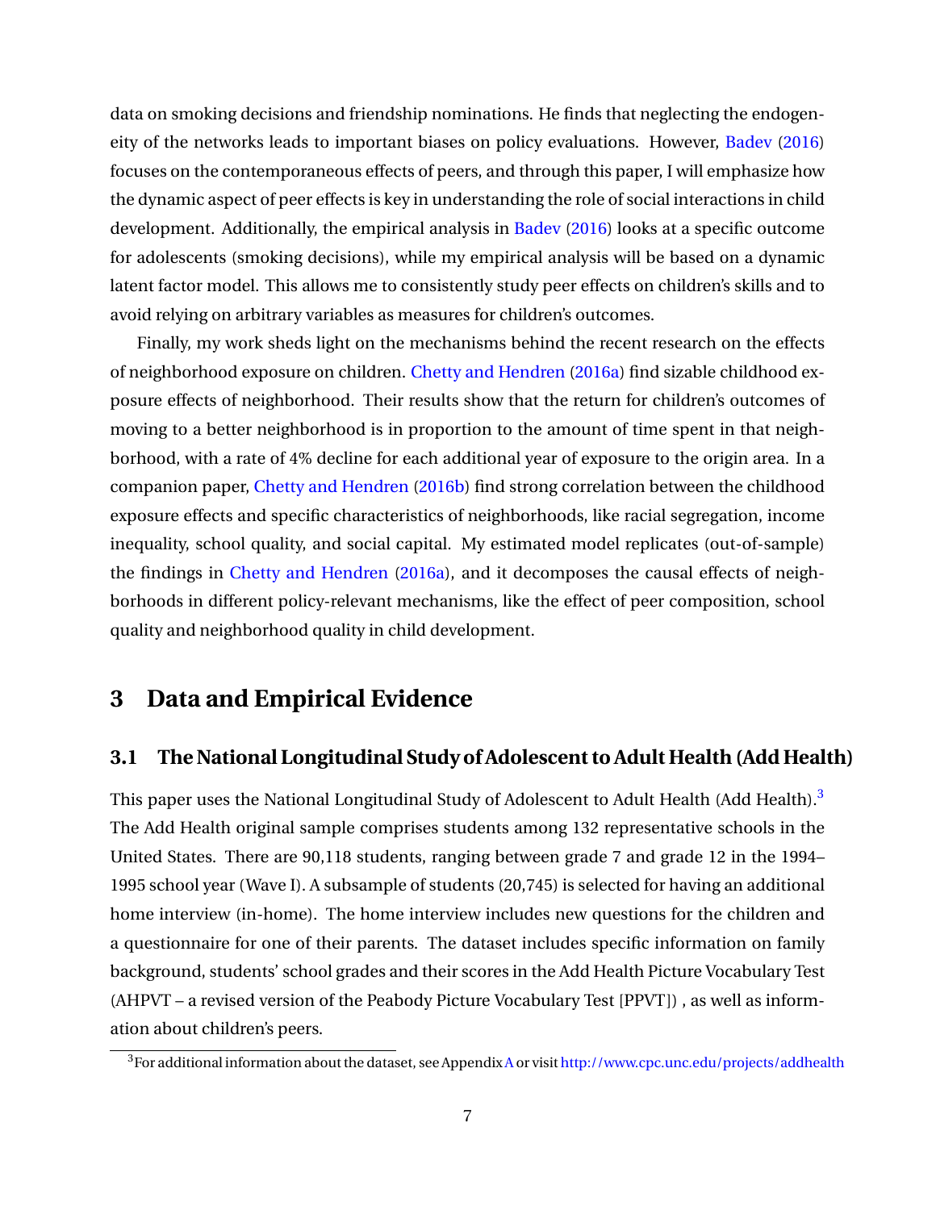data on smoking decisions and friendship nominations. He finds that neglecting the endogeneity of the networks leads to important biases on policy evaluations. However, Badev (2016) focuses on the contemporaneous effects of peers, and through this paper, I will emphasize how the dynamic aspect of peer effects is key in understanding the role of social interactions in child development. Additionally, the empirical analysis in Badev (2016) looks at a specific outcome for adolescents (smoking decisions), while my empirical analysis will be based on a dynamic latent factor model. This allows me to consistently study peer effects on children's skills and to avoid relying on arbitrary variables as measures for children's outcomes.

Finally, my work sheds light on the mechanisms behind the recent research on the effects of neighborhood exposure on children. Chetty and Hendren (2016a) find sizable childhood exposure effects of neighborhood. Their results show that the return for children's outcomes of moving to a better neighborhood is in proportion to the amount of time spent in that neighborhood, with a rate of 4% decline for each additional year of exposure to the origin area. In a companion paper, Chetty and Hendren (2016b) find strong correlation between the childhood exposure effects and specific characteristics of neighborhoods, like racial segregation, income inequality, school quality, and social capital. My estimated model replicates (out-of-sample) the findings in Chetty and Hendren (2016a), and it decomposes the causal effects of neighborhoods in different policy-relevant mechanisms, like the effect of peer composition, school quality and neighborhood quality in child development.

# 3 Data and Empirical Evidence

## 3.1 The National Longitudinal Study of Adolescent to Adult Health (Add Health)

This paper uses the National Longitudinal Study of Adolescent to Adult Health (Add Health).[3] The Add Health original sample comprises students among 132 representative schools in the United States. There are 90,118 students, ranging between grade 7 and grade 12 in the 1994–1995 school year (Wave I). A subsample of students (20,745) is selected for having an additional home interview (in-home). The home interview includes new questions for the children and a questionnaire for one of their parents. The dataset includes specific information on family background, students' school grades and their scores in the Add Health Picture Vocabulary Test (AHPVT – a revised version of the Peabody Picture Vocabulary Test [PPVT]) , as well as information about children's peers.

[3] For additional information about the dataset, see Appendix A or visit http://www.cpc.unc.edu/projects/addhealth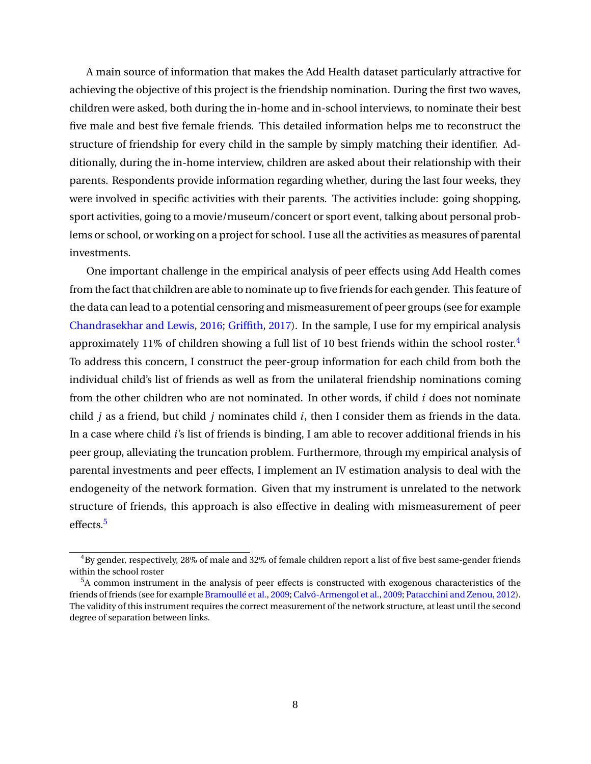A main source of information that makes the Add Health dataset particularly attractive for achieving the objective of this project is the friendship nomination. During the first two waves, children were asked, both during the in-home and in-school interviews, to nominate their best five male and best five female friends. This detailed information helps me to reconstruct the structure of friendship for every child in the sample by simply matching their identifier. Additionally, during the in-home interview, children are asked about their relationship with their parents. Respondents provide information regarding whether, during the last four weeks, they were involved in specific activities with their parents. The activities include: going shopping, sport activities, going to a movie/museum/concert or sport event, talking about personal problems or school, or working on a project for school. I use all the activities as measures of parental investments.

One important challenge in the empirical analysis of peer effects using Add Health comes from the fact that children are able to nominate up to five friends for each gender. This feature of the data can lead to a potential censoring and mismeasurement of peer groups (see for example Chandrasekhar and Lewis, 2016; Griffith, 2017). In the sample, I use for my empirical analysis approximately 11% of children showing a full list of 10 best friends within the school roster.[4] To address this concern, I construct the peer-group information for each child from both the individual child's list of friends as well as from the unilateral friendship nominations coming from the other children who are not nominated. In other words, if child $i$ does not nominate child $j$ as a friend, but child $j$ nominates child $i$, then I consider them as friends in the data. In a case where child $i$'s list of friends is binding, I am able to recover additional friends in his peer group, alleviating the truncation problem. Furthermore, through my empirical analysis of parental investments and peer effects, I implement an IV estimation analysis to deal with the endogeneity of the network formation. Given that my instrument is unrelated to the network structure of friends, this approach is also effective in dealing with mismeasurement of peer effects.[5]

[4] By gender, respectively, 28% of male and 32% of female children report a list of five best same-gender friends within the school roster

[5] A common instrument in the analysis of peer effects is constructed with exogenous characteristics of the friends of friends (see for example Bramoullé et al., 2009; Calvó-Armengol et al., 2009; Patacchini and Zenou, 2012). The validity of this instrument requires the correct measurement of the network structure, at least until the second degree of separation between links.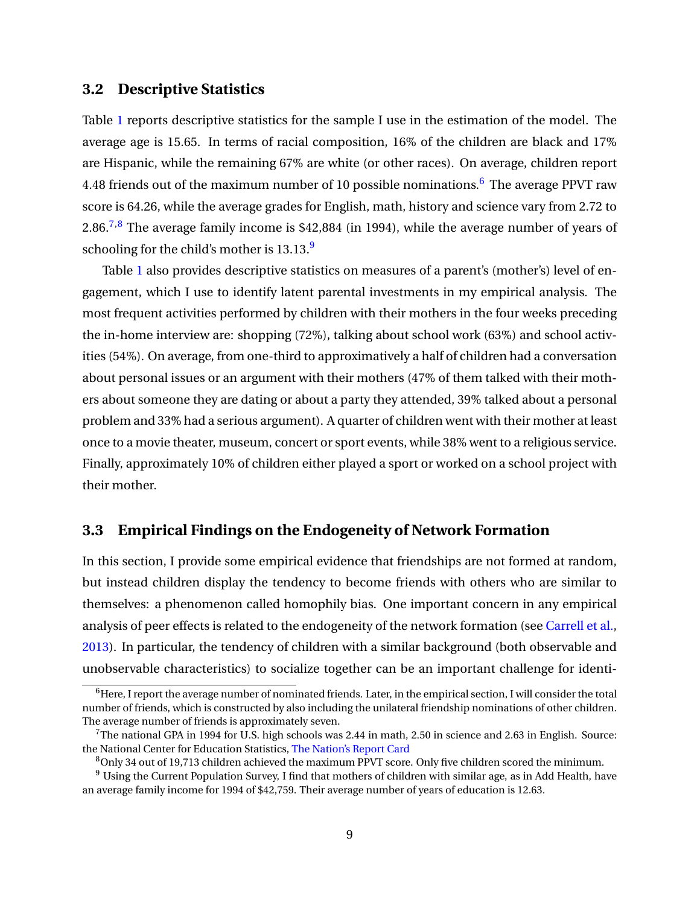### 3.2 Descriptive Statistics

Table 1 reports descriptive statistics for the sample I use in the estimation of the model. The average age is 15.65. In terms of racial composition, 16% of the children are black and 17% are Hispanic, while the remaining 67% are white (or other races). On average, children report 4.48 friends out of the maximum number of 10 possible nominations.[6] The average PPVT raw score is 64.26, while the average grades for English, math, history and science vary from 2.72 to 2.86.[7,8] The average family income is $42,884 (in 1994), while the average number of years of schooling for the child's mother is 13.13.[9]

Table 1 also provides descriptive statistics on measures of a parent's (mother's) level of engagement, which I use to identify latent parental investments in my empirical analysis. The most frequent activities performed by children with their mothers in the four weeks preceding the in-home interview are: shopping (72%), talking about school work (63%) and school activities (54%). On average, from one-third to approximatively a half of children had a conversation about personal issues or an argument with their mothers (47% of them talked with their mothers about someone they are dating or about a party they attended, 39% talked about a personal problem and 33% had a serious argument). A quarter of children went with their mother at least once to a movie theater, museum, concert or sport events, while 38% went to a religious service. Finally, approximately 10% of children either played a sport or worked on a school project with their mother.

### 3.3 Empirical Findings on the Endogeneity of Network Formation

In this section, I provide some empirical evidence that friendships are not formed at random, but instead children display the tendency to become friends with others who are similar to themselves: a phenomenon called homophily bias. One important concern in any empirical analysis of peer effects is related to the endogeneity of the network formation (see Carrell et al., 2013). In particular, the tendency of children with a similar background (both observable and unobservable characteristics) to socialize together can be an important challenge for identi-

[6] Here, I report the average number of nominated friends. Later, in the empirical section, I will consider the total number of friends, which is constructed by also including the unilateral friendship nominations of other children. The average number of friends is approximately seven.

[7] The national GPA in 1994 for U.S. high schools was 2.44 in math, 2.50 in science and 2.63 in English. Source: the National Center for Education Statistics, The Nation's Report Card

[8] Only 34 out of 19,713 children achieved the maximum PPVT score. Only five children scored the minimum.

[9] Using the Current Population Survey, I find that mothers of children with similar age, as in Add Health, have an average family income for 1994 of $42,759. Their average number of years of education is 12.63.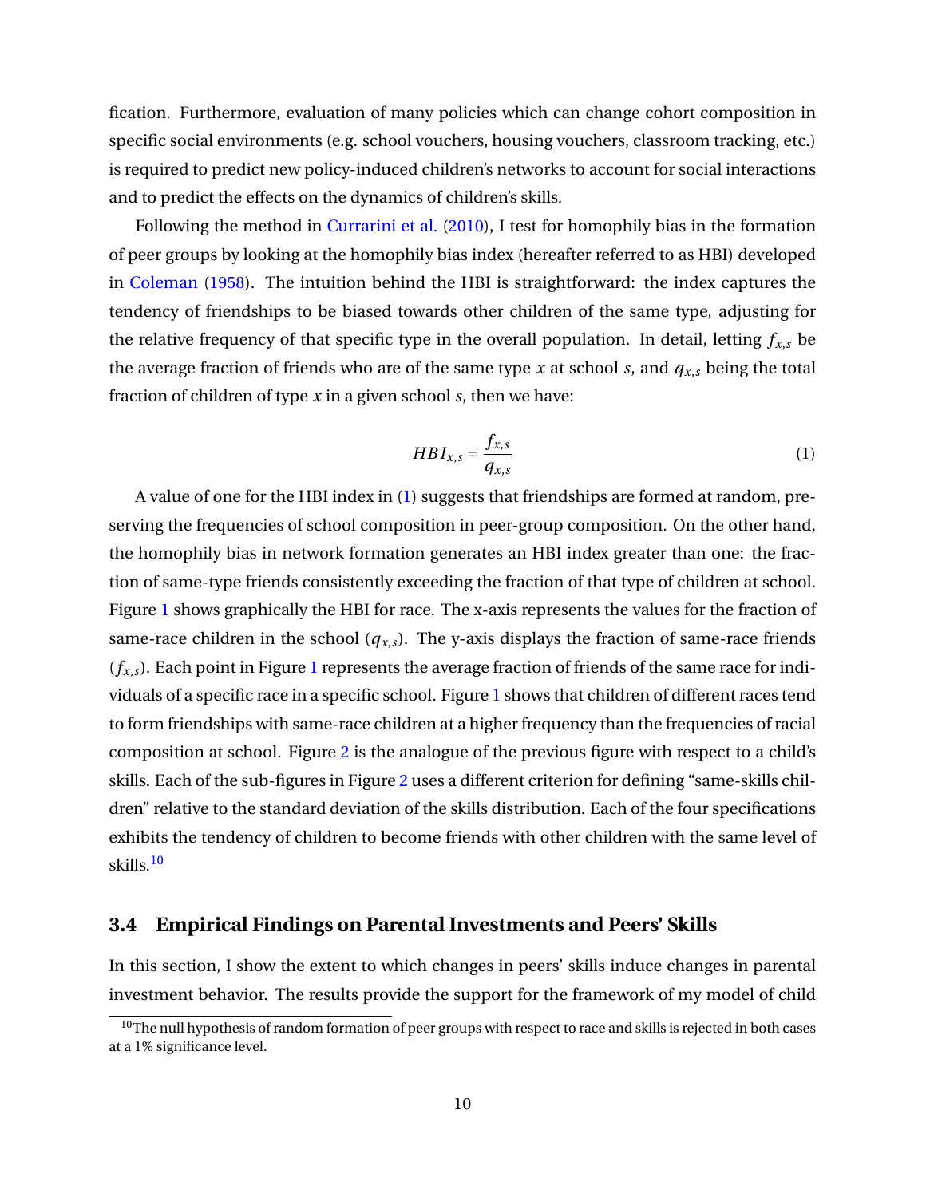fication. Furthermore, evaluation of many policies which can change cohort composition in specific social environments (e.g. school vouchers, housing vouchers, classroom tracking, etc.) is required to predict new policy-induced children's networks to account for social interactions and to predict the effects on the dynamics of children's skills.

Following the method in Currarini et al. (2010), I test for homophily bias in the formation of peer groups by looking at the homophily bias index (hereafter referred to as HBI) developed in Coleman (1958). The intuition behind the HBI is straightforward: the index captures the tendency of friendships to be biased towards other children of the same type, adjusting for the relative frequency of that specific type in the overall population. In detail, letting $f_{x,s}$ be the average fraction of friends who are of the same type $x$ at school $s$, and $q_{x,s}$ being the total fraction of children of type $x$ in a given school $s$, then we have:

$$HBI_{x,s} = \frac{f_{x,s}}{q_{x,s}} \tag{1}$$

A value of one for the HBI index in (1) suggests that friendships are formed at random, preserving the frequencies of school composition in peer-group composition. On the other hand, the homophily bias in network formation generates an HBI index greater than one: the fraction of same-type friends consistently exceeding the fraction of that type of children at school. Figure 1 shows graphically the HBI for race. The x-axis represents the values for the fraction of same-race children in the school ($q_{x,s}$). The y-axis displays the fraction of same-race friends ($f_{x,s}$). Each point in Figure 1 represents the average fraction of friends of the same race for individuals of a specific race in a specific school. Figure 1 shows that children of different races tend to form friendships with same-race children at a higher frequency than the frequencies of racial composition at school. Figure 2 is the analogue of the previous figure with respect to a child's skills. Each of the sub-figures in Figure 2 uses a different criterion for defining "same-skills children" relative to the standard deviation of the skills distribution. Each of the four specifications exhibits the tendency of children to become friends with other children with the same level of skills.[10]

### 3.4 Empirical Findings on Parental Investments and Peers' Skills

In this section, I show the extent to which changes in peers' skills induce changes in parental investment behavior. The results provide the support for the framework of my model of child

[10]The null hypothesis of random formation of peer groups with respect to race and skills is rejected in both cases at a 1% significance level.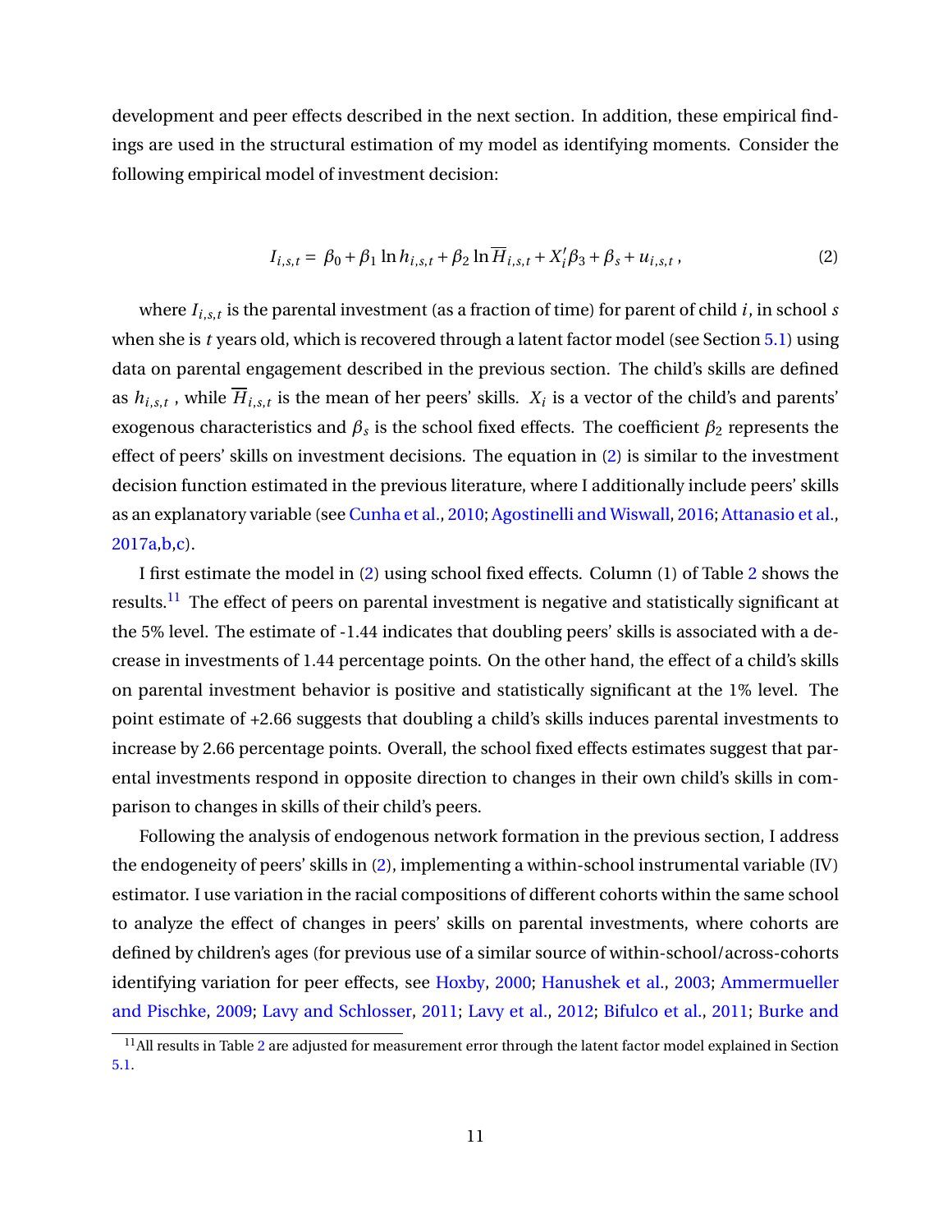development and peer effects described in the next section. In addition, these empirical findings are used in the structural estimation of my model as identifying moments. Consider the following empirical model of investment decision:

$$I_{i,s,t} = \beta_0 + \beta_1 \ln h_{i,s,t} + \beta_2 \ln \overline{H}_{i,s,t} + X_i'\beta_3 + \beta_s + u_{i,s,t}\,, \tag{2}$$

where $I_{i,s,t}$ is the parental investment (as a fraction of time) for parent of child $i$, in school $s$ when she is $t$ years old, which is recovered through a latent factor model (see Section 5.1) using data on parental engagement described in the previous section. The child's skills are defined as $h_{i,s,t}$ , while $\overline{H}_{i,s,t}$ is the mean of her peers' skills. $X_i$ is a vector of the child's and parents' exogenous characteristics and $\beta_s$ is the school fixed effects. The coefficient $\beta_2$ represents the effect of peers' skills on investment decisions. The equation in (2) is similar to the investment decision function estimated in the previous literature, where I additionally include peers' skills as an explanatory variable (see Cunha et al., 2010; Agostinelli and Wiswall, 2016; Attanasio et al., 2017a,b,c).

I first estimate the model in (2) using school fixed effects. Column (1) of Table 2 shows the results.[11] The effect of peers on parental investment is negative and statistically significant at the 5% level. The estimate of -1.44 indicates that doubling peers' skills is associated with a decrease in investments of 1.44 percentage points. On the other hand, the effect of a child's skills on parental investment behavior is positive and statistically significant at the 1% level. The point estimate of +2.66 suggests that doubling a child's skills induces parental investments to increase by 2.66 percentage points. Overall, the school fixed effects estimates suggest that parental investments respond in opposite direction to changes in their own child's skills in comparison to changes in skills of their child's peers.

Following the analysis of endogenous network formation in the previous section, I address the endogeneity of peers' skills in (2), implementing a within-school instrumental variable (IV) estimator. I use variation in the racial compositions of different cohorts within the same school to analyze the effect of changes in peers' skills on parental investments, where cohorts are defined by children's ages (for previous use of a similar source of within-school/across-cohorts identifying variation for peer effects, see Hoxby, 2000; Hanushek et al., 2003; Ammermueller and Pischke, 2009; Lavy and Schlosser, 2011; Lavy et al., 2012; Bifulco et al., 2011; Burke and

[11] All results in Table 2 are adjusted for measurement error through the latent factor model explained in Section 5.1.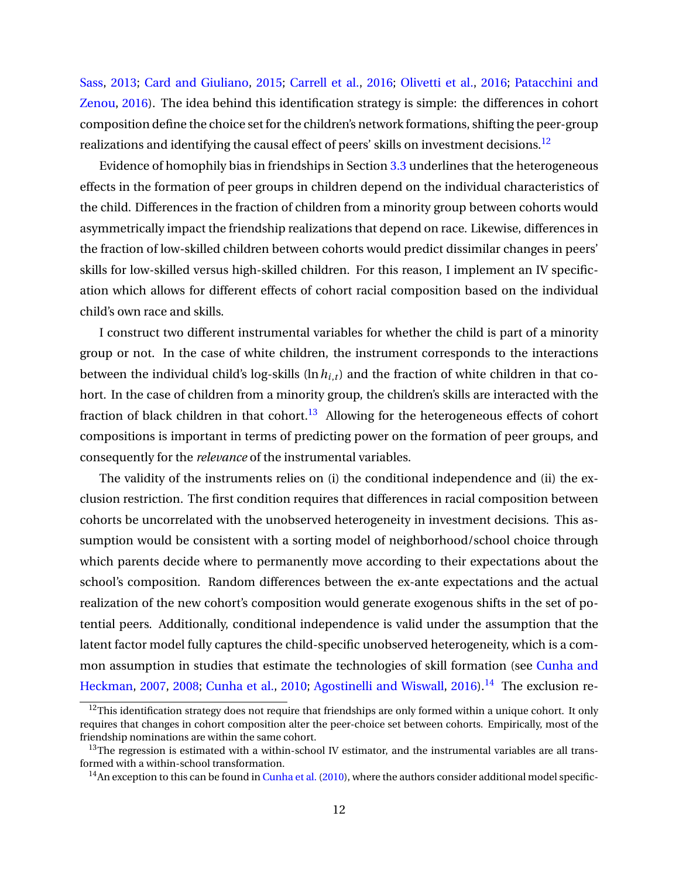Sass, 2013; Card and Giuliano, 2015; Carrell et al., 2016; Olivetti et al., 2016; Patacchini and Zenou, 2016). The idea behind this identification strategy is simple: the differences in cohort composition define the choice set for the children's network formations, shifting the peer-group realizations and identifying the causal effect of peers' skills on investment decisions.[12]

Evidence of homophily bias in friendships in Section 3.3 underlines that the heterogeneous effects in the formation of peer groups in children depend on the individual characteristics of the child. Differences in the fraction of children from a minority group between cohorts would asymmetrically impact the friendship realizations that depend on race. Likewise, differences in the fraction of low-skilled children between cohorts would predict dissimilar changes in peers' skills for low-skilled versus high-skilled children. For this reason, I implement an IV specification which allows for different effects of cohort racial composition based on the individual child's own race and skills.

I construct two different instrumental variables for whether the child is part of a minority group or not. In the case of white children, the instrument corresponds to the interactions between the individual child's log-skills ($\ln h_{i,t}$) and the fraction of white children in that cohort. In the case of children from a minority group, the children's skills are interacted with the fraction of black children in that cohort.[13] Allowing for the heterogeneous effects of cohort compositions is important in terms of predicting power on the formation of peer groups, and consequently for the *relevance* of the instrumental variables.

The validity of the instruments relies on (i) the conditional independence and (ii) the exclusion restriction. The first condition requires that differences in racial composition between cohorts be uncorrelated with the unobserved heterogeneity in investment decisions. This assumption would be consistent with a sorting model of neighborhood/school choice through which parents decide where to permanently move according to their expectations about the school's composition. Random differences between the ex-ante expectations and the actual realization of the new cohort's composition would generate exogenous shifts in the set of potential peers. Additionally, conditional independence is valid under the assumption that the latent factor model fully captures the child-specific unobserved heterogeneity, which is a common assumption in studies that estimate the technologies of skill formation (see Cunha and Heckman, 2007, 2008; Cunha et al., 2010; Agostinelli and Wiswall, 2016).[14] The exclusion re-

[12] This identification strategy does not require that friendships are only formed within a unique cohort. It only requires that changes in cohort composition alter the peer-choice set between cohorts. Empirically, most of the friendship nominations are within the same cohort.

[13] The regression is estimated with a within-school IV estimator, and the instrumental variables are all transformed with a within-school transformation.

[14] An exception to this can be found in Cunha et al. (2010), where the authors consider additional model specific-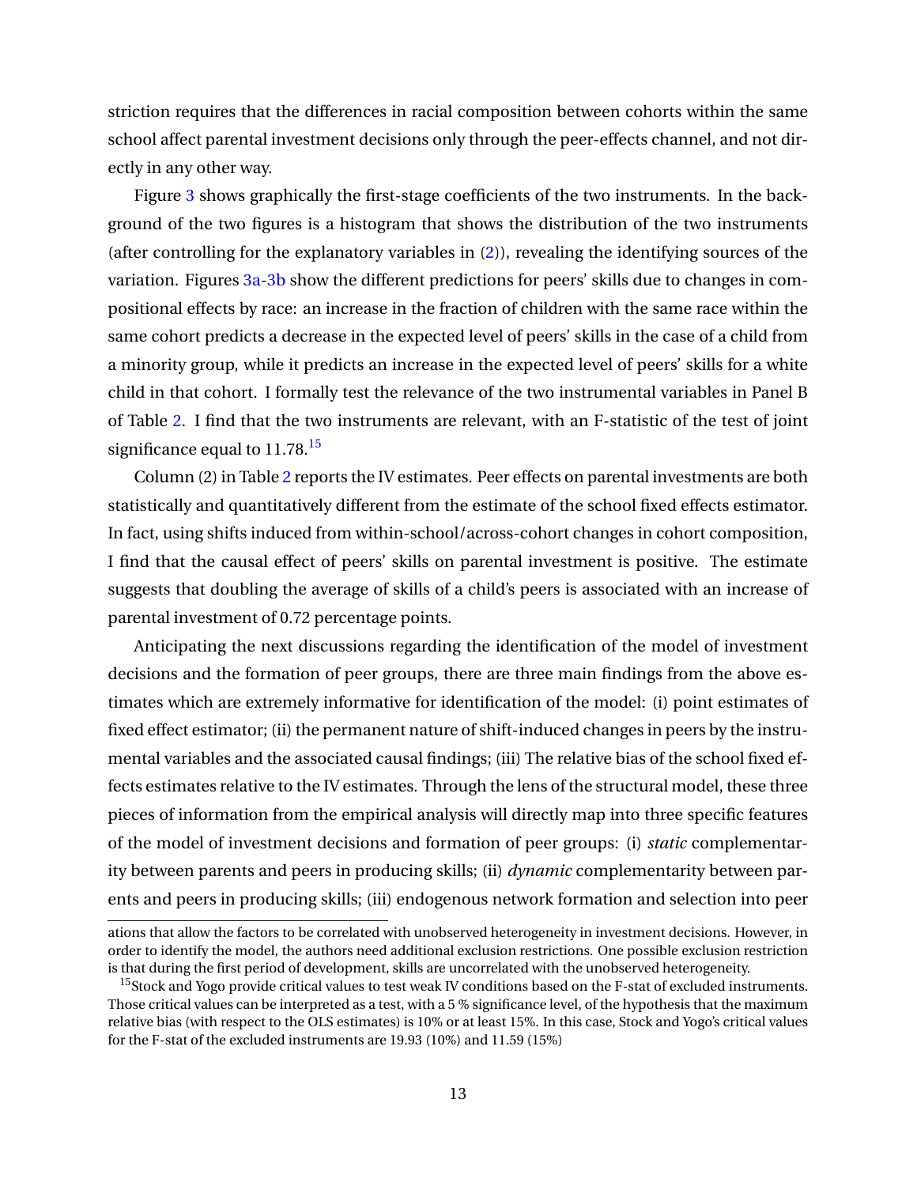striction requires that the differences in racial composition between cohorts within the same school affect parental investment decisions only through the peer-effects channel, and not directly in any other way.

Figure 3 shows graphically the first-stage coefficients of the two instruments. In the background of the two figures is a histogram that shows the distribution of the two instruments (after controlling for the explanatory variables in (2)), revealing the identifying sources of the variation. Figures 3a-3b show the different predictions for peers' skills due to changes in compositional effects by race: an increase in the fraction of children with the same race within the same cohort predicts a decrease in the expected level of peers' skills in the case of a child from a minority group, while it predicts an increase in the expected level of peers' skills for a white child in that cohort. I formally test the relevance of the two instrumental variables in Panel B of Table 2. I find that the two instruments are relevant, with an F-statistic of the test of joint significance equal to 11.78.[15]

Column (2) in Table 2 reports the IV estimates. Peer effects on parental investments are both statistically and quantitatively different from the estimate of the school fixed effects estimator. In fact, using shifts induced from within-school/across-cohort changes in cohort composition, I find that the causal effect of peers' skills on parental investment is positive. The estimate suggests that doubling the average of skills of a child's peers is associated with an increase of parental investment of 0.72 percentage points.

Anticipating the next discussions regarding the identification of the model of investment decisions and the formation of peer groups, there are three main findings from the above estimates which are extremely informative for identification of the model: (i) point estimates of fixed effect estimator; (ii) the permanent nature of shift-induced changes in peers by the instrumental variables and the associated causal findings; (iii) The relative bias of the school fixed effects estimates relative to the IV estimates. Through the lens of the structural model, these three pieces of information from the empirical analysis will directly map into three specific features of the model of investment decisions and formation of peer groups: (i) *static* complementarity between parents and peers in producing skills; (ii) *dynamic* complementarity between parents and peers in producing skills; (iii) endogenous network formation and selection into peer

ations that allow the factors to be correlated with unobserved heterogeneity in investment decisions. However, in order to identify the model, the authors need additional exclusion restrictions. One possible exclusion restriction is that during the first period of development, skills are uncorrelated with the unobserved heterogeneity.

[15] Stock and Yogo provide critical values to test weak IV conditions based on the F-stat of excluded instruments. Those critical values can be interpreted as a test, with a 5 % significance level, of the hypothesis that the maximum relative bias (with respect to the OLS estimates) is 10% or at least 15%. In this case, Stock and Yogo's critical values for the F-stat of the excluded instruments are 19.93 (10%) and 11.59 (15%)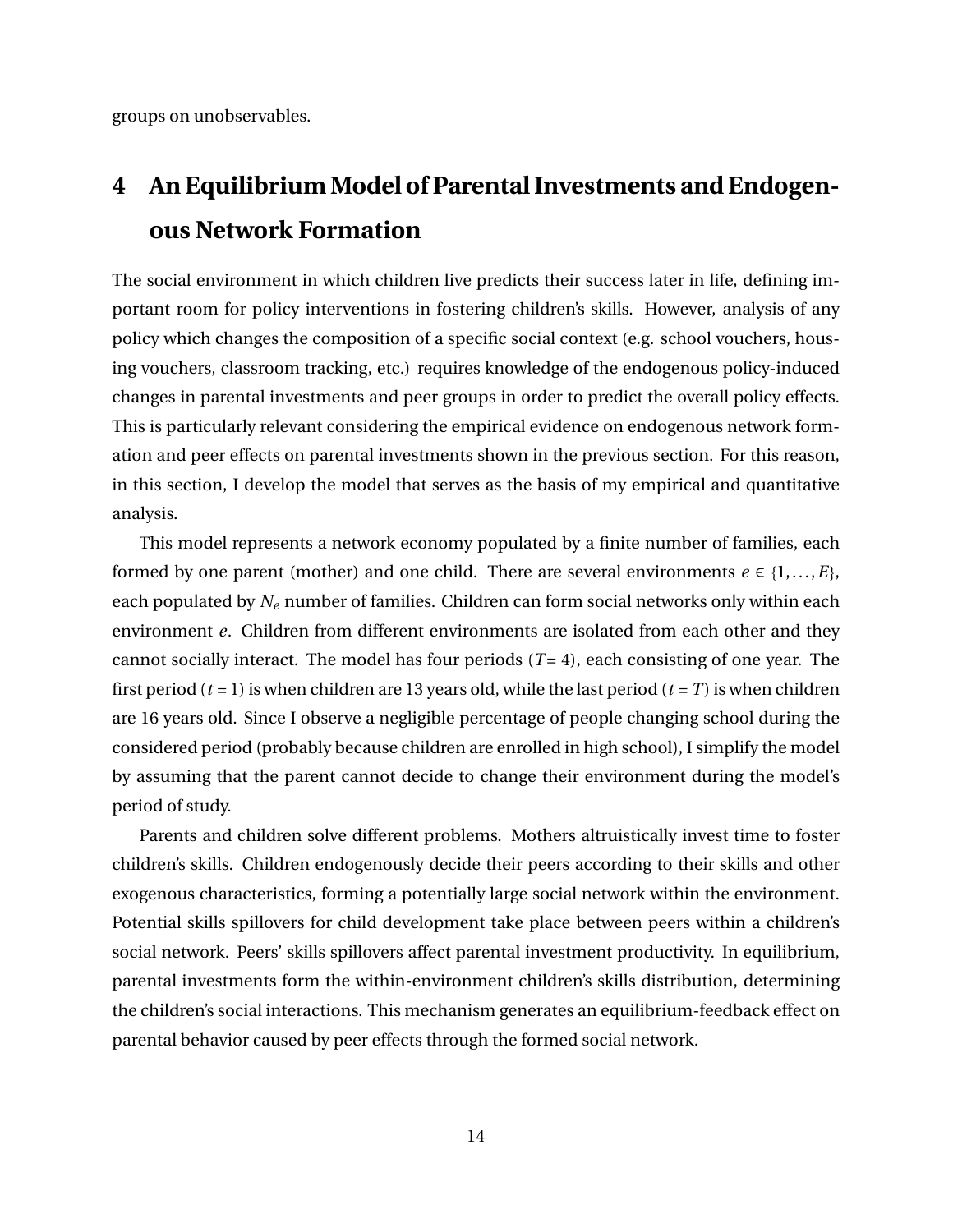groups on unobservables.

# 4 An Equilibrium Model of Parental Investments and Endogenous Network Formation

The social environment in which children live predicts their success later in life, defining important room for policy interventions in fostering children's skills. However, analysis of any policy which changes the composition of a specific social context (e.g. school vouchers, housing vouchers, classroom tracking, etc.) requires knowledge of the endogenous policy-induced changes in parental investments and peer groups in order to predict the overall policy effects. This is particularly relevant considering the empirical evidence on endogenous network formation and peer effects on parental investments shown in the previous section. For this reason, in this section, I develop the model that serves as the basis of my empirical and quantitative analysis.

This model represents a network economy populated by a finite number of families, each formed by one parent (mother) and one child. There are several environments $e \in \{1, \ldots, E\}$, each populated by $N_e$ number of families. Children can form social networks only within each environment $e$. Children from different environments are isolated from each other and they cannot socially interact. The model has four periods ($T$= 4), each consisting of one year. The first period ($t = 1$) is when children are 13 years old, while the last period ($t = T$) is when children are 16 years old. Since I observe a negligible percentage of people changing school during the considered period (probably because children are enrolled in high school), I simplify the model by assuming that the parent cannot decide to change their environment during the model's period of study.

Parents and children solve different problems. Mothers altruistically invest time to foster children's skills. Children endogenously decide their peers according to their skills and other exogenous characteristics, forming a potentially large social network within the environment. Potential skills spillovers for child development take place between peers within a children's social network. Peers' skills spillovers affect parental investment productivity. In equilibrium, parental investments form the within-environment children's skills distribution, determining the children's social interactions. This mechanism generates an equilibrium-feedback effect on parental behavior caused by peer effects through the formed social network.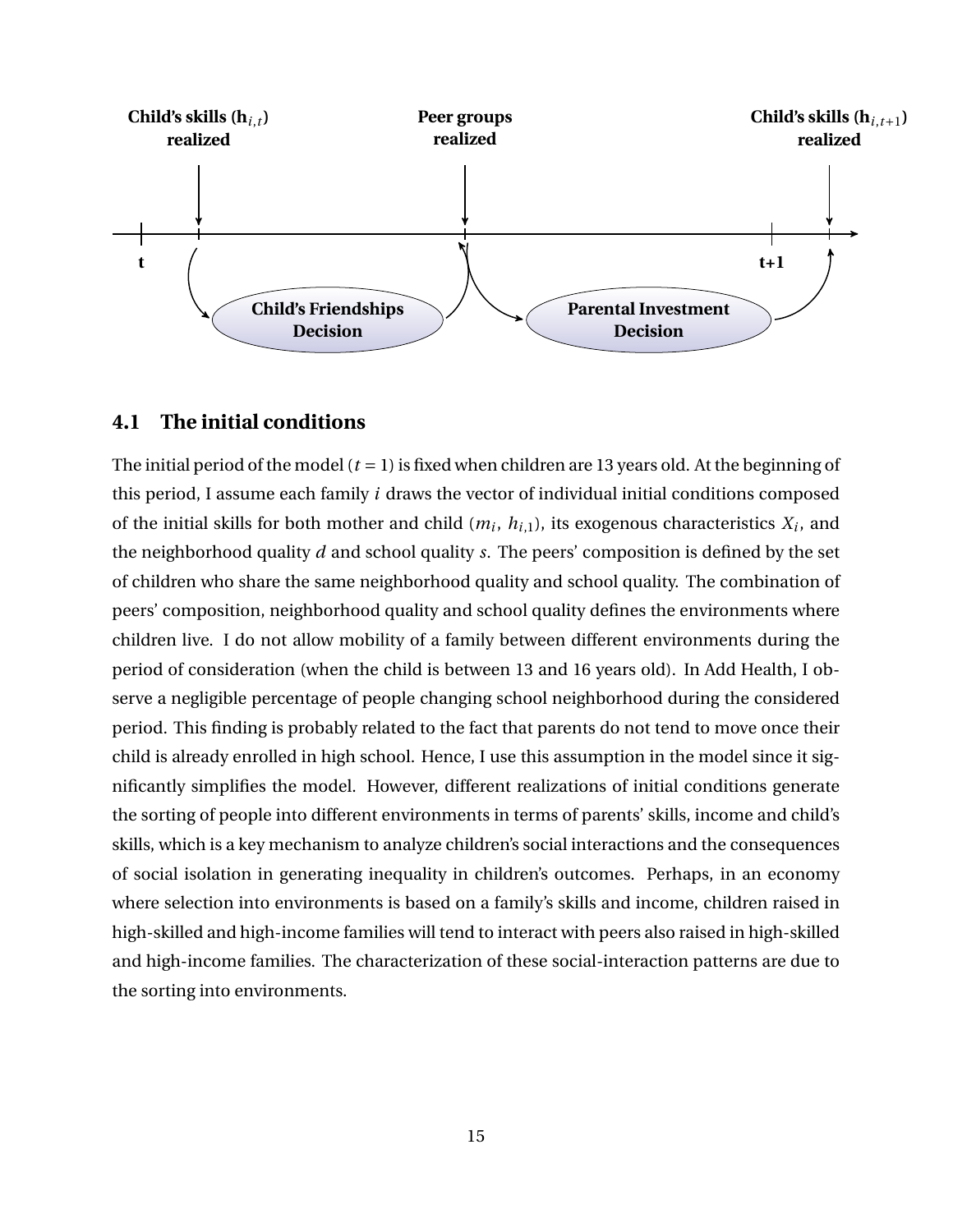## 4.1 The initial conditions

The initial period of the model ($t = 1$) is fixed when children are 13 years old. At the beginning of this period, I assume each family $i$ draws the vector of individual initial conditions composed of the initial skills for both mother and child ($m_i$, $h_{i,1}$), its exogenous characteristics $X_i$, and the neighborhood quality $d$ and school quality $s$. The peers' composition is defined by the set of children who share the same neighborhood quality and school quality. The combination of peers' composition, neighborhood quality and school quality defines the environments where children live. I do not allow mobility of a family between different environments during the period of consideration (when the child is between 13 and 16 years old). In Add Health, I observe a negligible percentage of people changing school neighborhood during the considered period. This finding is probably related to the fact that parents do not tend to move once their child is already enrolled in high school. Hence, I use this assumption in the model since it significantly simplifies the model. However, different realizations of initial conditions generate the sorting of people into different environments in terms of parents' skills, income and child's skills, which is a key mechanism to analyze children's social interactions and the consequences of social isolation in generating inequality in children's outcomes. Perhaps, in an economy where selection into environments is based on a family's skills and income, children raised in high-skilled and high-income families will tend to interact with peers also raised in high-skilled and high-income families. The characterization of these social-interaction patterns are due to the sorting into environments.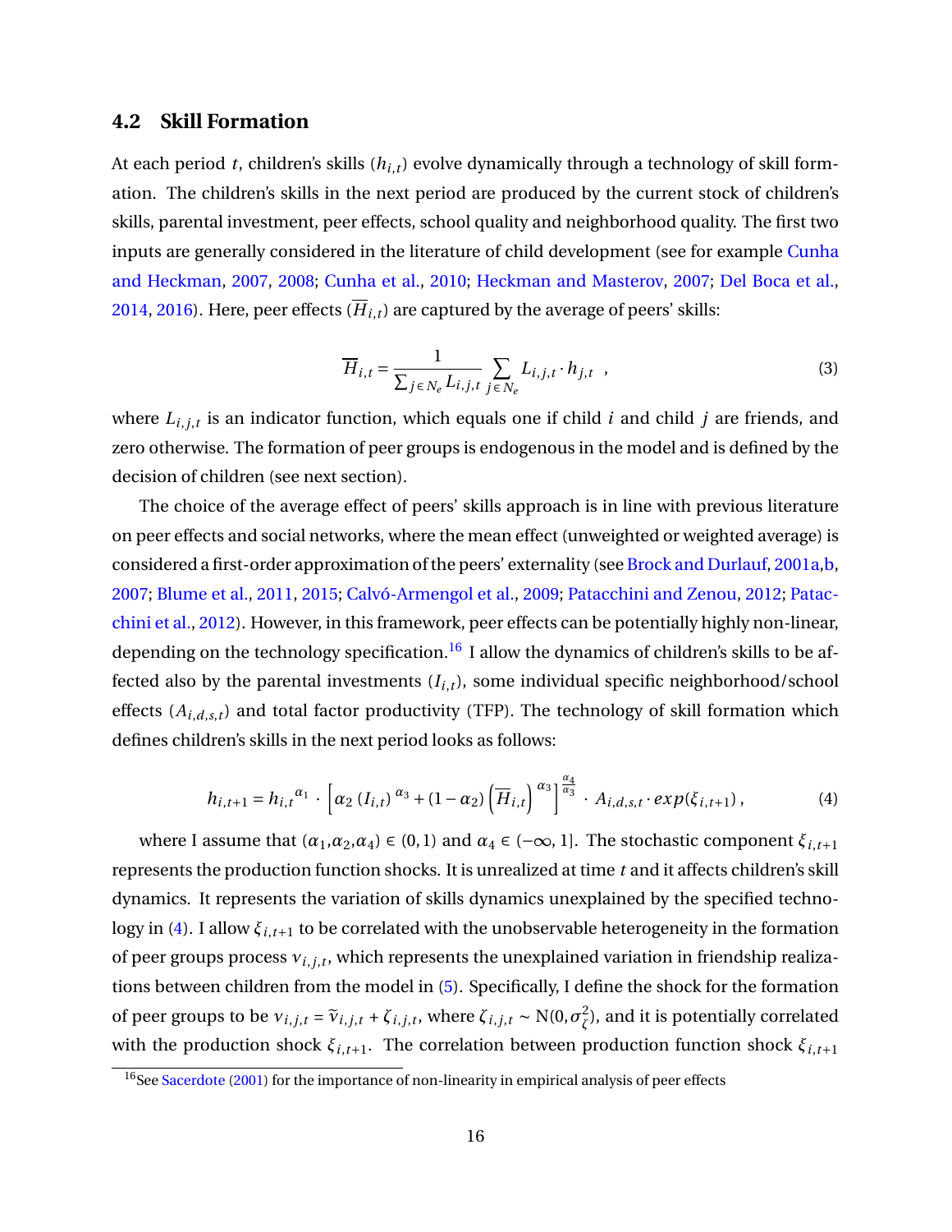## 4.2 Skill Formation

At each period $t$, children's skills ($h_{i,t}$) evolve dynamically through a technology of skill formation. The children's skills in the next period are produced by the current stock of children's skills, parental investment, peer effects, school quality and neighborhood quality. The first two inputs are generally considered in the literature of child development (see for example Cunha and Heckman, 2007, 2008; Cunha et al., 2010; Heckman and Masterov, 2007; Del Boca et al., 2014, 2016). Here, peer effects ($\overline{H}_{i,t}$) are captured by the average of peers' skills:

$$\overline{H}_{i,t} = \frac{1}{\sum_{j \in N_e} L_{i,j,t}} \sum_{j \in N_e} L_{i,j,t} \cdot h_{j,t} \quad , \tag{3}$$

where $L_{i,j,t}$ is an indicator function, which equals one if child $i$ and child $j$ are friends, and zero otherwise. The formation of peer groups is endogenous in the model and is defined by the decision of children (see next section).

The choice of the average effect of peers' skills approach is in line with previous literature on peer effects and social networks, where the mean effect (unweighted or weighted average) is considered a first-order approximation of the peers' externality (see Brock and Durlauf, 2001a,b, 2007; Blume et al., 2011, 2015; Calvó-Armengol et al., 2009; Patacchini and Zenou, 2012; Patacchini et al., 2012). However, in this framework, peer effects can be potentially highly non-linear, depending on the technology specification.[16] I allow the dynamics of children's skills to be affected also by the parental investments ($I_{i,t}$), some individual specific neighborhood/school effects ($A_{i,d,s,t}$) and total factor productivity (TFP). The technology of skill formation which defines children's skills in the next period looks as follows:

$$h_{i,t+1} = {h_{i,t}}^{\alpha_1} \cdot \left[ \alpha_2 \left(I_{i,t}\right)^{\alpha_3} + (1-\alpha_2)\left(\overline{H}_{i,t}\right)^{\alpha_3} \right]^{\frac{\alpha_4}{\alpha_3}} \cdot A_{i,d,s,t} \cdot exp(\xi_{i,t+1}) \,, \tag{4}$$

where I assume that $(\alpha_1, \alpha_2, \alpha_4) \in (0,1)$ and $\alpha_4 \in (-\infty, 1]$. The stochastic component $\xi_{i,t+1}$ represents the production function shocks. It is unrealized at time $t$ and it affects children's skill dynamics. It represents the variation of skills dynamics unexplained by the specified technology in (4). I allow $\xi_{i,t+1}$ to be correlated with the unobservable heterogeneity in the formation of peer groups process $\nu_{i,j,t}$, which represents the unexplained variation in friendship realizations between children from the model in (5). Specifically, I define the shock for the formation of peer groups to be $\nu_{i,j,t} = \widetilde{\nu}_{i,j,t} + \zeta_{i,j,t}$, where $\zeta_{i,j,t} \sim \mathrm{N}(0, \sigma^2_{\zeta})$, and it is potentially correlated with the production shock $\xi_{i,t+1}$. The correlation between production function shock $\xi_{i,t+1}$

[16] See Sacerdote (2001) for the importance of non-linearity in empirical analysis of peer effects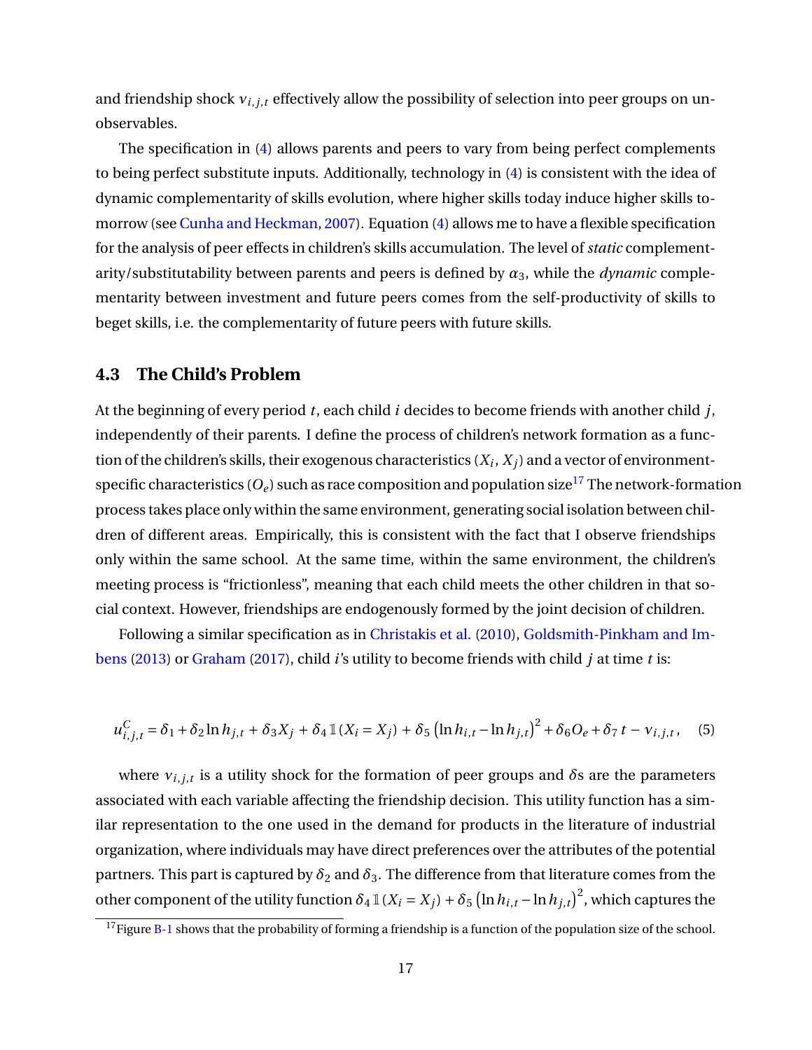and friendship shock $\nu_{i,j,t}$ effectively allow the possibility of selection into peer groups on unobservables.

The specification in (4) allows parents and peers to vary from being perfect complements to being perfect substitute inputs. Additionally, technology in (4) is consistent with the idea of dynamic complementarity of skills evolution, where higher skills today induce higher skills tomorrow (see Cunha and Heckman, 2007). Equation (4) allows me to have a flexible specification for the analysis of peer effects in children's skills accumulation. The level of *static* complementarity/substitutability between parents and peers is defined by $\alpha_3$, while the *dynamic* complementarity between investment and future peers comes from the self-productivity of skills to beget skills, i.e. the complementarity of future peers with future skills.

### 4.3 The Child's Problem

At the beginning of every period $t$, each child $i$ decides to become friends with another child $j$, independently of their parents. I define the process of children's network formation as a function of the children's skills, their exogenous characteristics ($X_i$, $X_j$) and a vector of environment-specific characteristics ($O_e$) such as race composition and population size[17] The network-formation process takes place only within the same environment, generating social isolation between children of different areas. Empirically, this is consistent with the fact that I observe friendships only within the same school. At the same time, within the same environment, the children's meeting process is "frictionless", meaning that each child meets the other children in that social context. However, friendships are endogenously formed by the joint decision of children.

Following a similar specification as in Christakis et al. (2010), Goldsmith-Pinkham and Imbens (2013) or Graham (2017), child $i$'s utility to become friends with child $j$ at time $t$ is:

$$u^C_{i,j,t} = \delta_1 + \delta_2 \ln h_{j,t} + \delta_3 X_j + \delta_4 \mathbb{1}(X_i = X_j) + \delta_5 \left(\ln h_{i,t} - \ln h_{j,t}\right)^2 + \delta_6 O_e + \delta_7 t - \nu_{i,j,t}, \quad (5)$$

where $\nu_{i,j,t}$ is a utility shock for the formation of peer groups and $\delta$s are the parameters associated with each variable affecting the friendship decision. This utility function has a similar representation to the one used in the demand for products in the literature of industrial organization, where individuals may have direct preferences over the attributes of the potential partners. This part is captured by $\delta_2$ and $\delta_3$. The difference from that literature comes from the other component of the utility function $\delta_4 \mathbb{1}(X_i = X_j) + \delta_5 \left(\ln h_{i,t} - \ln h_{j,t}\right)^2$, which captures the

[17] Figure B-1 shows that the probability of forming a friendship is a function of the population size of the school.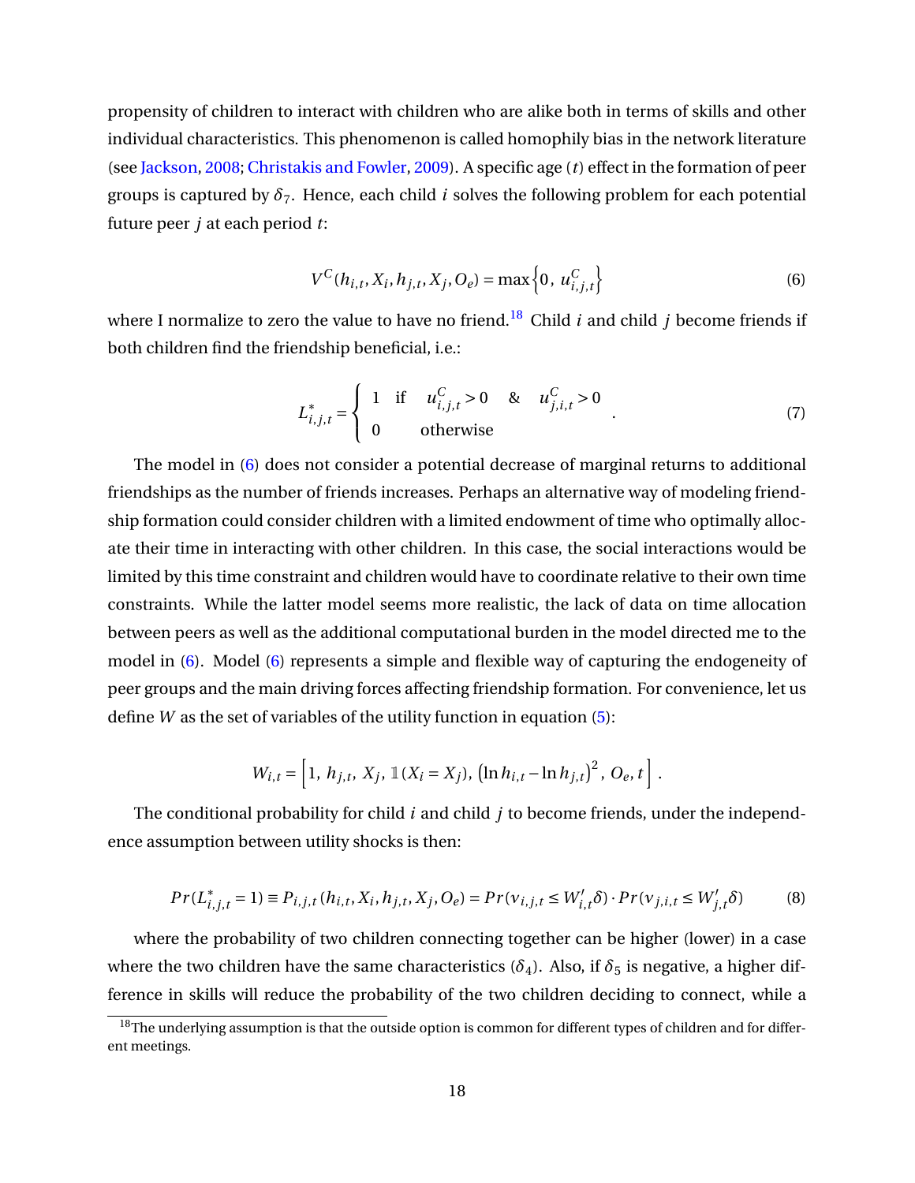propensity of children to interact with children who are alike both in terms of skills and other individual characteristics. This phenomenon is called homophily bias in the network literature (see Jackson, 2008; Christakis and Fowler, 2009). A specific age ($t$) effect in the formation of peer groups is captured by $\delta_7$. Hence, each child $i$ solves the following problem for each potential future peer $j$ at each period $t$:

$$V^C(h_{i,t}, X_i, h_{j,t}, X_j, O_e) = \max\left\{0,\ u^C_{i,j,t}\right\} \tag{6}$$

where I normalize to zero the value to have no friend.[18] Child $i$ and child $j$ become friends if both children find the friendship beneficial, i.e.:

$$L^*_{i,j,t} = \begin{cases} 1 & \text{if} \quad u^C_{i,j,t} > 0 \quad \& \quad u^C_{j,i,t} > 0 \\ 0 & \text{otherwise} \end{cases} . \tag{7}$$

The model in (6) does not consider a potential decrease of marginal returns to additional friendships as the number of friends increases. Perhaps an alternative way of modeling friendship formation could consider children with a limited endowment of time who optimally allocate their time in interacting with other children. In this case, the social interactions would be limited by this time constraint and children would have to coordinate relative to their own time constraints. While the latter model seems more realistic, the lack of data on time allocation between peers as well as the additional computational burden in the model directed me to the model in (6). Model (6) represents a simple and flexible way of capturing the endogeneity of peer groups and the main driving forces affecting friendship formation. For convenience, let us define $W$ as the set of variables of the utility function in equation (5):

$$W_{i,t} = \left[1,\ h_{j,t},\ X_j,\ \mathbb{1}(X_i = X_j),\ \left(\ln h_{i,t} - \ln h_{j,t}\right)^2,\ O_e,\ t\right].$$

The conditional probability for child $i$ and child $j$ to become friends, under the independence assumption between utility shocks is then:

$$Pr(L^*_{i,j,t} = 1) \equiv P_{i,j,t}(h_{i,t}, X_i, h_{j,t}, X_j, O_e) = Pr(\nu_{i,j,t} \leq W'_{i,t}\delta) \cdot Pr(\nu_{j,i,t} \leq W'_{j,t}\delta) \tag{8}$$

where the probability of two children connecting together can be higher (lower) in a case where the two children have the same characteristics ($\delta_4$). Also, if $\delta_5$ is negative, a higher difference in skills will reduce the probability of the two children deciding to connect, while a

[18] The underlying assumption is that the outside option is common for different types of children and for different meetings.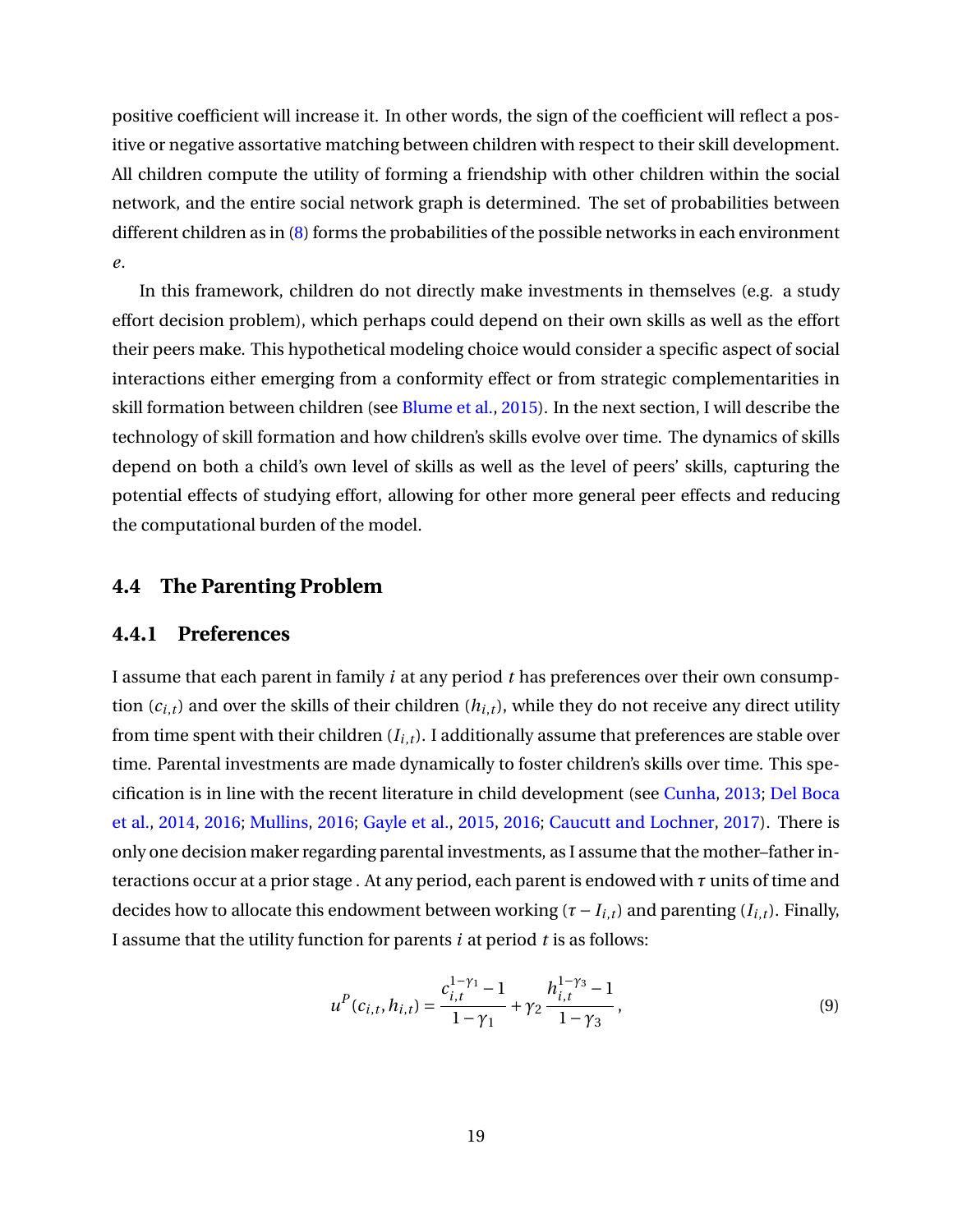positive coefficient will increase it. In other words, the sign of the coefficient will reflect a positive or negative assortative matching between children with respect to their skill development. All children compute the utility of forming a friendship with other children within the social network, and the entire social network graph is determined. The set of probabilities between different children as in (8) forms the probabilities of the possible networks in each environment $e$.

In this framework, children do not directly make investments in themselves (e.g. a study effort decision problem), which perhaps could depend on their own skills as well as the effort their peers make. This hypothetical modeling choice would consider a specific aspect of social interactions either emerging from a conformity effect or from strategic complementarities in skill formation between children (see Blume et al., 2015). In the next section, I will describe the technology of skill formation and how children's skills evolve over time. The dynamics of skills depend on both a child's own level of skills as well as the level of peers' skills, capturing the potential effects of studying effort, allowing for other more general peer effects and reducing the computational burden of the model.

## 4.4 The Parenting Problem

### 4.4.1 Preferences

I assume that each parent in family $i$ at any period $t$ has preferences over their own consumption ($c_{i,t}$) and over the skills of their children ($h_{i,t}$), while they do not receive any direct utility from time spent with their children ($I_{i,t}$). I additionally assume that preferences are stable over time. Parental investments are made dynamically to foster children's skills over time. This specification is in line with the recent literature in child development (see Cunha, 2013; Del Boca et al., 2014, 2016; Mullins, 2016; Gayle et al., 2015, 2016; Caucutt and Lochner, 2017). There is only one decision maker regarding parental investments, as I assume that the mother–father interactions occur at a prior stage . At any period, each parent is endowed with $\tau$ units of time and decides how to allocate this endowment between working ($\tau - I_{i,t}$) and parenting ($I_{i,t}$). Finally, I assume that the utility function for parents $i$ at period $t$ is as follows:

$$u^P(c_{i,t}, h_{i,t}) = \frac{c_{i,t}^{1-\gamma_1} - 1}{1-\gamma_1} + \gamma_2 \frac{h_{i,t}^{1-\gamma_3} - 1}{1-\gamma_3}, \tag{9}$$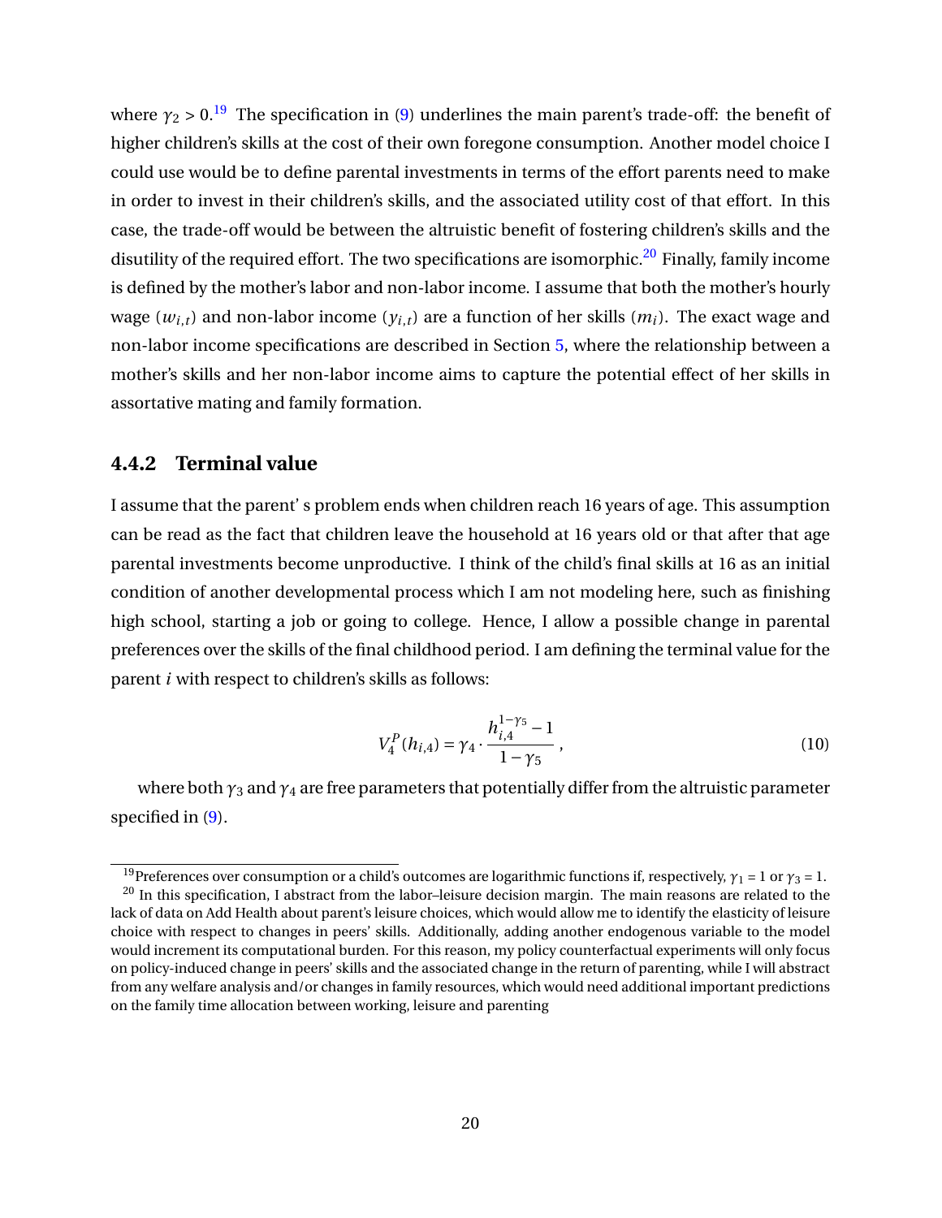where $\gamma_2 > 0$.[19] The specification in (9) underlines the main parent's trade-off: the benefit of higher children's skills at the cost of their own foregone consumption. Another model choice I could use would be to define parental investments in terms of the effort parents need to make in order to invest in their children's skills, and the associated utility cost of that effort. In this case, the trade-off would be between the altruistic benefit of fostering children's skills and the disutility of the required effort. The two specifications are isomorphic.[20] Finally, family income is defined by the mother's labor and non-labor income. I assume that both the mother's hourly wage ($w_{i,t}$) and non-labor income ($y_{i,t}$) are a function of her skills ($m_i$). The exact wage and non-labor income specifications are described in Section 5, where the relationship between a mother's skills and her non-labor income aims to capture the potential effect of her skills in assortative mating and family formation.

### 4.4.2 Terminal value

I assume that the parent' s problem ends when children reach 16 years of age. This assumption can be read as the fact that children leave the household at 16 years old or that after that age parental investments become unproductive. I think of the child's final skills at 16 as an initial condition of another developmental process which I am not modeling here, such as finishing high school, starting a job or going to college. Hence, I allow a possible change in parental preferences over the skills of the final childhood period. I am defining the terminal value for the parent $i$ with respect to children's skills as follows:

$$V_4^P(h_{i,4}) = \gamma_4 \cdot \frac{h_{i,4}^{1-\gamma_5} - 1}{1-\gamma_5}\,, \tag{10}$$

where both $\gamma_3$ and $\gamma_4$ are free parameters that potentially differ from the altruistic parameter specified in (9).

[19]Preferences over consumption or a child's outcomes are logarithmic functions if, respectively, $\gamma_1 = 1$ or $\gamma_3 = 1$.

[20] In this specification, I abstract from the labor–leisure decision margin. The main reasons are related to the lack of data on Add Health about parent's leisure choices, which would allow me to identify the elasticity of leisure choice with respect to changes in peers' skills. Additionally, adding another endogenous variable to the model would increment its computational burden. For this reason, my policy counterfactual experiments will only focus on policy-induced change in peers' skills and the associated change in the return of parenting, while I will abstract from any welfare analysis and/or changes in family resources, which would need additional important predictions on the family time allocation between working, leisure and parenting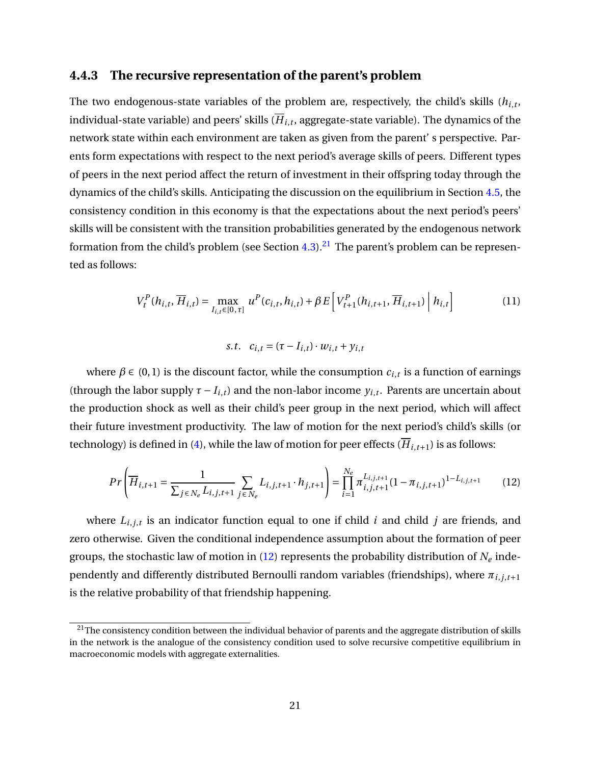### 4.4.3 The recursive representation of the parent's problem

The two endogenous-state variables of the problem are, respectively, the child's skills ($h_{i,t}$, individual-state variable) and peers' skills ($\overline{H}_{i,t}$, aggregate-state variable). The dynamics of the network state within each environment are taken as given from the parent' s perspective. Parents form expectations with respect to the next period's average skills of peers. Different types of peers in the next period affect the return of investment in their offspring today through the dynamics of the child's skills. Anticipating the discussion on the equilibrium in Section 4.5, the consistency condition in this economy is that the expectations about the next period's peers' skills will be consistent with the transition probabilities generated by the endogenous network formation from the child's problem (see Section 4.3).[21] The parent's problem can be represented as follows:

$$V_t^P(h_{i,t}, \overline{H}_{i,t}) = \max_{I_{i,t}\in[0,\tau]} u^P(c_{i,t}, h_{i,t}) + \beta E\left[ V_{t+1}^P(h_{i,t+1}, \overline{H}_{i,t+1}) \,\middle|\, h_{i,t} \right] \tag{11}$$

$$s.t. \quad c_{i,t} = (\tau - I_{i,t}) \cdot w_{i,t} + y_{i,t}$$

where $\beta \in (0,1)$ is the discount factor, while the consumption $c_{i,t}$ is a function of earnings (through the labor supply $\tau - I_{i,t}$) and the non-labor income $y_{i,t}$. Parents are uncertain about the production shock as well as their child's peer group in the next period, which will affect their future investment productivity. The law of motion for the next period's child's skills (or technology) is defined in (4), while the law of motion for peer effects ($\overline{H}_{i,t+1}$) is as follows:

$$Pr\left( \overline{H}_{i,t+1} = \frac{1}{\sum_{j\in N_e} L_{i,j,t+1}} \sum_{j\in N_e} L_{i,j,t+1} \cdot h_{j,t+1} \right) = \prod_{i=1}^{N_e} \pi_{i,j,t+1}^{L_{i,j,t+1}} (1 - \pi_{i,j,t+1})^{1-L_{i,j,t+1}} \tag{12}$$

where $L_{i,j,t}$ is an indicator function equal to one if child $i$ and child $j$ are friends, and zero otherwise. Given the conditional independence assumption about the formation of peer groups, the stochastic law of motion in (12) represents the probability distribution of $N_e$ independently and differently distributed Bernoulli random variables (friendships), where $\pi_{i,j,t+1}$ is the relative probability of that friendship happening.

[21] The consistency condition between the individual behavior of parents and the aggregate distribution of skills in the network is the analogue of the consistency condition used to solve recursive competitive equilibrium in macroeconomic models with aggregate externalities.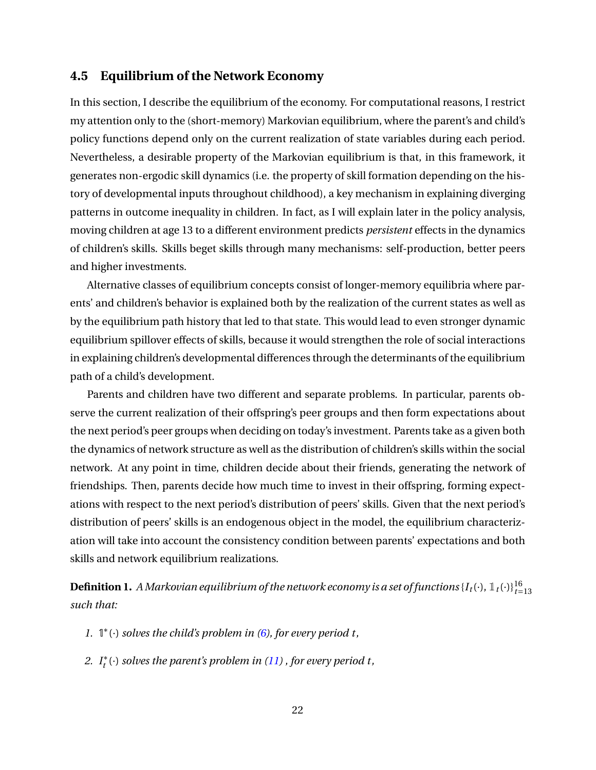## 4.5 Equilibrium of the Network Economy

In this section, I describe the equilibrium of the economy. For computational reasons, I restrict my attention only to the (short-memory) Markovian equilibrium, where the parent's and child's policy functions depend only on the current realization of state variables during each period. Nevertheless, a desirable property of the Markovian equilibrium is that, in this framework, it generates non-ergodic skill dynamics (i.e. the property of skill formation depending on the history of developmental inputs throughout childhood), a key mechanism in explaining diverging patterns in outcome inequality in children. In fact, as I will explain later in the policy analysis, moving children at age 13 to a different environment predicts *persistent* effects in the dynamics of children's skills. Skills beget skills through many mechanisms: self-production, better peers and higher investments.

Alternative classes of equilibrium concepts consist of longer-memory equilibria where parents' and children's behavior is explained both by the realization of the current states as well as by the equilibrium path history that led to that state. This would lead to even stronger dynamic equilibrium spillover effects of skills, because it would strengthen the role of social interactions in explaining children's developmental differences through the determinants of the equilibrium path of a child's development.

Parents and children have two different and separate problems. In particular, parents observe the current realization of their offspring's peer groups and then form expectations about the next period's peer groups when deciding on today's investment. Parents take as a given both the dynamics of network structure as well as the distribution of children's skills within the social network. At any point in time, children decide about their friends, generating the network of friendships. Then, parents decide how much time to invest in their offspring, forming expectations with respect to the next period's distribution of peers' skills. Given that the next period's distribution of peers' skills is an endogenous object in the model, the equilibrium characterization will take into account the consistency condition between parents' expectations and both skills and network equilibrium realizations.

**Definition 1.** *A Markovian equilibrium of the network economy is a set of functions* $\{I_t(\cdot),\ \mathbb{1}_t(\cdot)\}_{t=13}^{16}$ *such that:*

1. $\mathbb{1}^*(\cdot)$ *solves the child's problem in (6), for every period $t$,*
2. $I_t^*(\cdot)$ *solves the parent's problem in (11) , for every period $t$,*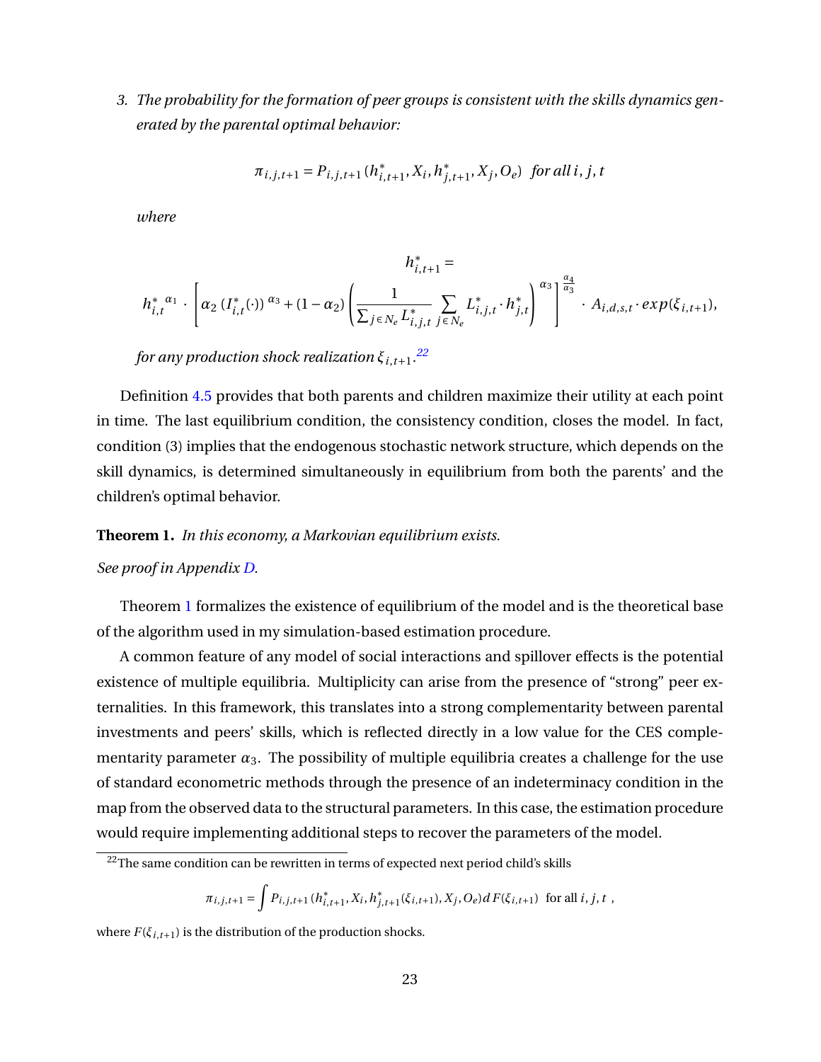3. *The probability for the formation of peer groups is consistent with the skills dynamics generated by the parental optimal behavior:*

$$\pi_{i,j,t+1} = P_{i,j,t+1}(h^*_{i,t+1}, X_i, h^*_{j,t+1}, X_j, O_e) \quad \textit{for all } i,j,t$$

*where*

$$h^*_{i,t+1} =$$

$$h^{*\,\alpha_1}_{i,t} \cdot \left[ \alpha_2 \, (I^*_{i,t}(\cdot))^{\alpha_3} + (1-\alpha_2) \left( \frac{1}{\sum_{j \in N_e} L^*_{i,j,t}} \sum_{j \in N_e} L^*_{i,j,t} \cdot h^*_{j,t} \right)^{\alpha_3} \right]^{\frac{\alpha_4}{\alpha_3}} \cdot A_{i,d,s,t} \cdot exp(\xi_{i,t+1}),$$

*for any production shock realization $\xi_{i,t+1}$.*[22]

Definition 4.5 provides that both parents and children maximize their utility at each point in time. The last equilibrium condition, the consistency condition, closes the model. In fact, condition (3) implies that the endogenous stochastic network structure, which depends on the skill dynamics, is determined simultaneously in equilibrium from both the parents' and the children's optimal behavior.

**Theorem 1.** *In this economy, a Markovian equilibrium exists.*

*See proof in Appendix D.*

Theorem 1 formalizes the existence of equilibrium of the model and is the theoretical base of the algorithm used in my simulation-based estimation procedure.

A common feature of any model of social interactions and spillover effects is the potential existence of multiple equilibria. Multiplicity can arise from the presence of "strong" peer externalities. In this framework, this translates into a strong complementarity between parental investments and peers' skills, which is reflected directly in a low value for the CES complementarity parameter $\alpha_3$. The possibility of multiple equilibria creates a challenge for the use of standard econometric methods through the presence of an indeterminacy condition in the map from the observed data to the structural parameters. In this case, the estimation procedure would require implementing additional steps to recover the parameters of the model.

---

[22] The same condition can be rewritten in terms of expected next period child's skills

$$\pi_{i,j,t+1} = \int P_{i,j,t+1}(h^*_{i,t+1}, X_i, h^*_{j,t+1}(\xi_{i,t+1}), X_j, O_e) dF(\xi_{i,t+1}) \quad \text{for all } i,j,t \ ,$$

where $F(\xi_{i,t+1})$ is the distribution of the production shocks.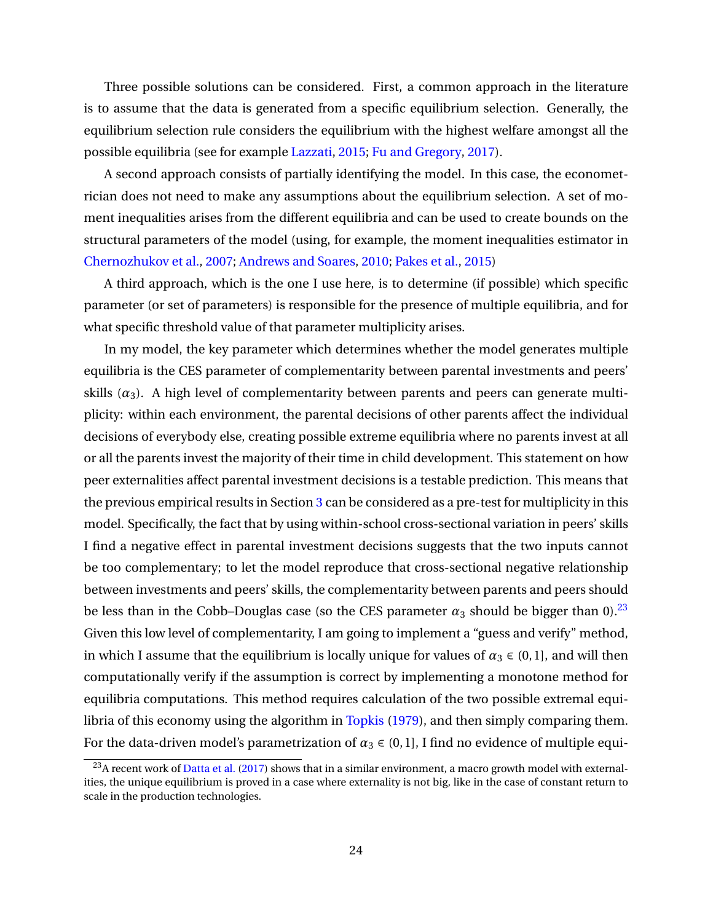Three possible solutions can be considered. First, a common approach in the literature is to assume that the data is generated from a specific equilibrium selection. Generally, the equilibrium selection rule considers the equilibrium with the highest welfare amongst all the possible equilibria (see for example Lazzati, 2015; Fu and Gregory, 2017).

A second approach consists of partially identifying the model. In this case, the econometrician does not need to make any assumptions about the equilibrium selection. A set of moment inequalities arises from the different equilibria and can be used to create bounds on the structural parameters of the model (using, for example, the moment inequalities estimator in Chernozhukov et al., 2007; Andrews and Soares, 2010; Pakes et al., 2015)

A third approach, which is the one I use here, is to determine (if possible) which specific parameter (or set of parameters) is responsible for the presence of multiple equilibria, and for what specific threshold value of that parameter multiplicity arises.

In my model, the key parameter which determines whether the model generates multiple equilibria is the CES parameter of complementarity between parental investments and peers' skills ($\alpha_3$). A high level of complementarity between parents and peers can generate multiplicity: within each environment, the parental decisions of other parents affect the individual decisions of everybody else, creating possible extreme equilibria where no parents invest at all or all the parents invest the majority of their time in child development. This statement on how peer externalities affect parental investment decisions is a testable prediction. This means that the previous empirical results in Section 3 can be considered as a pre-test for multiplicity in this model. Specifically, the fact that by using within-school cross-sectional variation in peers' skills I find a negative effect in parental investment decisions suggests that the two inputs cannot be too complementary; to let the model reproduce that cross-sectional negative relationship between investments and peers' skills, the complementarity between parents and peers should be less than in the Cobb–Douglas case (so the CES parameter $\alpha_3$ should be bigger than 0).[23] Given this low level of complementarity, I am going to implement a "guess and verify" method, in which I assume that the equilibrium is locally unique for values of $\alpha_3 \in (0,1]$, and will then computationally verify if the assumption is correct by implementing a monotone method for equilibria computations. This method requires calculation of the two possible extremal equilibria of this economy using the algorithm in Topkis (1979), and then simply comparing them. For the data-driven model's parametrization of $\alpha_3 \in (0,1]$, I find no evidence of multiple equi-

[23] A recent work of Datta et al. (2017) shows that in a similar environment, a macro growth model with externalities, the unique equilibrium is proved in a case where externality is not big, like in the case of constant return to scale in the production technologies.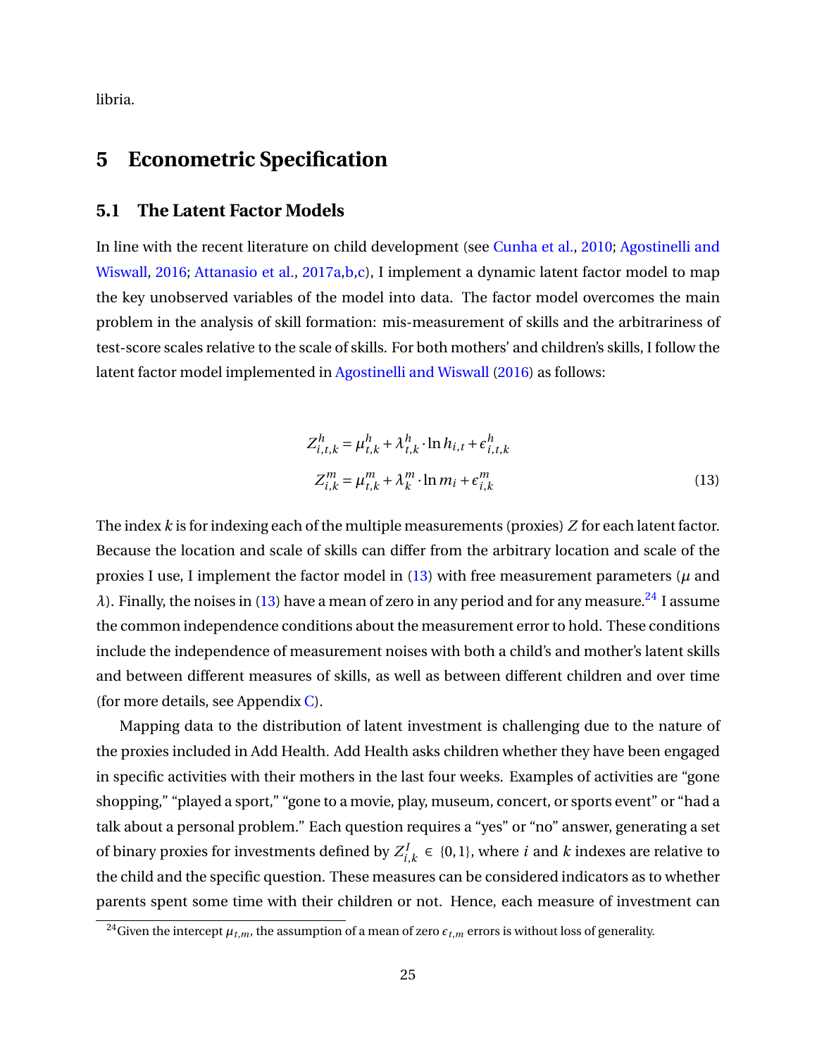libria.

# 5 Econometric Specification

## 5.1 The Latent Factor Models

In line with the recent literature on child development (see Cunha et al., 2010; Agostinelli and Wiswall, 2016; Attanasio et al., 2017a,b,c), I implement a dynamic latent factor model to map the key unobserved variables of the model into data. The factor model overcomes the main problem in the analysis of skill formation: mis-measurement of skills and the arbitrariness of test-score scales relative to the scale of skills. For both mothers' and children's skills, I follow the latent factor model implemented in Agostinelli and Wiswall (2016) as follows:

$$
\begin{aligned}
Z^h_{i,t,k} &= \mu^h_{t,k} + \lambda^h_{t,k} \cdot \ln h_{i,t} + \epsilon^h_{i,t,k} \\
Z^m_{i,k} &= \mu^m_{t,k} + \lambda^m_k \cdot \ln m_i + \epsilon^m_{i,k}
\end{aligned}
\tag{13}
$$

The index $k$ is for indexing each of the multiple measurements (proxies) $Z$ for each latent factor. Because the location and scale of skills can differ from the arbitrary location and scale of the proxies I use, I implement the factor model in (13) with free measurement parameters ($\mu$ and $\lambda$). Finally, the noises in (13) have a mean of zero in any period and for any measure.[24] I assume the common independence conditions about the measurement error to hold. These conditions include the independence of measurement noises with both a child's and mother's latent skills and between different measures of skills, as well as between different children and over time (for more details, see Appendix C).

Mapping data to the distribution of latent investment is challenging due to the nature of the proxies included in Add Health. Add Health asks children whether they have been engaged in specific activities with their mothers in the last four weeks. Examples of activities are "gone shopping," "played a sport," "gone to a movie, play, museum, concert, or sports event" or "had a talk about a personal problem." Each question requires a "yes" or "no" answer, generating a set of binary proxies for investments defined by $Z^I_{i,k} \in \{0, 1\}$, where $i$ and $k$ indexes are relative to the child and the specific question. These measures can be considered indicators as to whether parents spent some time with their children or not. Hence, each measure of investment can

[24] Given the intercept $\mu_{t,m}$, the assumption of a mean of zero $\epsilon_{t,m}$ errors is without loss of generality.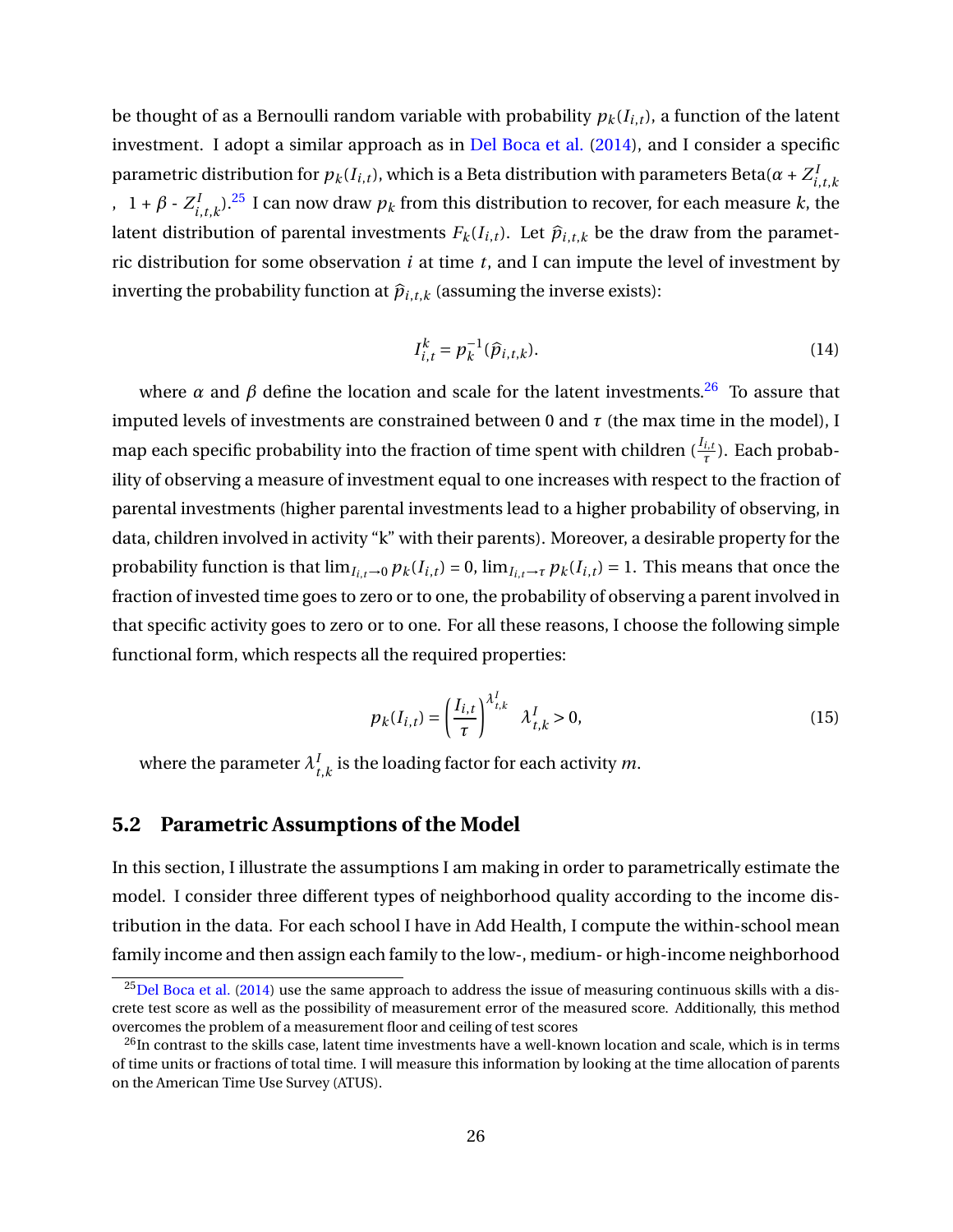be thought of as a Bernoulli random variable with probability $p_k(I_{i,t})$, a function of the latent investment. I adopt a similar approach as in Del Boca et al. (2014), and I consider a specific parametric distribution for $p_k(I_{i,t})$, which is a Beta distribution with parameters Beta($\alpha + Z^I_{i,t,k}$ , $1 + \beta$ - $Z^I_{i,t,k}$).[25] I can now draw $p_k$ from this distribution to recover, for each measure $k$, the latent distribution of parental investments $F_k(I_{i,t})$. Let $\widehat{p}_{i,t,k}$ be the draw from the parametric distribution for some observation $i$ at time $t$, and I can impute the level of investment by inverting the probability function at $\widehat{p}_{i,t,k}$ (assuming the inverse exists):

$$I^k_{i,t} = p_k^{-1}(\widehat{p}_{i,t,k}). \tag{14}$$

where $\alpha$ and $\beta$ define the location and scale for the latent investments.[26] To assure that imputed levels of investments are constrained between 0 and $\tau$ (the max time in the model), I map each specific probability into the fraction of time spent with children ($\frac{I_{i,t}}{\tau}$). Each probability of observing a measure of investment equal to one increases with respect to the fraction of parental investments (higher parental investments lead to a higher probability of observing, in data, children involved in activity "k" with their parents). Moreover, a desirable property for the probability function is that $\lim_{I_{i,t}\to 0} p_k(I_{i,t}) = 0$, $\lim_{I_{i,t}\to \tau} p_k(I_{i,t}) = 1$. This means that once the fraction of invested time goes to zero or to one, the probability of observing a parent involved in that specific activity goes to zero or to one. For all these reasons, I choose the following simple functional form, which respects all the required properties:

$$p_k(I_{i,t}) = \left(\frac{I_{i,t}}{\tau}\right)^{\lambda^I_{t,k}} \quad \lambda^I_{t,k} > 0, \tag{15}$$

where the parameter $\lambda^I_{t,k}$ is the loading factor for each activity $m$.

## 5.2 Parametric Assumptions of the Model

In this section, I illustrate the assumptions I am making in order to parametrically estimate the model. I consider three different types of neighborhood quality according to the income distribution in the data. For each school I have in Add Health, I compute the within-school mean family income and then assign each family to the low-, medium- or high-income neighborhood

[25] Del Boca et al. (2014) use the same approach to address the issue of measuring continuous skills with a discrete test score as well as the possibility of measurement error of the measured score. Additionally, this method overcomes the problem of a measurement floor and ceiling of test scores

[26] In contrast to the skills case, latent time investments have a well-known location and scale, which is in terms of time units or fractions of total time. I will measure this information by looking at the time allocation of parents on the American Time Use Survey (ATUS).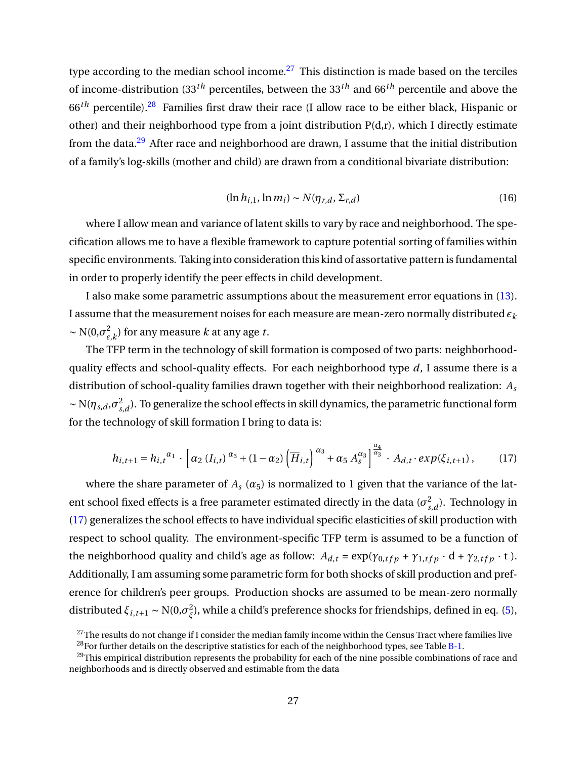type according to the median school income.[27] This distinction is made based on the terciles of income-distribution ($33^{th}$ percentiles, between the $33^{th}$ and $66^{th}$ percentile and above the $66^{th}$ percentile).[28] Families first draw their race (I allow race to be either black, Hispanic or other) and their neighborhood type from a joint distribution P(d,r), which I directly estimate from the data.[29] After race and neighborhood are drawn, I assume that the initial distribution of a family's log-skills (mother and child) are drawn from a conditional bivariate distribution:

$$(\ln h_{i,1}, \ln m_i) \sim N(\eta_{r,d}, \Sigma_{r,d}) \tag{16}$$

where I allow mean and variance of latent skills to vary by race and neighborhood. The specification allows me to have a flexible framework to capture potential sorting of families within specific environments. Taking into consideration this kind of assortative pattern is fundamental in order to properly identify the peer effects in child development.

I also make some parametric assumptions about the measurement error equations in (13). I assume that the measurement noises for each measure are mean-zero normally distributed $\epsilon_k \sim \text{N}(0, \sigma^2_{\epsilon,k})$ for any measure $k$ at any age $t$.

The TFP term in the technology of skill formation is composed of two parts: neighborhood-quality effects and school-quality effects. For each neighborhood type $d$, I assume there is a distribution of school-quality families drawn together with their neighborhood realization: $A_s \sim \text{N}(\eta_{s,d}, \sigma^2_{s,d})$. To generalize the school effects in skill dynamics, the parametric functional form for the technology of skill formation I bring to data is:

$$h_{i,t+1} = h_{i,t}{}^{\alpha_1} \cdot \left[ \alpha_2 \left(I_{i,t}\right)^{\alpha_3} + (1-\alpha_2) \left(\overline{H}_{i,t}\right)^{\alpha_3} + \alpha_5 \, A_s^{\alpha_3} \right]^{\frac{\alpha_4}{\alpha_3}} \cdot A_{d,t} \cdot exp(\xi_{i,t+1}), \tag{17}$$

where the share parameter of $A_s$ ($\alpha_5$) is normalized to 1 given that the variance of the latent school fixed effects is a free parameter estimated directly in the data ($\sigma^2_{s,d}$). Technology in (17) generalizes the school effects to have individual specific elasticities of skill production with respect to school quality. The environment-specific TFP term is assumed to be a function of the neighborhood quality and child's age as follow: $A_{d,t} = \exp(\gamma_{0,tfp} + \gamma_{1,tfp} \cdot \text{d} + \gamma_{2,tfp} \cdot \text{t})$. Additionally, I am assuming some parametric form for both shocks of skill production and preference for children's peer groups. Production shocks are assumed to be mean-zero normally distributed $\xi_{i,t+1} \sim \text{N}(0, \sigma^2_{\xi})$, while a child's preference shocks for friendships, defined in eq. (5),

[27] The results do not change if I consider the median family income within the Census Tract where families live

[28] For further details on the descriptive statistics for each of the neighborhood types, see Table B-1.

[29] This empirical distribution represents the probability for each of the nine possible combinations of race and neighborhoods and is directly observed and estimable from the data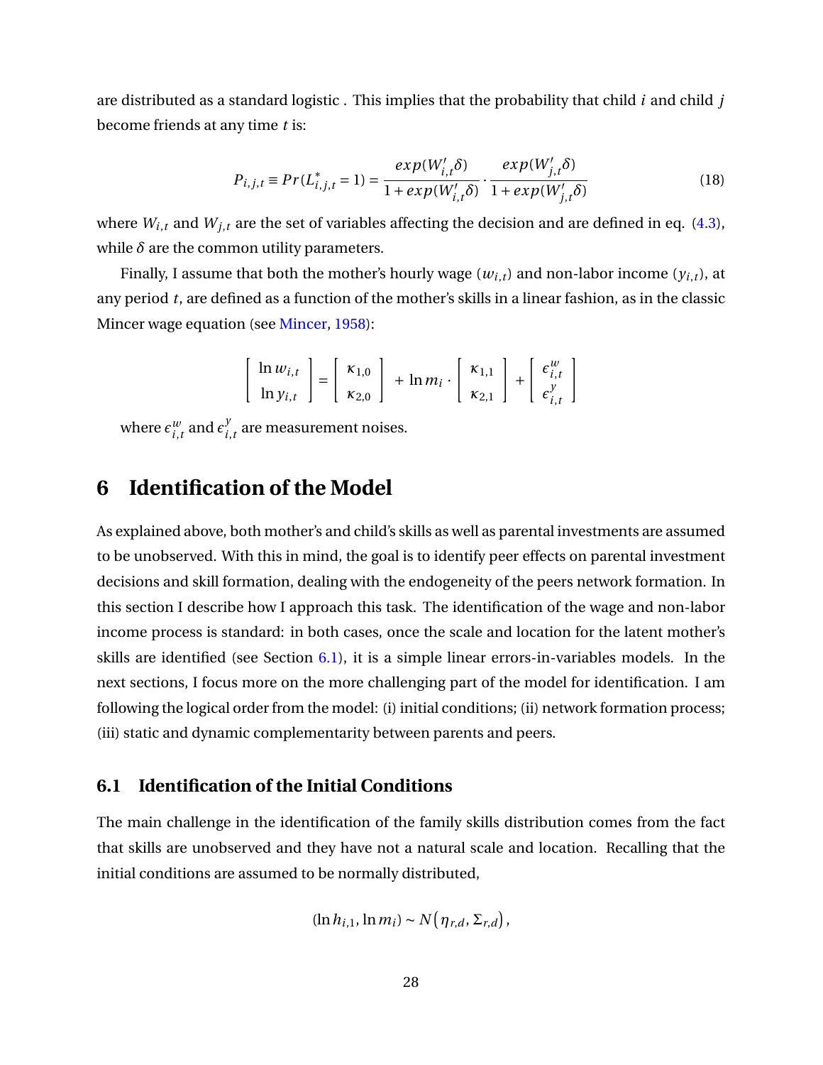are distributed as a standard logistic . This implies that the probability that child $i$ and child $j$ become friends at any time $t$ is:

$$P_{i,j,t} \equiv Pr(L^*_{i,j,t} = 1) = \frac{exp(W'_{i,t}\delta)}{1 + exp(W'_{i,t}\delta)} \cdot \frac{exp(W'_{j,t}\delta)}{1 + exp(W'_{j,t}\delta)} \tag{18}$$

where $W_{i,t}$ and $W_{j,t}$ are the set of variables affecting the decision and are defined in eq. (4.3), while $\delta$ are the common utility parameters.

Finally, I assume that both the mother's hourly wage ($w_{i,t}$) and non-labor income ($y_{i,t}$), at any period $t$, are defined as a function of the mother's skills in a linear fashion, as in the classic Mincer wage equation (see Mincer, 1958):

$$\begin{bmatrix} \ln w_{i,t} \\ \ln y_{i,t} \end{bmatrix} = \begin{bmatrix} \kappa_{1,0} \\ \kappa_{2,0} \end{bmatrix} + \ln m_i \cdot \begin{bmatrix} \kappa_{1,1} \\ \kappa_{2,1} \end{bmatrix} + \begin{bmatrix} \epsilon^w_{i,t} \\ \epsilon^y_{i,t} \end{bmatrix}$$

where $\epsilon^w_{i,t}$ and $\epsilon^y_{i,t}$ are measurement noises.

# 6 Identification of the Model

As explained above, both mother's and child's skills as well as parental investments are assumed to be unobserved. With this in mind, the goal is to identify peer effects on parental investment decisions and skill formation, dealing with the endogeneity of the peers network formation. In this section I describe how I approach this task. The identification of the wage and non-labor income process is standard: in both cases, once the scale and location for the latent mother's skills are identified (see Section 6.1), it is a simple linear errors-in-variables models. In the next sections, I focus more on the more challenging part of the model for identification. I am following the logical order from the model: (i) initial conditions; (ii) network formation process; (iii) static and dynamic complementarity between parents and peers.

## 6.1 Identification of the Initial Conditions

The main challenge in the identification of the family skills distribution comes from the fact that skills are unobserved and they have not a natural scale and location. Recalling that the initial conditions are assumed to be normally distributed,

$$(\ln h_{i,1}, \ln m_i) \sim N\left(\eta_{r,d}, \Sigma_{r,d}\right),$$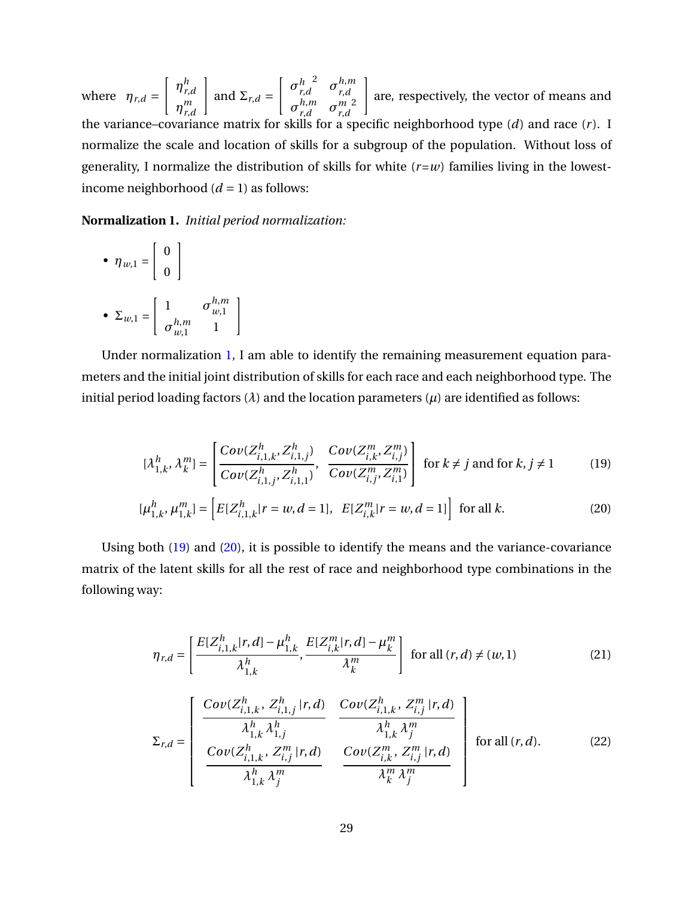where $\eta_{r,d} = \begin{bmatrix} \eta^h_{r,d} \\ \eta^m_{r,d} \end{bmatrix}$ and $\Sigma_{r,d} = \begin{bmatrix} {\sigma^h_{r,d}}^2 & \sigma^{h,m}_{r,d} \\ \sigma^{h,m}_{r,d} & {\sigma^m_{r,d}}^2 \end{bmatrix}$ are, respectively, the vector of means and the variance–covariance matrix for skills for a specific neighborhood type ($d$) and race ($r$). I normalize the scale and location of skills for a subgroup of the population. Without loss of generality, I normalize the distribution of skills for white ($r$=$w$) families living in the lowest-income neighborhood ($d = 1$) as follows:

**Normalization 1.** *Initial period normalization:*

- $\eta_{w,1} = \begin{bmatrix} 0 \\ 0 \end{bmatrix}$
- $\Sigma_{w,1} = \begin{bmatrix} 1 & \sigma^{h,m}_{w,1} \\ \sigma^{h,m}_{w,1} & 1 \end{bmatrix}$

Under normalization 1, I am able to identify the remaining measurement equation parameters and the initial joint distribution of skills for each race and each neighborhood type. The initial period loading factors ($\lambda$) and the location parameters ($\mu$) are identified as follows:

$$[\lambda^h_{1,k}, \lambda^m_k] = \left[\frac{Cov(Z^h_{i,1,k}, Z^h_{i,1,j})}{Cov(Z^h_{i,1,j}, Z^h_{i,1,1})}, \ \frac{Cov(Z^m_{i,k}, Z^m_{i,j})}{Cov(Z^m_{i,j}, Z^m_{i,1})}\right] \text{ for } k \neq j \text{ and for } k, j \neq 1 \tag{19}$$

$$[\mu^h_{1,k}, \mu^m_{1,k}] = \left[E[Z^h_{i,1,k}|r = w, d = 1], \ E[Z^m_{i,k}|r = w, d = 1]\right] \text{ for all } k. \tag{20}$$

Using both (19) and (20), it is possible to identify the means and the variance-covariance matrix of the latent skills for all the rest of race and neighborhood type combinations in the following way:

$$\eta_{r,d} = \left[\frac{E[Z^h_{i,1,k}|r,d] - \mu^h_{1,k}}{\lambda^h_{1,k}}, \frac{E[Z^m_{i,k}|r,d] - \mu^m_k}{\lambda^m_k}\right] \text{ for all } (r,d) \neq (w,1) \tag{21}$$

$$\Sigma_{r,d} = \begin{bmatrix} \dfrac{Cov(Z^h_{i,1,k}, Z^h_{i,1,j}\,|r,d)}{\lambda^h_{1,k}\lambda^h_{1,j}} & \dfrac{Cov(Z^h_{i,1,k}, Z^m_{i,j}\,|r,d)}{\lambda^h_{1,k}\lambda^m_j} \\ \dfrac{Cov(Z^h_{i,1,k}, Z^m_{i,j}\,|r,d)}{\lambda^h_{1,k}\lambda^m_j} & \dfrac{Cov(Z^m_{i,k}, Z^m_{i,j}\,|r,d)}{\lambda^m_k\lambda^m_j} \end{bmatrix} \text{ for all } (r,d). \tag{22}$$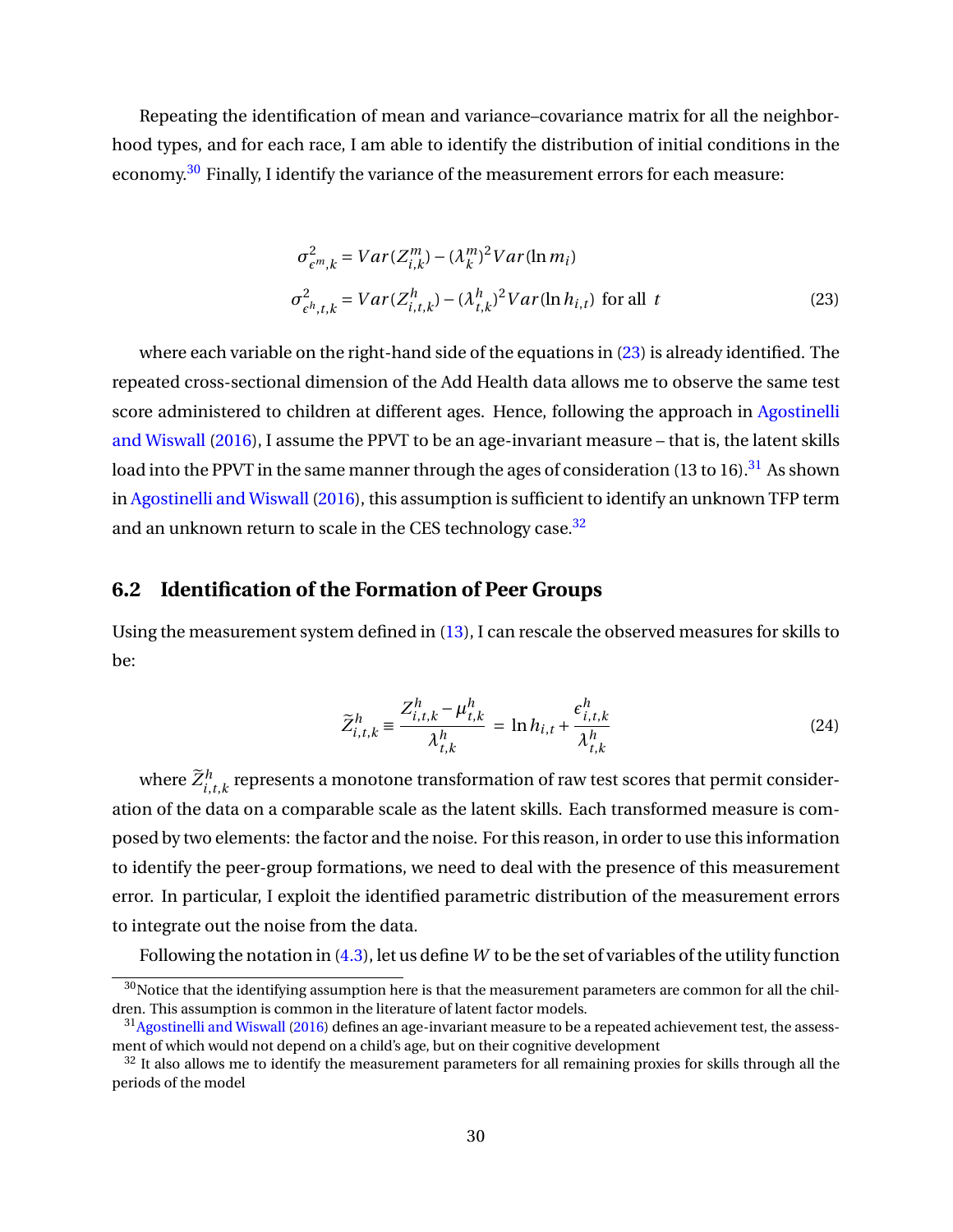Repeating the identification of mean and variance–covariance matrix for all the neighborhood types, and for each race, I am able to identify the distribution of initial conditions in the economy.[30] Finally, I identify the variance of the measurement errors for each measure:

$$
\begin{aligned}
\sigma^2_{\epsilon^m,k} &= Var(Z^m_{i,k}) - (\lambda^m_k)^2 Var(\ln m_i) \\
\sigma^2_{\epsilon^h,t,k} &= Var(Z^h_{i,t,k}) - (\lambda^h_{t,k})^2 Var(\ln h_{i,t}) \text{ for all } t
\end{aligned}
\tag{23}
$$

where each variable on the right-hand side of the equations in (23) is already identified. The repeated cross-sectional dimension of the Add Health data allows me to observe the same test score administered to children at different ages. Hence, following the approach in Agostinelli and Wiswall (2016), I assume the PPVT to be an age-invariant measure – that is, the latent skills load into the PPVT in the same manner through the ages of consideration (13 to 16).[31] As shown in Agostinelli and Wiswall (2016), this assumption is sufficient to identify an unknown TFP term and an unknown return to scale in the CES technology case.[32]

## 6.2 Identification of the Formation of Peer Groups

Using the measurement system defined in (13), I can rescale the observed measures for skills to be:

$$
\widetilde{Z}^h_{i,t,k} \equiv \frac{Z^h_{i,t,k} - \mu^h_{t,k}}{\lambda^h_{t,k}} = \ln h_{i,t} + \frac{\epsilon^h_{i,t,k}}{\lambda^h_{t,k}}
\tag{24}
$$

where $\widetilde{Z}^h_{i,t,k}$ represents a monotone transformation of raw test scores that permit consideration of the data on a comparable scale as the latent skills. Each transformed measure is composed by two elements: the factor and the noise. For this reason, in order to use this information to identify the peer-group formations, we need to deal with the presence of this measurement error. In particular, I exploit the identified parametric distribution of the measurement errors to integrate out the noise from the data.

Following the notation in (4.3), let us define $W$ to be the set of variables of the utility function

---

[30] Notice that the identifying assumption here is that the measurement parameters are common for all the children. This assumption is common in the literature of latent factor models.

[31] Agostinelli and Wiswall (2016) defines an age-invariant measure to be a repeated achievement test, the assessment of which would not depend on a child's age, but on their cognitive development

[32] It also allows me to identify the measurement parameters for all remaining proxies for skills through all the periods of the model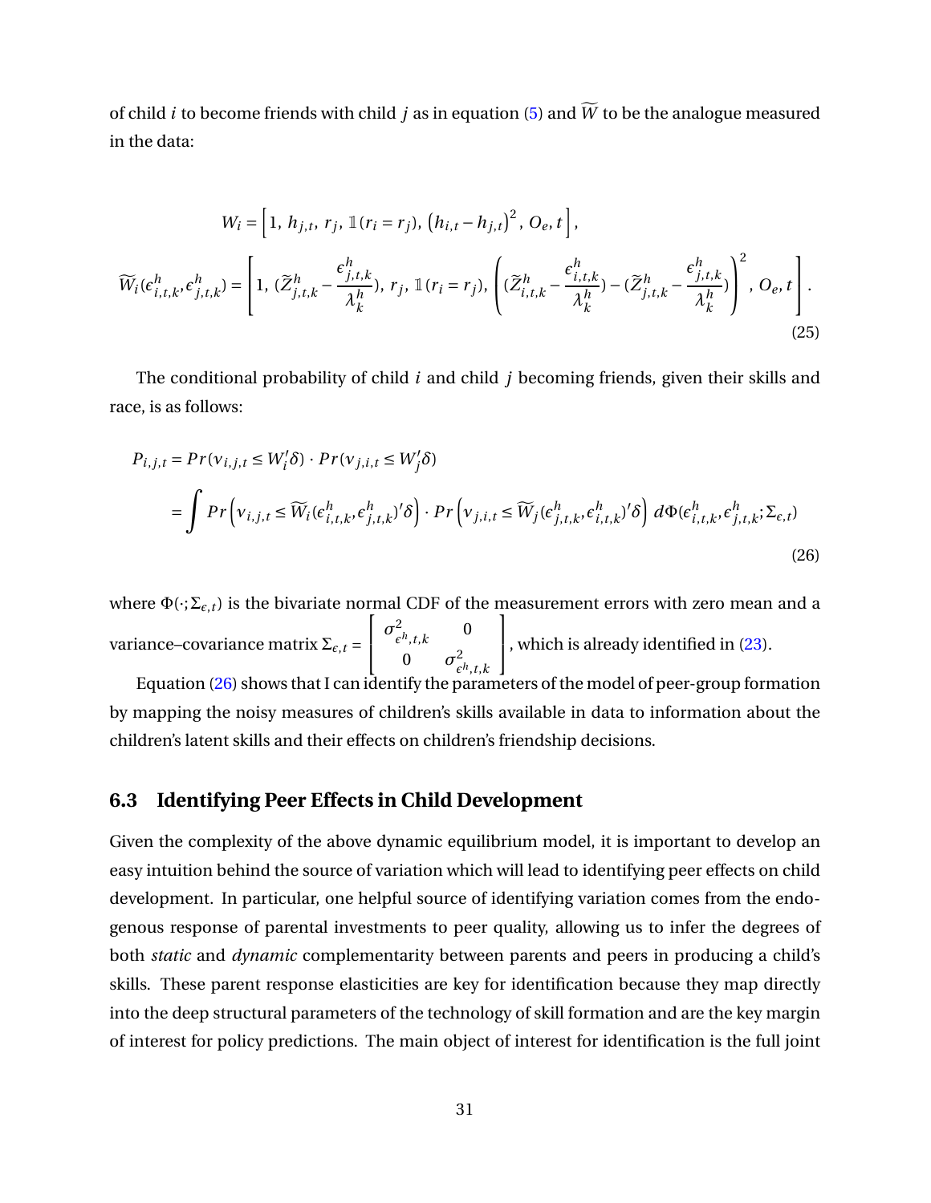of child $i$ to become friends with child $j$ as in equation (5) and $\widetilde{W}$ to be the analogue measured in the data:

$$
W_i = \left[1,\, h_{j,t},\, r_j,\, \mathbb{1}(r_i = r_j),\, \left(h_{i,t} - h_{j,t}\right)^2,\, O_e,\, t\right],
$$

$$
\widetilde{W}_i(\epsilon^h_{i,t,k}, \epsilon^h_{j,t,k}) = \left[1,\, (\widetilde{Z}^h_{j,t,k} - \frac{\epsilon^h_{j,t,k}}{\lambda^h_k}),\, r_j,\, \mathbb{1}(r_i = r_j),\, \left((\widetilde{Z}^h_{i,t,k} - \frac{\epsilon^h_{i,t,k}}{\lambda^h_k}) - (\widetilde{Z}^h_{j,t,k} - \frac{\epsilon^h_{j,t,k}}{\lambda^h_k})\right)^2,\, O_e,\, t\right]. \tag{25}
$$

The conditional probability of child $i$ and child $j$ becoming friends, given their skills and race, is as follows:

$$
\begin{aligned}
P_{i,j,t} &= Pr(\nu_{i,j,t} \leq W_i'\delta) \cdot Pr(\nu_{j,i,t} \leq W_j'\delta) \\
&= \int Pr\left(\nu_{i,j,t} \leq \widetilde{W}_i(\epsilon^h_{i,t,k}, \epsilon^h_{j,t,k})'\delta\right) \cdot Pr\left(\nu_{j,i,t} \leq \widetilde{W}_j(\epsilon^h_{j,t,k}, \epsilon^h_{i,t,k})'\delta\right)\, d\Phi(\epsilon^h_{i,t,k}, \epsilon^h_{j,t,k}; \Sigma_{\epsilon,t})
\end{aligned} \tag{26}
$$

where $\Phi(\cdot;\Sigma_{\epsilon,t})$ is the bivariate normal CDF of the measurement errors with zero mean and a variance–covariance matrix $\Sigma_{\epsilon,t} = \begin{bmatrix} \sigma^2_{\epsilon^h,t,k} & 0 \\ 0 & \sigma^2_{\epsilon^h,t,k} \end{bmatrix}$, which is already identified in (23).

Equation (26) shows that I can identify the parameters of the model of peer-group formation by mapping the noisy measures of children's skills available in data to information about the children's latent skills and their effects on children's friendship decisions.

### 6.3 Identifying Peer Effects in Child Development

Given the complexity of the above dynamic equilibrium model, it is important to develop an easy intuition behind the source of variation which will lead to identifying peer effects on child development. In particular, one helpful source of identifying variation comes from the endogenous response of parental investments to peer quality, allowing us to infer the degrees of both *static* and *dynamic* complementarity between parents and peers in producing a child's skills. These parent response elasticities are key for identification because they map directly into the deep structural parameters of the technology of skill formation and are the key margin of interest for policy predictions. The main object of interest for identification is the full joint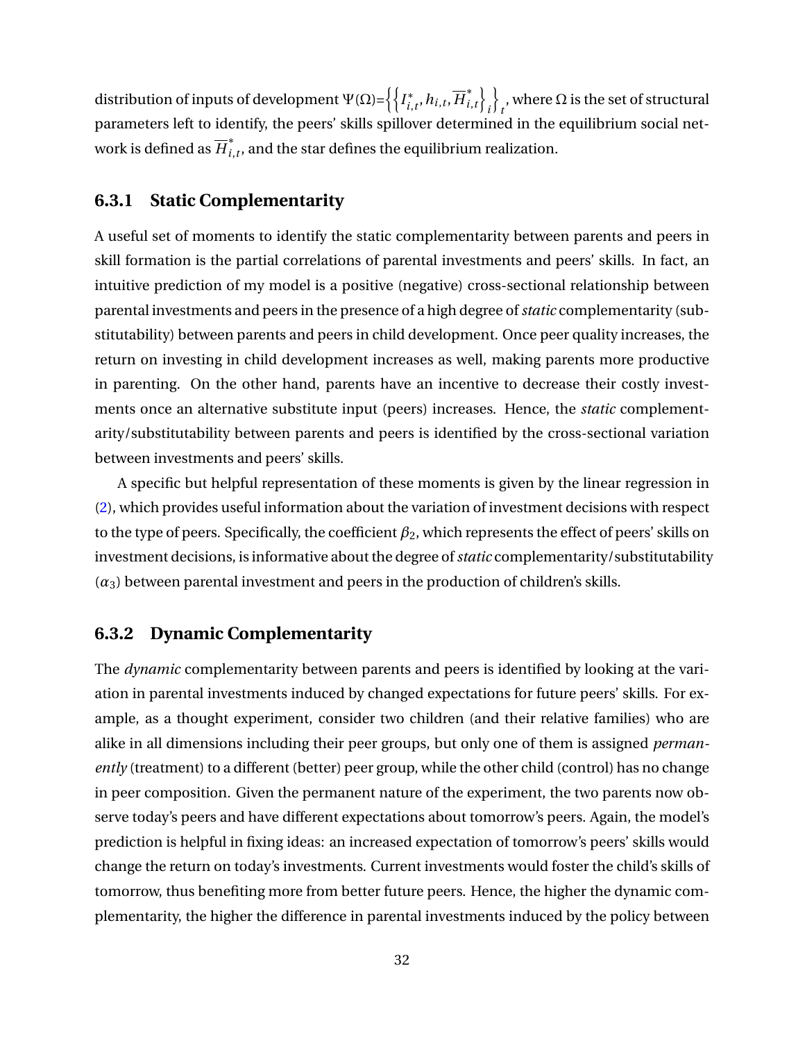distribution of inputs of development $\Psi(\Omega)=\left\{\left\{I^*_{i,t}, h_{i,t}, \overline{H}^*_{i,t}\right\}_i\right\}_t$, where $\Omega$ is the set of structural parameters left to identify, the peers' skills spillover determined in the equilibrium social network is defined as $\overline{H}^*_{i,t}$, and the star defines the equilibrium realization.

### 6.3.1 Static Complementarity

A useful set of moments to identify the static complementarity between parents and peers in skill formation is the partial correlations of parental investments and peers' skills. In fact, an intuitive prediction of my model is a positive (negative) cross-sectional relationship between parental investments and peers in the presence of a high degree of *static* complementarity (substitutability) between parents and peers in child development. Once peer quality increases, the return on investing in child development increases as well, making parents more productive in parenting. On the other hand, parents have an incentive to decrease their costly investments once an alternative substitute input (peers) increases. Hence, the *static* complementarity/substitutability between parents and peers is identified by the cross-sectional variation between investments and peers' skills.

A specific but helpful representation of these moments is given by the linear regression in (2), which provides useful information about the variation of investment decisions with respect to the type of peers. Specifically, the coefficient $\beta_2$, which represents the effect of peers' skills on investment decisions, is informative about the degree of *static* complementarity/substitutability ($\alpha_3$) between parental investment and peers in the production of children's skills.

### 6.3.2 Dynamic Complementarity

The *dynamic* complementarity between parents and peers is identified by looking at the variation in parental investments induced by changed expectations for future peers' skills. For example, as a thought experiment, consider two children (and their relative families) who are alike in all dimensions including their peer groups, but only one of them is assigned *permanently* (treatment) to a different (better) peer group, while the other child (control) has no change in peer composition. Given the permanent nature of the experiment, the two parents now observe today's peers and have different expectations about tomorrow's peers. Again, the model's prediction is helpful in fixing ideas: an increased expectation of tomorrow's peers' skills would change the return on today's investments. Current investments would foster the child's skills of tomorrow, thus benefiting more from better future peers. Hence, the higher the dynamic complementarity, the higher the difference in parental investments induced by the policy between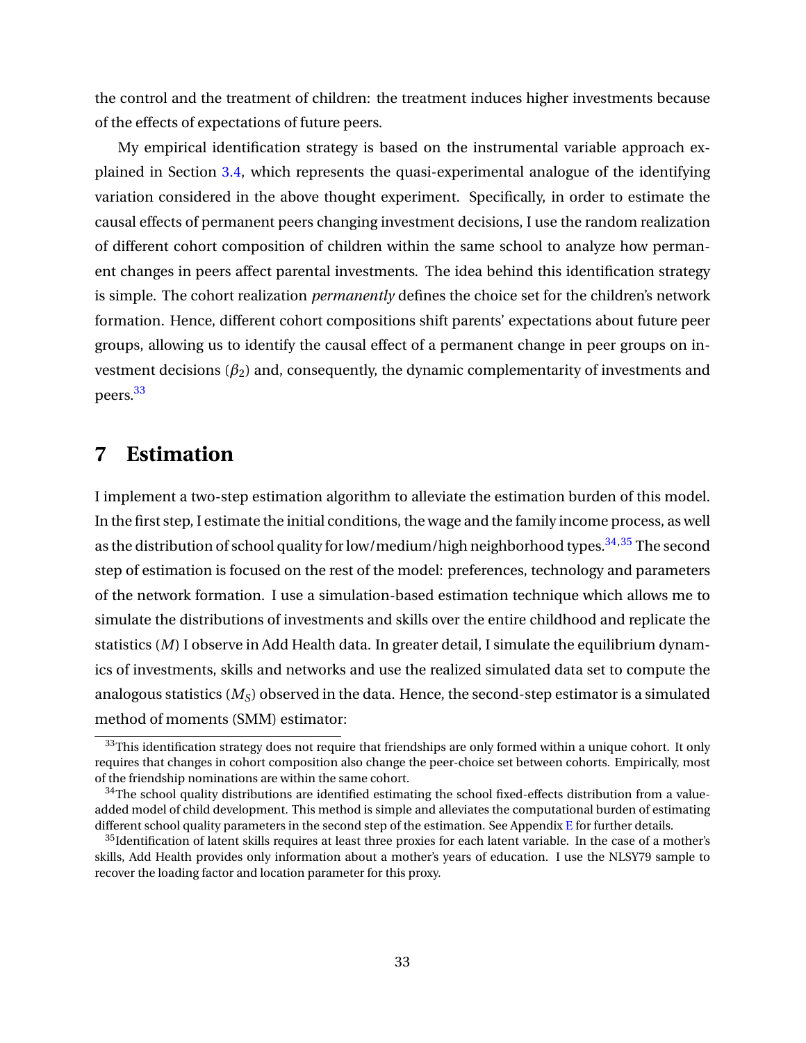the control and the treatment of children: the treatment induces higher investments because of the effects of expectations of future peers.

My empirical identification strategy is based on the instrumental variable approach explained in Section 3.4, which represents the quasi-experimental analogue of the identifying variation considered in the above thought experiment. Specifically, in order to estimate the causal effects of permanent peers changing investment decisions, I use the random realization of different cohort composition of children within the same school to analyze how permanent changes in peers affect parental investments. The idea behind this identification strategy is simple. The cohort realization *permanently* defines the choice set for the children's network formation. Hence, different cohort compositions shift parents' expectations about future peer groups, allowing us to identify the causal effect of a permanent change in peer groups on investment decisions ($\beta_2$) and, consequently, the dynamic complementarity of investments and peers.[33]

# 7 Estimation

I implement a two-step estimation algorithm to alleviate the estimation burden of this model. In the first step, I estimate the initial conditions, the wage and the family income process, as well as the distribution of school quality for low/medium/high neighborhood types.[34,35] The second step of estimation is focused on the rest of the model: preferences, technology and parameters of the network formation. I use a simulation-based estimation technique which allows me to simulate the distributions of investments and skills over the entire childhood and replicate the statistics ($M$) I observe in Add Health data. In greater detail, I simulate the equilibrium dynamics of investments, skills and networks and use the realized simulated data set to compute the analogous statistics ($M_S$) observed in the data. Hence, the second-step estimator is a simulated method of moments (SMM) estimator:

[33] This identification strategy does not require that friendships are only formed within a unique cohort. It only requires that changes in cohort composition also change the peer-choice set between cohorts. Empirically, most of the friendship nominations are within the same cohort.

[34] The school quality distributions are identified estimating the school fixed-effects distribution from a value-added model of child development. This method is simple and alleviates the computational burden of estimating different school quality parameters in the second step of the estimation. See Appendix E for further details.

[35] Identification of latent skills requires at least three proxies for each latent variable. In the case of a mother's skills, Add Health provides only information about a mother's years of education. I use the NLSY79 sample to recover the loading factor and location parameter for this proxy.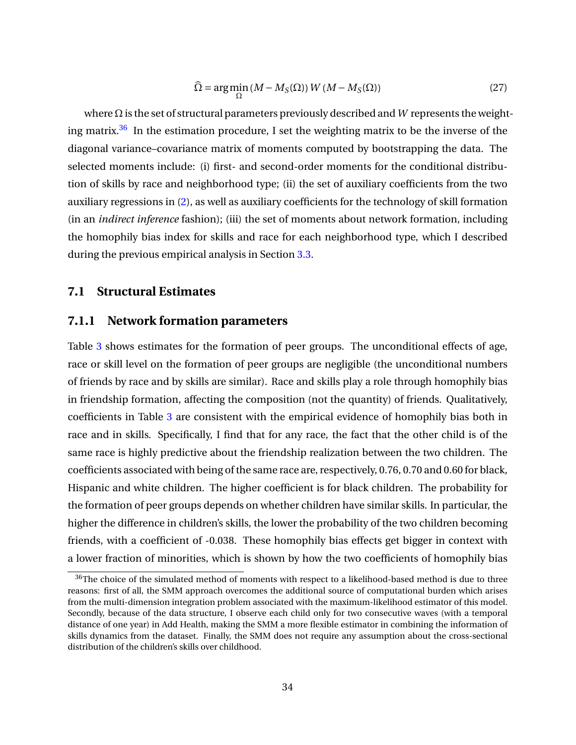$$\widehat{\Omega} = \arg\min_{\Omega} (M - M_S(\Omega))\, W\, (M - M_S(\Omega)) \tag{27}$$

where $\Omega$ is the set of structural parameters previously described and $W$ represents the weighting matrix.[36] In the estimation procedure, I set the weighting matrix to be the inverse of the diagonal variance–covariance matrix of moments computed by bootstrapping the data. The selected moments include: (i) first- and second-order moments for the conditional distribution of skills by race and neighborhood type; (ii) the set of auxiliary coefficients from the two auxiliary regressions in (2), as well as auxiliary coefficients for the technology of skill formation (in an *indirect inference* fashion); (iii) the set of moments about network formation, including the homophily bias index for skills and race for each neighborhood type, which I described during the previous empirical analysis in Section 3.3.

## 7.1 Structural Estimates

### 7.1.1 Network formation parameters

Table 3 shows estimates for the formation of peer groups. The unconditional effects of age, race or skill level on the formation of peer groups are negligible (the unconditional numbers of friends by race and by skills are similar). Race and skills play a role through homophily bias in friendship formation, affecting the composition (not the quantity) of friends. Qualitatively, coefficients in Table 3 are consistent with the empirical evidence of homophily bias both in race and in skills. Specifically, I find that for any race, the fact that the other child is of the same race is highly predictive about the friendship realization between the two children. The coefficients associated with being of the same race are, respectively, 0.76, 0.70 and 0.60 for black, Hispanic and white children. The higher coefficient is for black children. The probability for the formation of peer groups depends on whether children have similar skills. In particular, the higher the difference in children's skills, the lower the probability of the two children becoming friends, with a coefficient of -0.038. These homophily bias effects get bigger in context with a lower fraction of minorities, which is shown by how the two coefficients of homophily bias

[36] The choice of the simulated method of moments with respect to a likelihood-based method is due to three reasons: first of all, the SMM approach overcomes the additional source of computational burden which arises from the multi-dimension integration problem associated with the maximum-likelihood estimator of this model. Secondly, because of the data structure, I observe each child only for two consecutive waves (with a temporal distance of one year) in Add Health, making the SMM a more flexible estimator in combining the information of skills dynamics from the dataset. Finally, the SMM does not require any assumption about the cross-sectional distribution of the children's skills over childhood.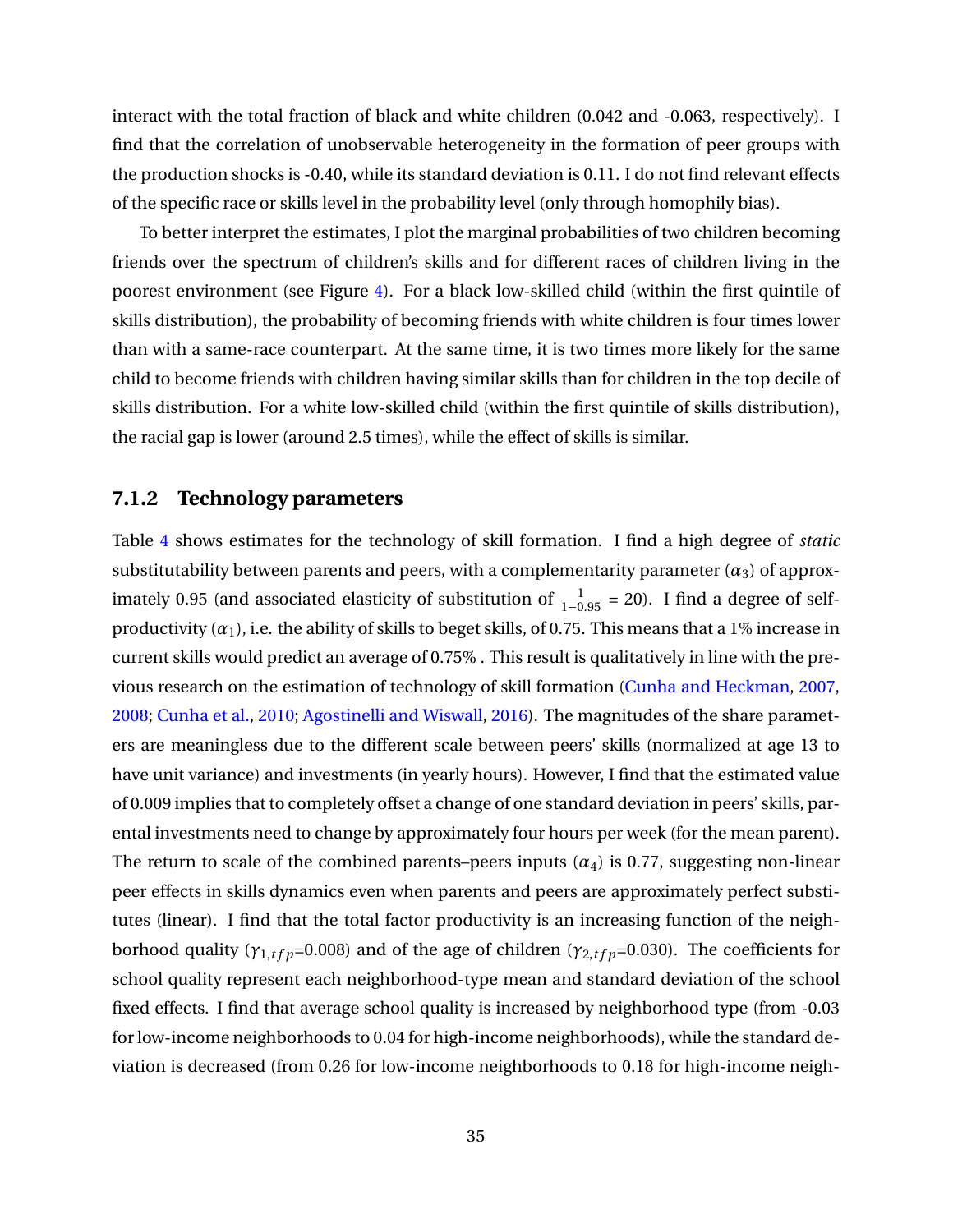interact with the total fraction of black and white children (0.042 and -0.063, respectively). I find that the correlation of unobservable heterogeneity in the formation of peer groups with the production shocks is -0.40, while its standard deviation is 0.11. I do not find relevant effects of the specific race or skills level in the probability level (only through homophily bias).

To better interpret the estimates, I plot the marginal probabilities of two children becoming friends over the spectrum of children's skills and for different races of children living in the poorest environment (see Figure 4). For a black low-skilled child (within the first quintile of skills distribution), the probability of becoming friends with white children is four times lower than with a same-race counterpart. At the same time, it is two times more likely for the same child to become friends with children having similar skills than for children in the top decile of skills distribution. For a white low-skilled child (within the first quintile of skills distribution), the racial gap is lower (around 2.5 times), while the effect of skills is similar.

### 7.1.2 Technology parameters

Table 4 shows estimates for the technology of skill formation. I find a high degree of *static* substitutability between parents and peers, with a complementarity parameter ($\alpha_3$) of approximately 0.95 (and associated elasticity of substitution of $\frac{1}{1-0.95} = 20$). I find a degree of self-productivity ($\alpha_1$), i.e. the ability of skills to beget skills, of 0.75. This means that a 1% increase in current skills would predict an average of 0.75% . This result is qualitatively in line with the previous research on the estimation of technology of skill formation (Cunha and Heckman, 2007, 2008; Cunha et al., 2010; Agostinelli and Wiswall, 2016). The magnitudes of the share parameters are meaningless due to the different scale between peers' skills (normalized at age 13 to have unit variance) and investments (in yearly hours). However, I find that the estimated value of 0.009 implies that to completely offset a change of one standard deviation in peers' skills, parental investments need to change by approximately four hours per week (for the mean parent). The return to scale of the combined parents–peers inputs ($\alpha_4$) is 0.77, suggesting non-linear peer effects in skills dynamics even when parents and peers are approximately perfect substitutes (linear). I find that the total factor productivity is an increasing function of the neighborhood quality ($\gamma_{1,tfp}$=0.008) and of the age of children ($\gamma_{2,tfp}$=0.030). The coefficients for school quality represent each neighborhood-type mean and standard deviation of the school fixed effects. I find that average school quality is increased by neighborhood type (from -0.03 for low-income neighborhoods to 0.04 for high-income neighborhoods), while the standard deviation is decreased (from 0.26 for low-income neighborhoods to 0.18 for high-income neigh-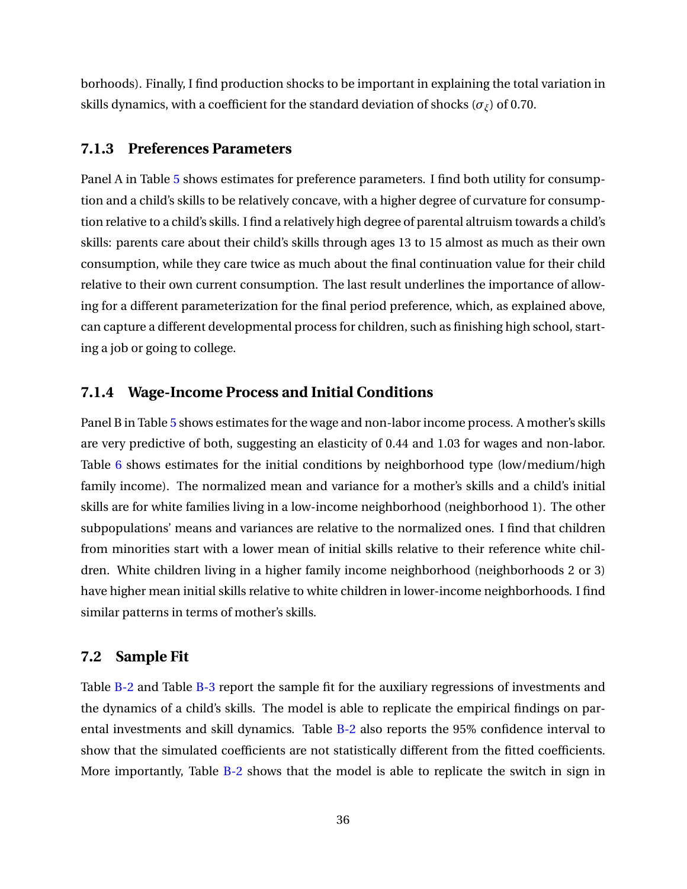borhoods). Finally, I find production shocks to be important in explaining the total variation in skills dynamics, with a coefficient for the standard deviation of shocks ($\sigma_\xi$) of 0.70.

### 7.1.3 Preferences Parameters

Panel A in Table 5 shows estimates for preference parameters. I find both utility for consumption and a child's skills to be relatively concave, with a higher degree of curvature for consumption relative to a child's skills. I find a relatively high degree of parental altruism towards a child's skills: parents care about their child's skills through ages 13 to 15 almost as much as their own consumption, while they care twice as much about the final continuation value for their child relative to their own current consumption. The last result underlines the importance of allowing for a different parameterization for the final period preference, which, as explained above, can capture a different developmental process for children, such as finishing high school, starting a job or going to college.

### 7.1.4 Wage-Income Process and Initial Conditions

Panel B in Table 5 shows estimates for the wage and non-labor income process. A mother's skills are very predictive of both, suggesting an elasticity of 0.44 and 1.03 for wages and non-labor. Table 6 shows estimates for the initial conditions by neighborhood type (low/medium/high family income). The normalized mean and variance for a mother's skills and a child's initial skills are for white families living in a low-income neighborhood (neighborhood 1). The other subpopulations' means and variances are relative to the normalized ones. I find that children from minorities start with a lower mean of initial skills relative to their reference white children. White children living in a higher family income neighborhood (neighborhoods 2 or 3) have higher mean initial skills relative to white children in lower-income neighborhoods. I find similar patterns in terms of mother's skills.

## 7.2 Sample Fit

Table B-2 and Table B-3 report the sample fit for the auxiliary regressions of investments and the dynamics of a child's skills. The model is able to replicate the empirical findings on parental investments and skill dynamics. Table B-2 also reports the 95% confidence interval to show that the simulated coefficients are not statistically different from the fitted coefficients. More importantly, Table B-2 shows that the model is able to replicate the switch in sign in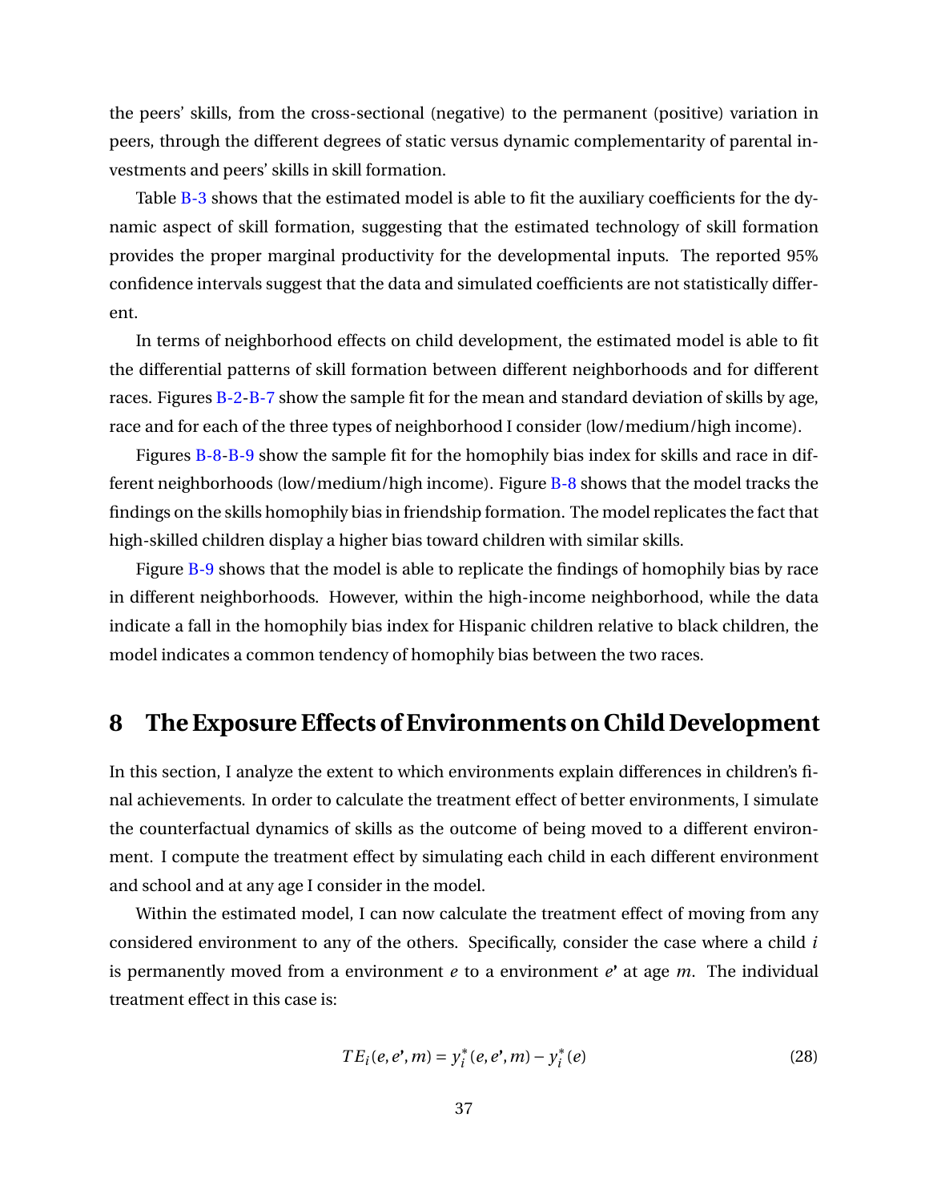the peers' skills, from the cross-sectional (negative) to the permanent (positive) variation in peers, through the different degrees of static versus dynamic complementarity of parental investments and peers' skills in skill formation.

Table B-3 shows that the estimated model is able to fit the auxiliary coefficients for the dynamic aspect of skill formation, suggesting that the estimated technology of skill formation provides the proper marginal productivity for the developmental inputs. The reported 95% confidence intervals suggest that the data and simulated coefficients are not statistically different.

In terms of neighborhood effects on child development, the estimated model is able to fit the differential patterns of skill formation between different neighborhoods and for different races. Figures B-2-B-7 show the sample fit for the mean and standard deviation of skills by age, race and for each of the three types of neighborhood I consider (low/medium/high income).

Figures B-8-B-9 show the sample fit for the homophily bias index for skills and race in different neighborhoods (low/medium/high income). Figure B-8 shows that the model tracks the findings on the skills homophily bias in friendship formation. The model replicates the fact that high-skilled children display a higher bias toward children with similar skills.

Figure B-9 shows that the model is able to replicate the findings of homophily bias by race in different neighborhoods. However, within the high-income neighborhood, while the data indicate a fall in the homophily bias index for Hispanic children relative to black children, the model indicates a common tendency of homophily bias between the two races.

# 8 The Exposure Effects of Environments on Child Development

In this section, I analyze the extent to which environments explain differences in children's final achievements. In order to calculate the treatment effect of better environments, I simulate the counterfactual dynamics of skills as the outcome of being moved to a different environment. I compute the treatment effect by simulating each child in each different environment and school and at any age I consider in the model.

Within the estimated model, I can now calculate the treatment effect of moving from any considered environment to any of the others. Specifically, consider the case where a child $i$ is permanently moved from a environment $e$ to a environment $e'$ at age $m$. The individual treatment effect in this case is:

$$TE_i(e,e',m) = y_i^*(e,e',m) - y_i^*(e) \tag{28}$$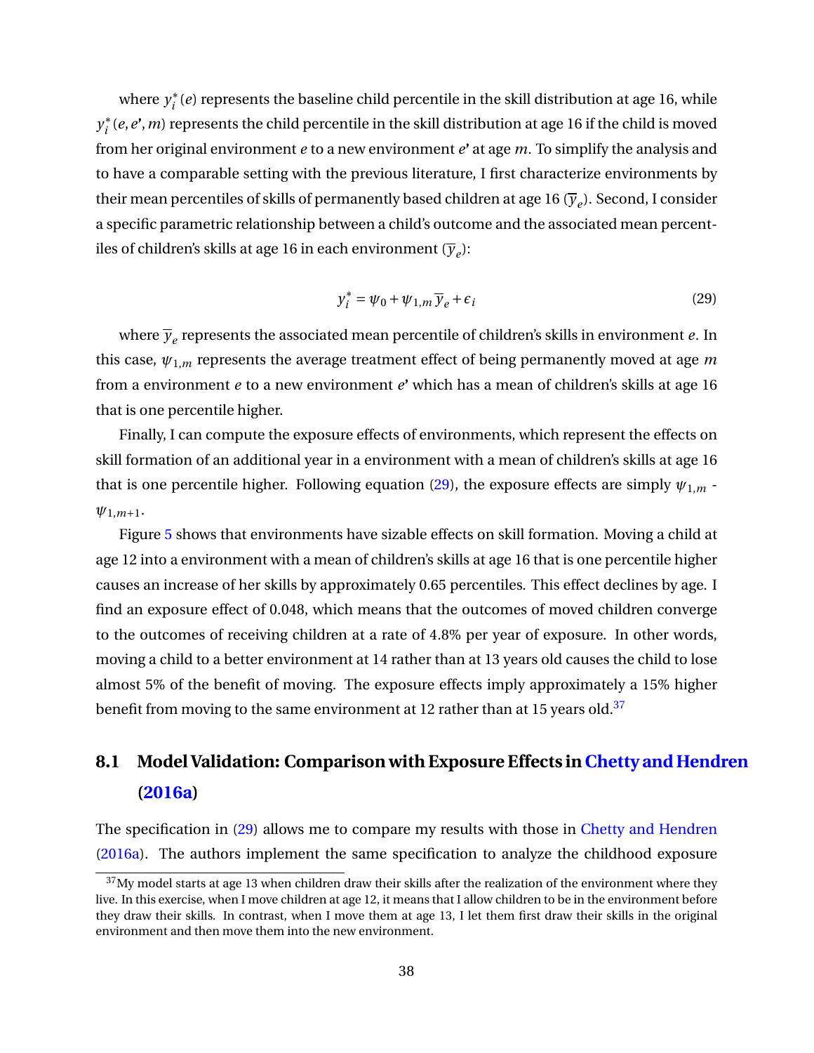where $y_i^*(e)$ represents the baseline child percentile in the skill distribution at age 16, while $y_i^*(e, e', m)$ represents the child percentile in the skill distribution at age 16 if the child is moved from her original environment $e$ to a new environment $e'$ at age $m$. To simplify the analysis and to have a comparable setting with the previous literature, I first characterize environments by their mean percentiles of skills of permanently based children at age 16 ($\overline{y}_e$). Second, I consider a specific parametric relationship between a child's outcome and the associated mean percentiles of children's skills at age 16 in each environment ($\overline{y}_e$):

$$y_i^* = \psi_0 + \psi_{1,m}\,\overline{y}_e + \epsilon_i \tag{29}$$

where $\overline{y}_e$ represents the associated mean percentile of children's skills in environment $e$. In this case, $\psi_{1,m}$ represents the average treatment effect of being permanently moved at age $m$ from a environment $e$ to a new environment $e'$ which has a mean of children's skills at age 16 that is one percentile higher.

Finally, I can compute the exposure effects of environments, which represent the effects on skill formation of an additional year in a environment with a mean of children's skills at age 16 that is one percentile higher. Following equation (29), the exposure effects are simply $\psi_{1,m}$ - $\psi_{1,m+1}$.

Figure 5 shows that environments have sizable effects on skill formation. Moving a child at age 12 into a environment with a mean of children's skills at age 16 that is one percentile higher causes an increase of her skills by approximately 0.65 percentiles. This effect declines by age. I find an exposure effect of 0.048, which means that the outcomes of moved children converge to the outcomes of receiving children at a rate of 4.8% per year of exposure. In other words, moving a child to a better environment at 14 rather than at 13 years old causes the child to lose almost 5% of the benefit of moving. The exposure effects imply approximately a 15% higher benefit from moving to the same environment at 12 rather than at 15 years old.[37]

## 8.1 Model Validation: Comparison with Exposure Effects in Chetty and Hendren (2016a)

The specification in (29) allows me to compare my results with those in Chetty and Hendren (2016a). The authors implement the same specification to analyze the childhood exposure

[37] My model starts at age 13 when children draw their skills after the realization of the environment where they live. In this exercise, when I move children at age 12, it means that I allow children to be in the environment before they draw their skills. In contrast, when I move them at age 13, I let them first draw their skills in the original environment and then move them into the new environment.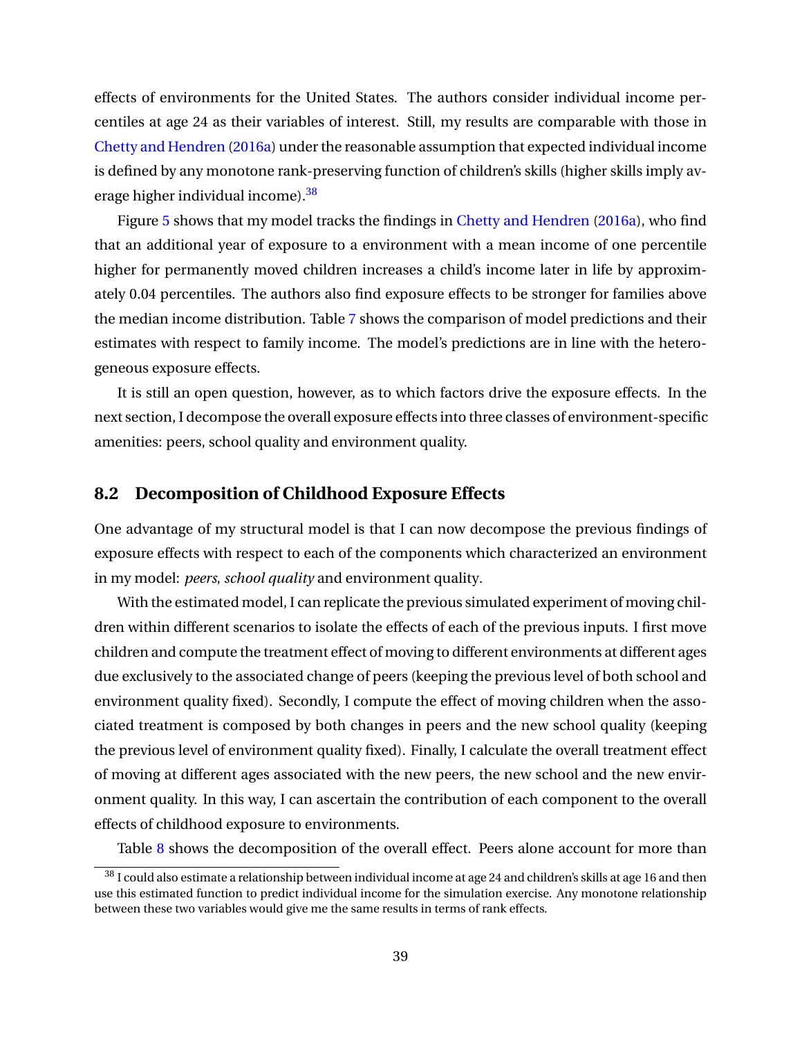effects of environments for the United States. The authors consider individual income percentiles at age 24 as their variables of interest. Still, my results are comparable with those in Chetty and Hendren (2016a) under the reasonable assumption that expected individual income is defined by any monotone rank-preserving function of children's skills (higher skills imply average higher individual income).[38]

Figure 5 shows that my model tracks the findings in Chetty and Hendren (2016a), who find that an additional year of exposure to a environment with a mean income of one percentile higher for permanently moved children increases a child's income later in life by approximately 0.04 percentiles. The authors also find exposure effects to be stronger for families above the median income distribution. Table 7 shows the comparison of model predictions and their estimates with respect to family income. The model's predictions are in line with the heterogeneous exposure effects.

It is still an open question, however, as to which factors drive the exposure effects. In the next section, I decompose the overall exposure effects into three classes of environment-specific amenities: peers, school quality and environment quality.

## 8.2 Decomposition of Childhood Exposure Effects

One advantage of my structural model is that I can now decompose the previous findings of exposure effects with respect to each of the components which characterized an environment in my model: *peers*, *school quality* and environment quality.

With the estimated model, I can replicate the previous simulated experiment of moving children within different scenarios to isolate the effects of each of the previous inputs. I first move children and compute the treatment effect of moving to different environments at different ages due exclusively to the associated change of peers (keeping the previous level of both school and environment quality fixed). Secondly, I compute the effect of moving children when the associated treatment is composed by both changes in peers and the new school quality (keeping the previous level of environment quality fixed). Finally, I calculate the overall treatment effect of moving at different ages associated with the new peers, the new school and the new environment quality. In this way, I can ascertain the contribution of each component to the overall effects of childhood exposure to environments.

Table 8 shows the decomposition of the overall effect. Peers alone account for more than

[38] I could also estimate a relationship between individual income at age 24 and children's skills at age 16 and then use this estimated function to predict individual income for the simulation exercise. Any monotone relationship between these two variables would give me the same results in terms of rank effects.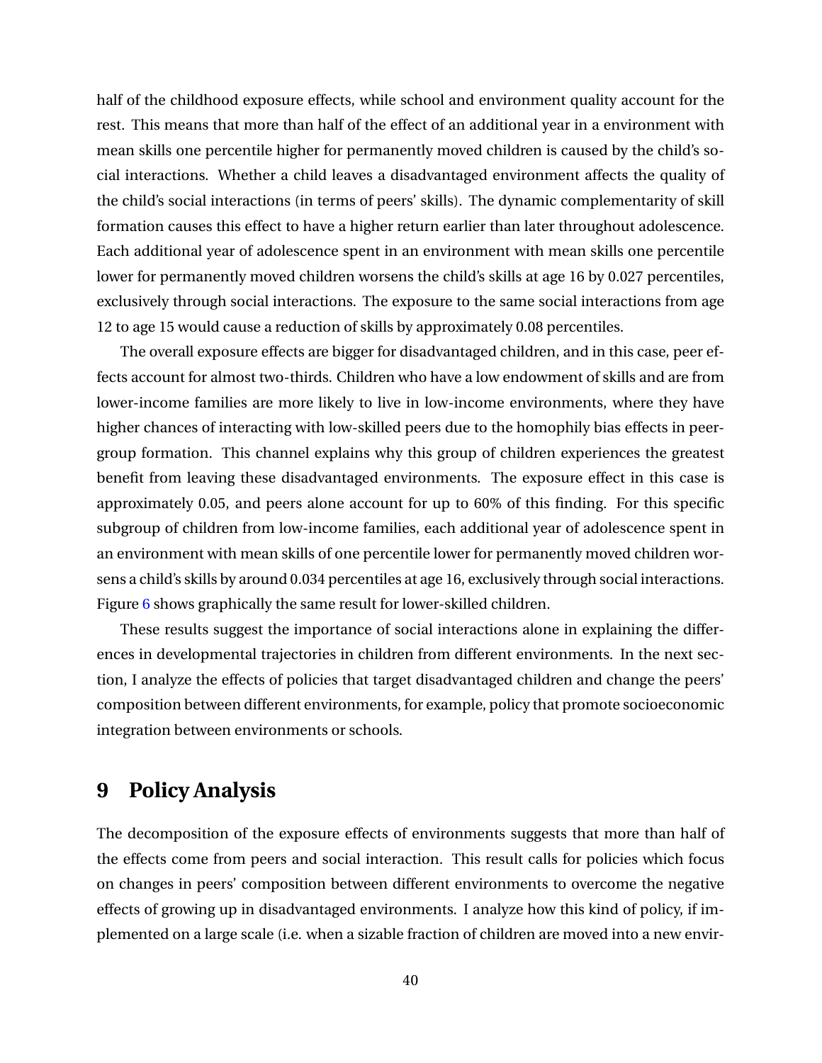half of the childhood exposure effects, while school and environment quality account for the rest. This means that more than half of the effect of an additional year in a environment with mean skills one percentile higher for permanently moved children is caused by the child's social interactions. Whether a child leaves a disadvantaged environment affects the quality of the child's social interactions (in terms of peers' skills). The dynamic complementarity of skill formation causes this effect to have a higher return earlier than later throughout adolescence. Each additional year of adolescence spent in an environment with mean skills one percentile lower for permanently moved children worsens the child's skills at age 16 by 0.027 percentiles, exclusively through social interactions. The exposure to the same social interactions from age 12 to age 15 would cause a reduction of skills by approximately 0.08 percentiles.

The overall exposure effects are bigger for disadvantaged children, and in this case, peer effects account for almost two-thirds. Children who have a low endowment of skills and are from lower-income families are more likely to live in low-income environments, where they have higher chances of interacting with low-skilled peers due to the homophily bias effects in peer-group formation. This channel explains why this group of children experiences the greatest benefit from leaving these disadvantaged environments. The exposure effect in this case is approximately 0.05, and peers alone account for up to 60% of this finding. For this specific subgroup of children from low-income families, each additional year of adolescence spent in an environment with mean skills of one percentile lower for permanently moved children worsens a child's skills by around 0.034 percentiles at age 16, exclusively through social interactions. Figure 6 shows graphically the same result for lower-skilled children.

These results suggest the importance of social interactions alone in explaining the differences in developmental trajectories in children from different environments. In the next section, I analyze the effects of policies that target disadvantaged children and change the peers' composition between different environments, for example, policy that promote socioeconomic integration between environments or schools.

# 9 Policy Analysis

The decomposition of the exposure effects of environments suggests that more than half of the effects come from peers and social interaction. This result calls for policies which focus on changes in peers' composition between different environments to overcome the negative effects of growing up in disadvantaged environments. I analyze how this kind of policy, if implemented on a large scale (i.e. when a sizable fraction of children are moved into a new envir-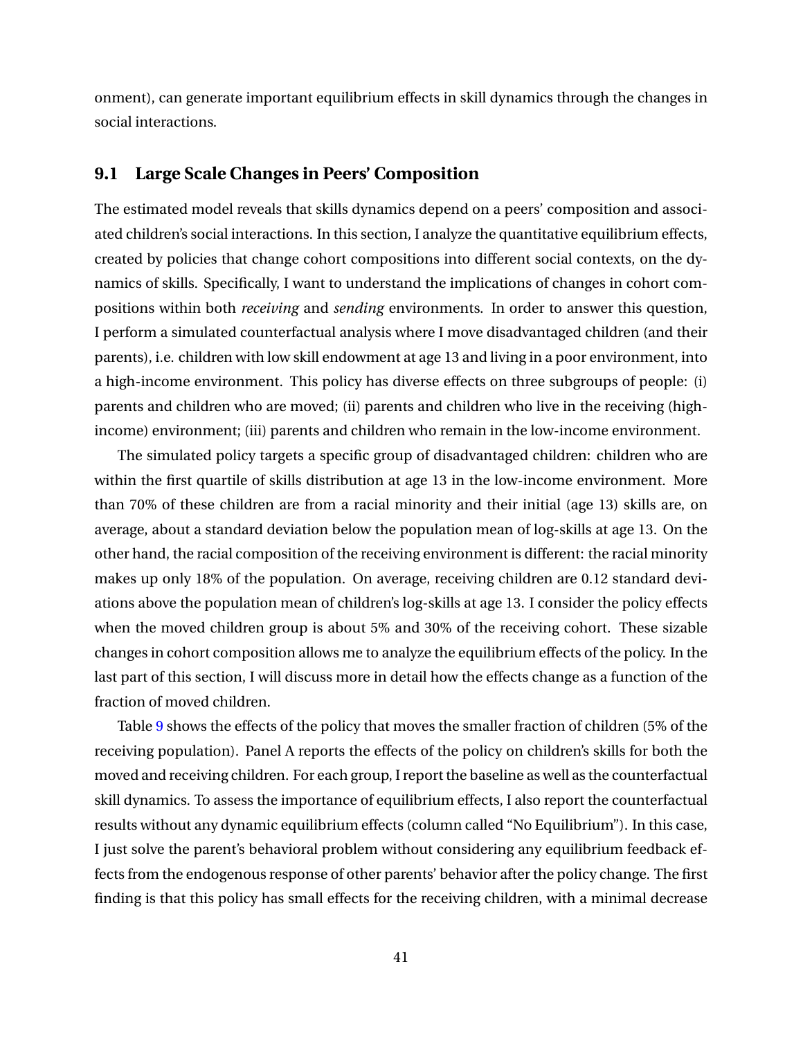onment), can generate important equilibrium effects in skill dynamics through the changes in social interactions.

## 9.1 Large Scale Changes in Peers' Composition

The estimated model reveals that skills dynamics depend on a peers' composition and associated children's social interactions. In this section, I analyze the quantitative equilibrium effects, created by policies that change cohort compositions into different social contexts, on the dynamics of skills. Specifically, I want to understand the implications of changes in cohort compositions within both *receiving* and *sending* environments. In order to answer this question, I perform a simulated counterfactual analysis where I move disadvantaged children (and their parents), i.e. children with low skill endowment at age 13 and living in a poor environment, into a high-income environment. This policy has diverse effects on three subgroups of people: (i) parents and children who are moved; (ii) parents and children who live in the receiving (high-income) environment; (iii) parents and children who remain in the low-income environment.

The simulated policy targets a specific group of disadvantaged children: children who are within the first quartile of skills distribution at age 13 in the low-income environment. More than 70% of these children are from a racial minority and their initial (age 13) skills are, on average, about a standard deviation below the population mean of log-skills at age 13. On the other hand, the racial composition of the receiving environment is different: the racial minority makes up only 18% of the population. On average, receiving children are 0.12 standard deviations above the population mean of children's log-skills at age 13. I consider the policy effects when the moved children group is about 5% and 30% of the receiving cohort. These sizable changes in cohort composition allows me to analyze the equilibrium effects of the policy. In the last part of this section, I will discuss more in detail how the effects change as a function of the fraction of moved children.

Table 9 shows the effects of the policy that moves the smaller fraction of children (5% of the receiving population). Panel A reports the effects of the policy on children's skills for both the moved and receiving children. For each group, I report the baseline as well as the counterfactual skill dynamics. To assess the importance of equilibrium effects, I also report the counterfactual results without any dynamic equilibrium effects (column called "No Equilibrium"). In this case, I just solve the parent's behavioral problem without considering any equilibrium feedback effects from the endogenous response of other parents' behavior after the policy change. The first finding is that this policy has small effects for the receiving children, with a minimal decrease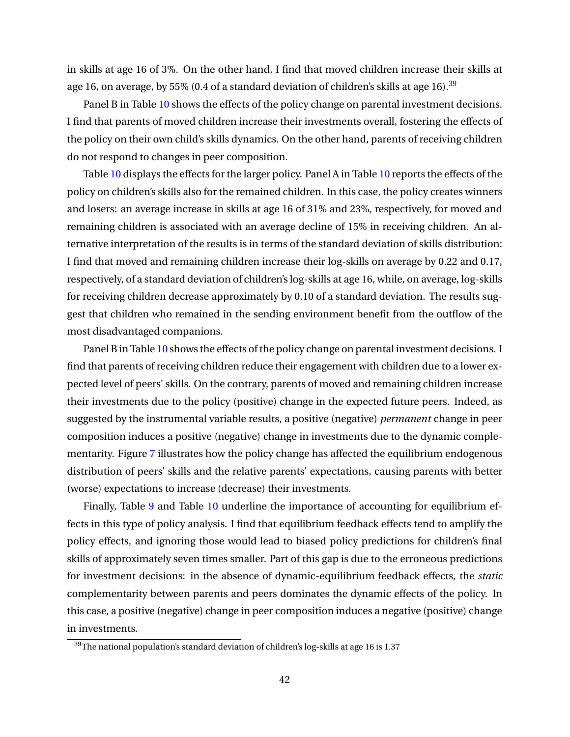in skills at age 16 of 3%. On the other hand, I find that moved children increase their skills at age 16, on average, by 55% (0.4 of a standard deviation of children's skills at age 16).[39]

Panel B in Table 10 shows the effects of the policy change on parental investment decisions. I find that parents of moved children increase their investments overall, fostering the effects of the policy on their own child's skills dynamics. On the other hand, parents of receiving children do not respond to changes in peer composition.

Table 10 displays the effects for the larger policy. Panel A in Table 10 reports the effects of the policy on children's skills also for the remained children. In this case, the policy creates winners and losers: an average increase in skills at age 16 of 31% and 23%, respectively, for moved and remaining children is associated with an average decline of 15% in receiving children. An alternative interpretation of the results is in terms of the standard deviation of skills distribution: I find that moved and remaining children increase their log-skills on average by 0.22 and 0.17, respectively, of a standard deviation of children's log-skills at age 16, while, on average, log-skills for receiving children decrease approximately by 0.10 of a standard deviation. The results suggest that children who remained in the sending environment benefit from the outflow of the most disadvantaged companions.

Panel B in Table 10 shows the effects of the policy change on parental investment decisions. I find that parents of receiving children reduce their engagement with children due to a lower expected level of peers' skills. On the contrary, parents of moved and remaining children increase their investments due to the policy (positive) change in the expected future peers. Indeed, as suggested by the instrumental variable results, a positive (negative) *permanent* change in peer composition induces a positive (negative) change in investments due to the dynamic complementarity. Figure 7 illustrates how the policy change has affected the equilibrium endogenous distribution of peers' skills and the relative parents' expectations, causing parents with better (worse) expectations to increase (decrease) their investments.

Finally, Table 9 and Table 10 underline the importance of accounting for equilibrium effects in this type of policy analysis. I find that equilibrium feedback effects tend to amplify the policy effects, and ignoring those would lead to biased policy predictions for children's final skills of approximately seven times smaller. Part of this gap is due to the erroneous predictions for investment decisions: in the absence of dynamic-equilibrium feedback effects, the *static* complementarity between parents and peers dominates the dynamic effects of the policy. In this case, a positive (negative) change in peer composition induces a negative (positive) change in investments.

[39]The national population's standard deviation of children's log-skills at age 16 is 1.37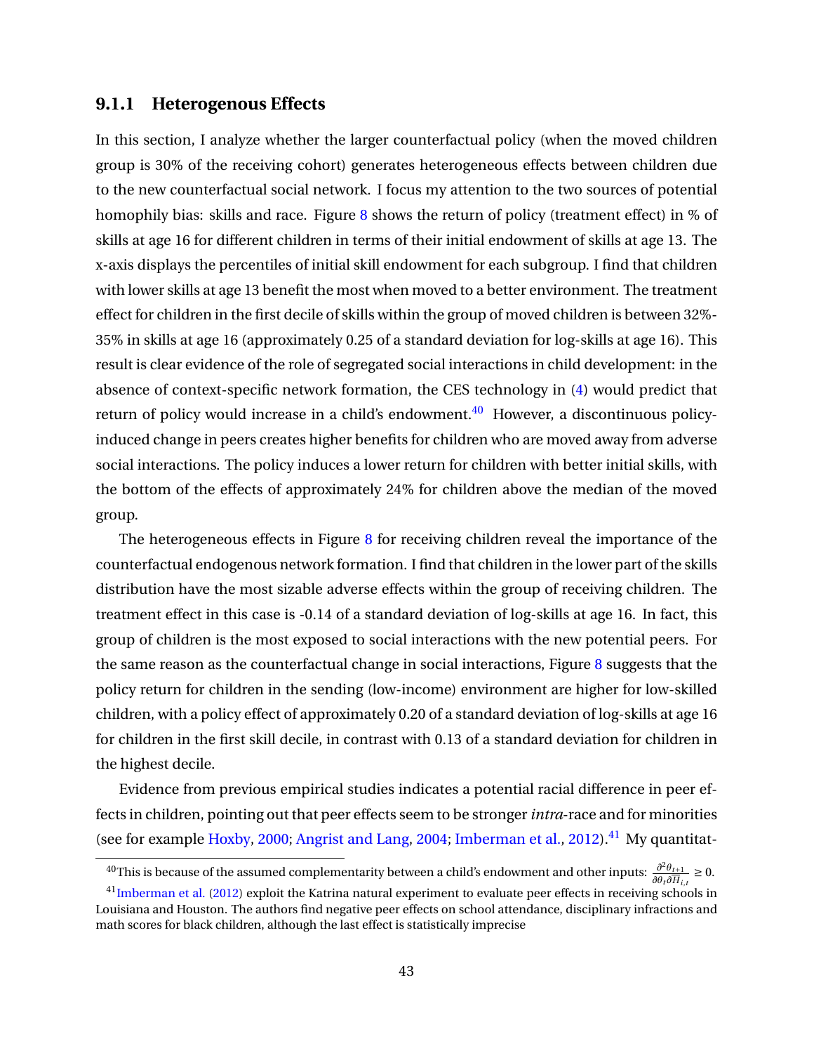### 9.1.1 Heterogenous Effects

In this section, I analyze whether the larger counterfactual policy (when the moved children group is 30% of the receiving cohort) generates heterogeneous effects between children due to the new counterfactual social network. I focus my attention to the two sources of potential homophily bias: skills and race. Figure 8 shows the return of policy (treatment effect) in % of skills at age 16 for different children in terms of their initial endowment of skills at age 13. The x-axis displays the percentiles of initial skill endowment for each subgroup. I find that children with lower skills at age 13 benefit the most when moved to a better environment. The treatment effect for children in the first decile of skills within the group of moved children is between 32%-35% in skills at age 16 (approximately 0.25 of a standard deviation for log-skills at age 16). This result is clear evidence of the role of segregated social interactions in child development: in the absence of context-specific network formation, the CES technology in (4) would predict that return of policy would increase in a child's endowment.[40] However, a discontinuous policy-induced change in peers creates higher benefits for children who are moved away from adverse social interactions. The policy induces a lower return for children with better initial skills, with the bottom of the effects of approximately 24% for children above the median of the moved group.

The heterogeneous effects in Figure 8 for receiving children reveal the importance of the counterfactual endogenous network formation. I find that children in the lower part of the skills distribution have the most sizable adverse effects within the group of receiving children. The treatment effect in this case is -0.14 of a standard deviation of log-skills at age 16. In fact, this group of children is the most exposed to social interactions with the new potential peers. For the same reason as the counterfactual change in social interactions, Figure 8 suggests that the policy return for children in the sending (low-income) environment are higher for low-skilled children, with a policy effect of approximately 0.20 of a standard deviation of log-skills at age 16 for children in the first skill decile, in contrast with 0.13 of a standard deviation for children in the highest decile.

Evidence from previous empirical studies indicates a potential racial difference in peer effects in children, pointing out that peer effects seem to be stronger *intra*-race and for minorities (see for example Hoxby, 2000; Angrist and Lang, 2004; Imberman et al., 2012).[41] My quantitat-

[40] This is because of the assumed complementarity between a child's endowment and other inputs: $\frac{\partial^2 \theta_{t+1}}{\partial \theta_t \partial H_{i,t}} \geq 0$.

[41] Imberman et al. (2012) exploit the Katrina natural experiment to evaluate peer effects in receiving schools in Louisiana and Houston. The authors find negative peer effects on school attendance, disciplinary infractions and math scores for black children, although the last effect is statistically imprecise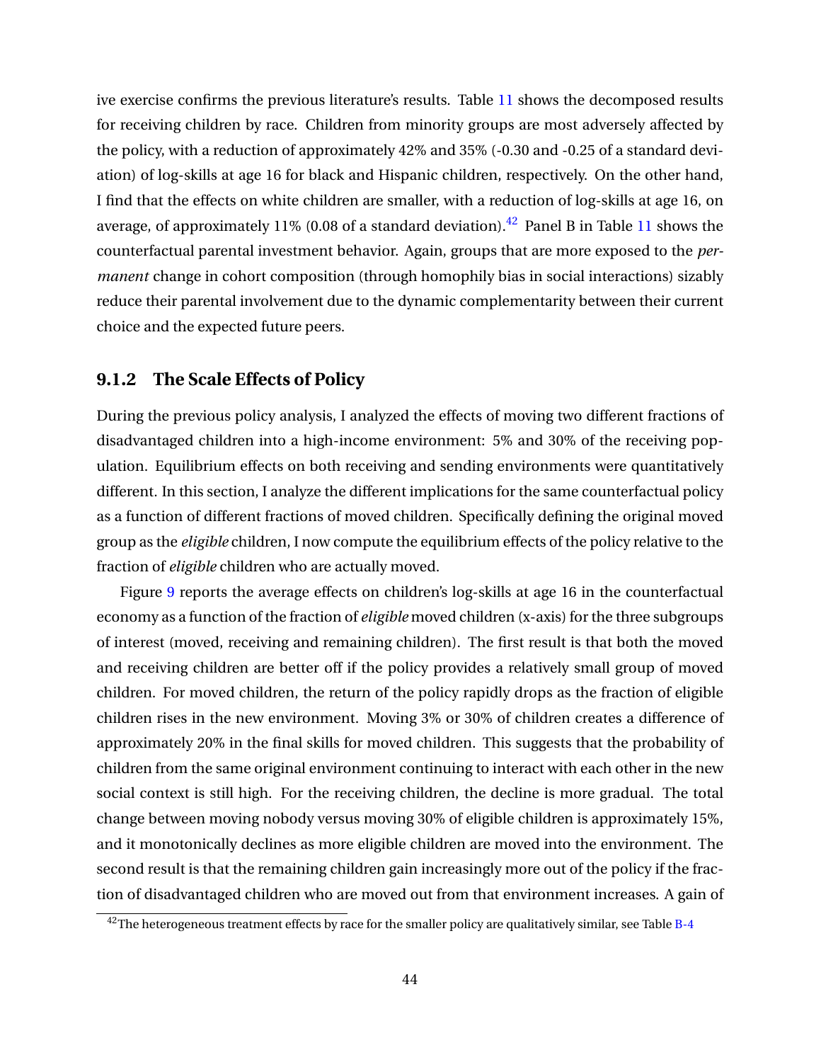ive exercise confirms the previous literature's results. Table 11 shows the decomposed results for receiving children by race. Children from minority groups are most adversely affected by the policy, with a reduction of approximately 42% and 35% (-0.30 and -0.25 of a standard deviation) of log-skills at age 16 for black and Hispanic children, respectively. On the other hand, I find that the effects on white children are smaller, with a reduction of log-skills at age 16, on average, of approximately 11% (0.08 of a standard deviation).[42] Panel B in Table 11 shows the counterfactual parental investment behavior. Again, groups that are more exposed to the *permanent* change in cohort composition (through homophily bias in social interactions) sizably reduce their parental involvement due to the dynamic complementarity between their current choice and the expected future peers.

### 9.1.2 The Scale Effects of Policy

During the previous policy analysis, I analyzed the effects of moving two different fractions of disadvantaged children into a high-income environment: 5% and 30% of the receiving population. Equilibrium effects on both receiving and sending environments were quantitatively different. In this section, I analyze the different implications for the same counterfactual policy as a function of different fractions of moved children. Specifically defining the original moved group as the *eligible* children, I now compute the equilibrium effects of the policy relative to the fraction of *eligible* children who are actually moved.

Figure 9 reports the average effects on children's log-skills at age 16 in the counterfactual economy as a function of the fraction of *eligible* moved children (x-axis) for the three subgroups of interest (moved, receiving and remaining children). The first result is that both the moved and receiving children are better off if the policy provides a relatively small group of moved children. For moved children, the return of the policy rapidly drops as the fraction of eligible children rises in the new environment. Moving 3% or 30% of children creates a difference of approximately 20% in the final skills for moved children. This suggests that the probability of children from the same original environment continuing to interact with each other in the new social context is still high. For the receiving children, the decline is more gradual. The total change between moving nobody versus moving 30% of eligible children is approximately 15%, and it monotonically declines as more eligible children are moved into the environment. The second result is that the remaining children gain increasingly more out of the policy if the fraction of disadvantaged children who are moved out from that environment increases. A gain of

[42] The heterogeneous treatment effects by race for the smaller policy are qualitatively similar, see Table B-4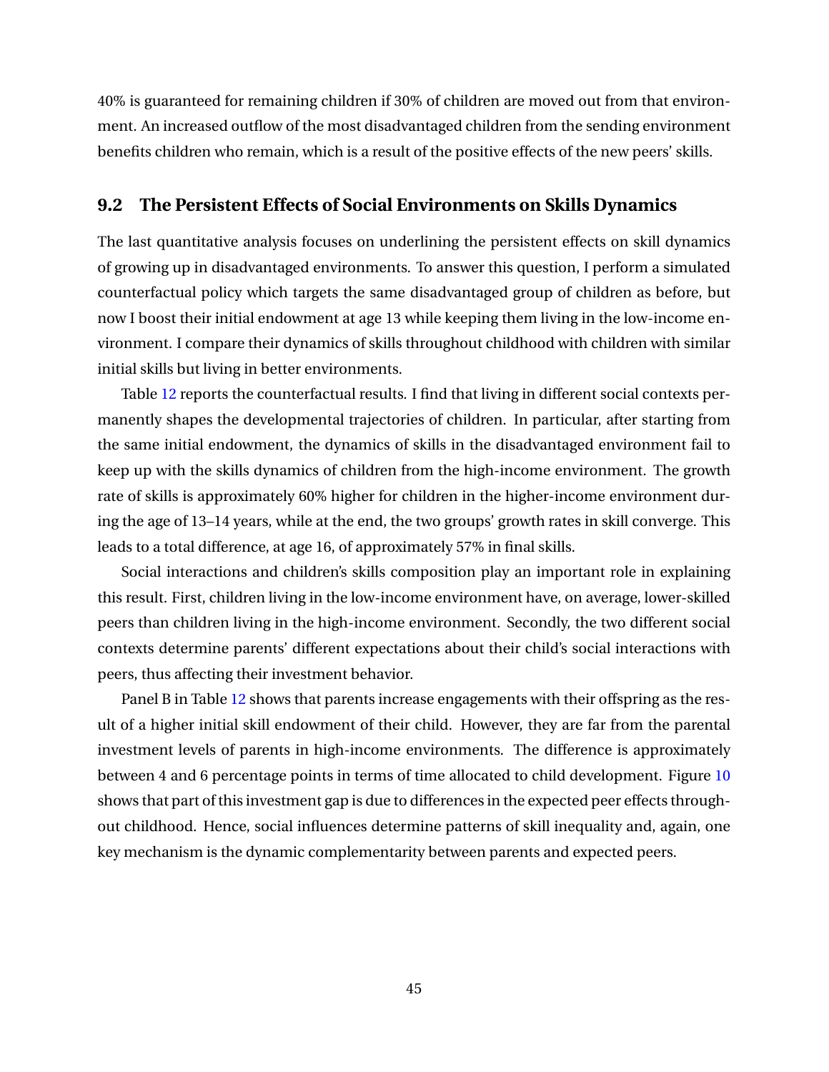40% is guaranteed for remaining children if 30% of children are moved out from that environment. An increased outflow of the most disadvantaged children from the sending environment benefits children who remain, which is a result of the positive effects of the new peers' skills.

### 9.2 The Persistent Effects of Social Environments on Skills Dynamics

The last quantitative analysis focuses on underlining the persistent effects on skill dynamics of growing up in disadvantaged environments. To answer this question, I perform a simulated counterfactual policy which targets the same disadvantaged group of children as before, but now I boost their initial endowment at age 13 while keeping them living in the low-income environment. I compare their dynamics of skills throughout childhood with children with similar initial skills but living in better environments.

Table 12 reports the counterfactual results. I find that living in different social contexts permanently shapes the developmental trajectories of children. In particular, after starting from the same initial endowment, the dynamics of skills in the disadvantaged environment fail to keep up with the skills dynamics of children from the high-income environment. The growth rate of skills is approximately 60% higher for children in the higher-income environment during the age of 13–14 years, while at the end, the two groups' growth rates in skill converge. This leads to a total difference, at age 16, of approximately 57% in final skills.

Social interactions and children's skills composition play an important role in explaining this result. First, children living in the low-income environment have, on average, lower-skilled peers than children living in the high-income environment. Secondly, the two different social contexts determine parents' different expectations about their child's social interactions with peers, thus affecting their investment behavior.

Panel B in Table 12 shows that parents increase engagements with their offspring as the result of a higher initial skill endowment of their child. However, they are far from the parental investment levels of parents in high-income environments. The difference is approximately between 4 and 6 percentage points in terms of time allocated to child development. Figure 10 shows that part of this investment gap is due to differences in the expected peer effects throughout childhood. Hence, social influences determine patterns of skill inequality and, again, one key mechanism is the dynamic complementarity between parents and expected peers.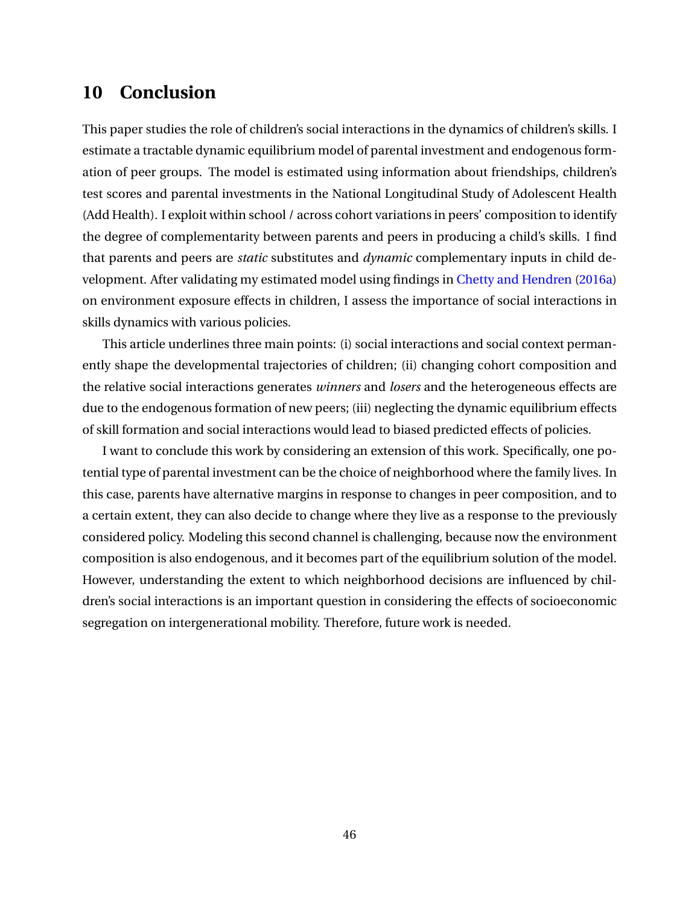## 10 Conclusion

This paper studies the role of children's social interactions in the dynamics of children's skills. I estimate a tractable dynamic equilibrium model of parental investment and endogenous formation of peer groups. The model is estimated using information about friendships, children's test scores and parental investments in the National Longitudinal Study of Adolescent Health (Add Health). I exploit within school / across cohort variations in peers' composition to identify the degree of complementarity between parents and peers in producing a child's skills. I find that parents and peers are *static* substitutes and *dynamic* complementary inputs in child development. After validating my estimated model using findings in Chetty and Hendren (2016a) on environment exposure effects in children, I assess the importance of social interactions in skills dynamics with various policies.

This article underlines three main points: (i) social interactions and social context permanently shape the developmental trajectories of children; (ii) changing cohort composition and the relative social interactions generates *winners* and *losers* and the heterogeneous effects are due to the endogenous formation of new peers; (iii) neglecting the dynamic equilibrium effects of skill formation and social interactions would lead to biased predicted effects of policies.

I want to conclude this work by considering an extension of this work. Specifically, one potential type of parental investment can be the choice of neighborhood where the family lives. In this case, parents have alternative margins in response to changes in peer composition, and to a certain extent, they can also decide to change where they live as a response to the previously considered policy. Modeling this second channel is challenging, because now the environment composition is also endogenous, and it becomes part of the equilibrium solution of the model. However, understanding the extent to which neighborhood decisions are influenced by children's social interactions is an important question in considering the effects of socioeconomic segregation on intergenerational mobility. Therefore, future work is needed.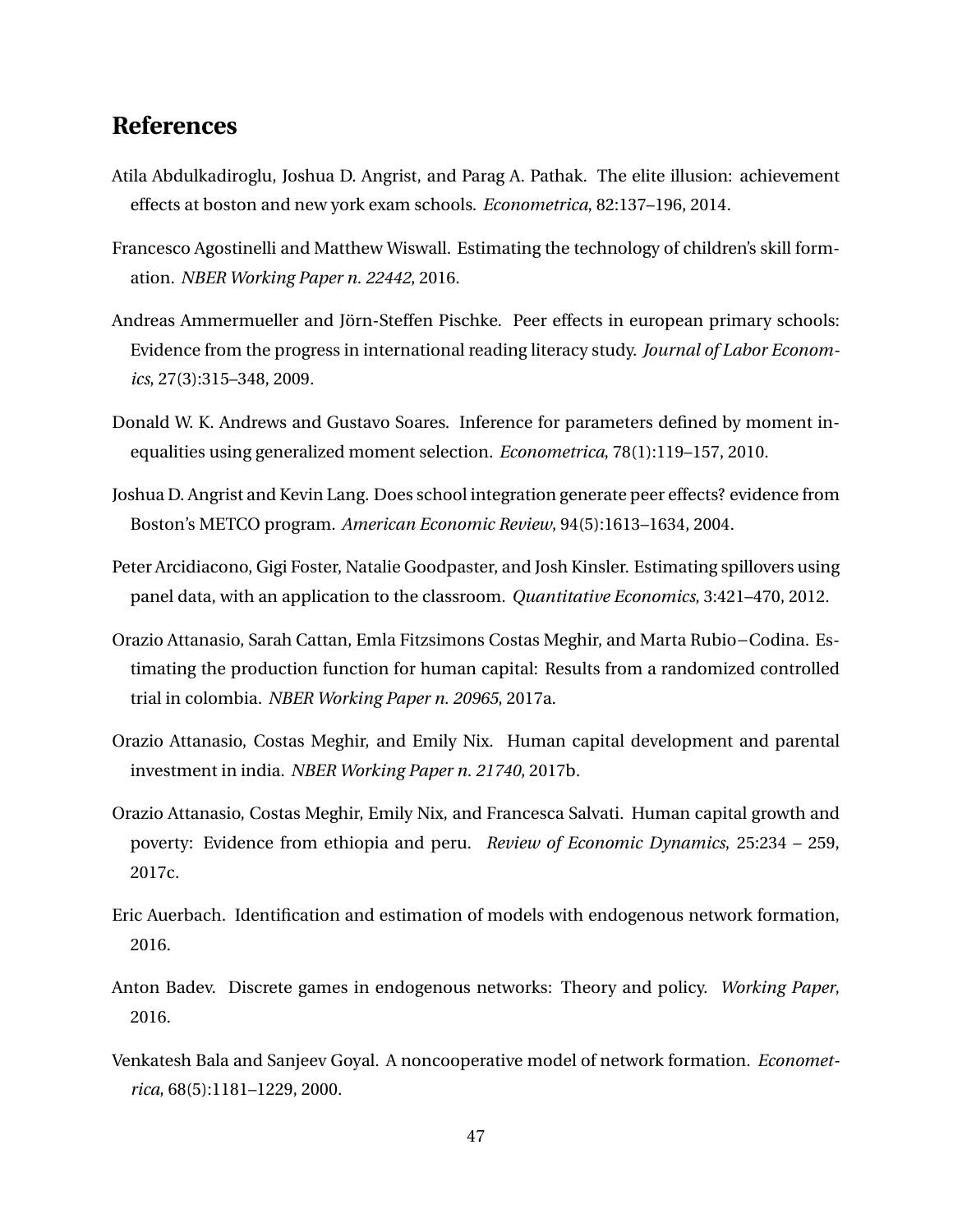## References

Atila Abdulkadiroglu, Joshua D. Angrist, and Parag A. Pathak. The elite illusion: achievement effects at boston and new york exam schools. *Econometrica*, 82:137–196, 2014.

Francesco Agostinelli and Matthew Wiswall. Estimating the technology of children's skill formation. *NBER Working Paper n. 22442*, 2016.

Andreas Ammermueller and Jörn-Steffen Pischke. Peer effects in european primary schools: Evidence from the progress in international reading literacy study. *Journal of Labor Economics*, 27(3):315–348, 2009.

Donald W. K. Andrews and Gustavo Soares. Inference for parameters defined by moment inequalities using generalized moment selection. *Econometrica*, 78(1):119–157, 2010.

Joshua D. Angrist and Kevin Lang. Does school integration generate peer effects? evidence from Boston's METCO program. *American Economic Review*, 94(5):1613–1634, 2004.

Peter Arcidiacono, Gigi Foster, Natalie Goodpaster, and Josh Kinsler. Estimating spillovers using panel data, with an application to the classroom. *Quantitative Economics*, 3:421–470, 2012.

Orazio Attanasio, Sarah Cattan, Emla Fitzsimons Costas Meghir, and Marta Rubio−Codina. Estimating the production function for human capital: Results from a randomized controlled trial in colombia. *NBER Working Paper n. 20965*, 2017a.

Orazio Attanasio, Costas Meghir, and Emily Nix. Human capital development and parental investment in india. *NBER Working Paper n. 21740*, 2017b.

Orazio Attanasio, Costas Meghir, Emily Nix, and Francesca Salvati. Human capital growth and poverty: Evidence from ethiopia and peru. *Review of Economic Dynamics*, 25:234 – 259, 2017c.

Eric Auerbach. Identification and estimation of models with endogenous network formation, 2016.

Anton Badev. Discrete games in endogenous networks: Theory and policy. *Working Paper*, 2016.

Venkatesh Bala and Sanjeev Goyal. A noncooperative model of network formation. *Econometrica*, 68(5):1181–1229, 2000.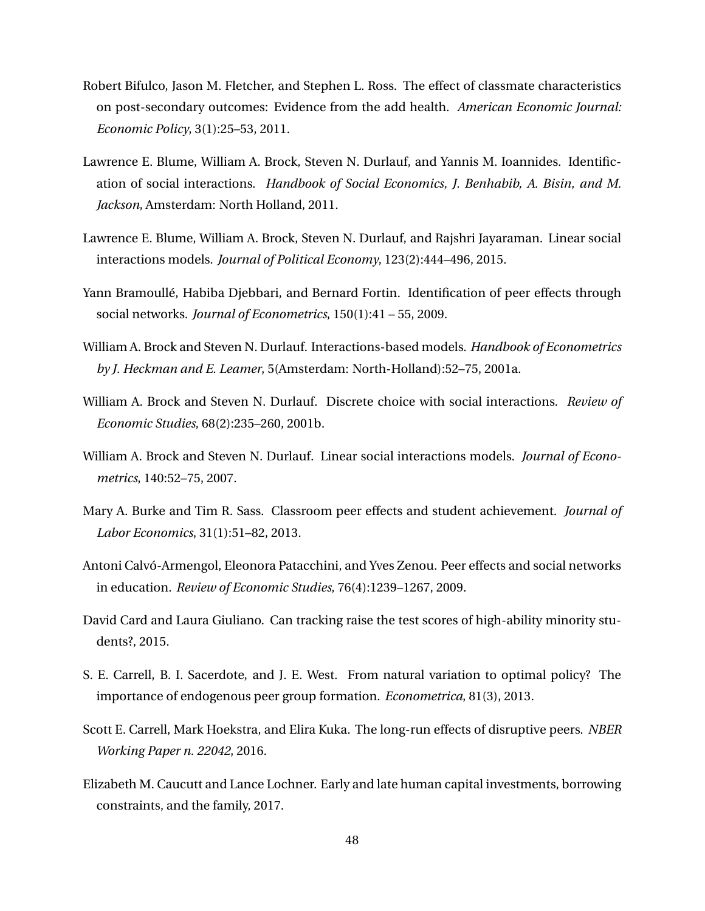Robert Bifulco, Jason M. Fletcher, and Stephen L. Ross. The effect of classmate characteristics on post-secondary outcomes: Evidence from the add health. *American Economic Journal: Economic Policy*, 3(1):25–53, 2011.

Lawrence E. Blume, William A. Brock, Steven N. Durlauf, and Yannis M. Ioannides. Identification of social interactions. *Handbook of Social Economics, J. Benhabib, A. Bisin, and M. Jackson*, Amsterdam: North Holland, 2011.

Lawrence E. Blume, William A. Brock, Steven N. Durlauf, and Rajshri Jayaraman. Linear social interactions models. *Journal of Political Economy*, 123(2):444–496, 2015.

Yann Bramoullé, Habiba Djebbari, and Bernard Fortin. Identification of peer effects through social networks. *Journal of Econometrics*, 150(1):41 – 55, 2009.

William A. Brock and Steven N. Durlauf. Interactions-based models. *Handbook of Econometrics by J. Heckman and E. Leamer*, 5(Amsterdam: North-Holland):52–75, 2001a.

William A. Brock and Steven N. Durlauf. Discrete choice with social interactions. *Review of Economic Studies*, 68(2):235–260, 2001b.

William A. Brock and Steven N. Durlauf. Linear social interactions models. *Journal of Econometrics*, 140:52–75, 2007.

Mary A. Burke and Tim R. Sass. Classroom peer effects and student achievement. *Journal of Labor Economics*, 31(1):51–82, 2013.

Antoni Calvó-Armengol, Eleonora Patacchini, and Yves Zenou. Peer effects and social networks in education. *Review of Economic Studies*, 76(4):1239–1267, 2009.

David Card and Laura Giuliano. Can tracking raise the test scores of high-ability minority students?, 2015.

S. E. Carrell, B. I. Sacerdote, and J. E. West. From natural variation to optimal policy? The importance of endogenous peer group formation. *Econometrica*, 81(3), 2013.

Scott E. Carrell, Mark Hoekstra, and Elira Kuka. The long-run effects of disruptive peers. *NBER Working Paper n. 22042*, 2016.

Elizabeth M. Caucutt and Lance Lochner. Early and late human capital investments, borrowing constraints, and the family, 2017.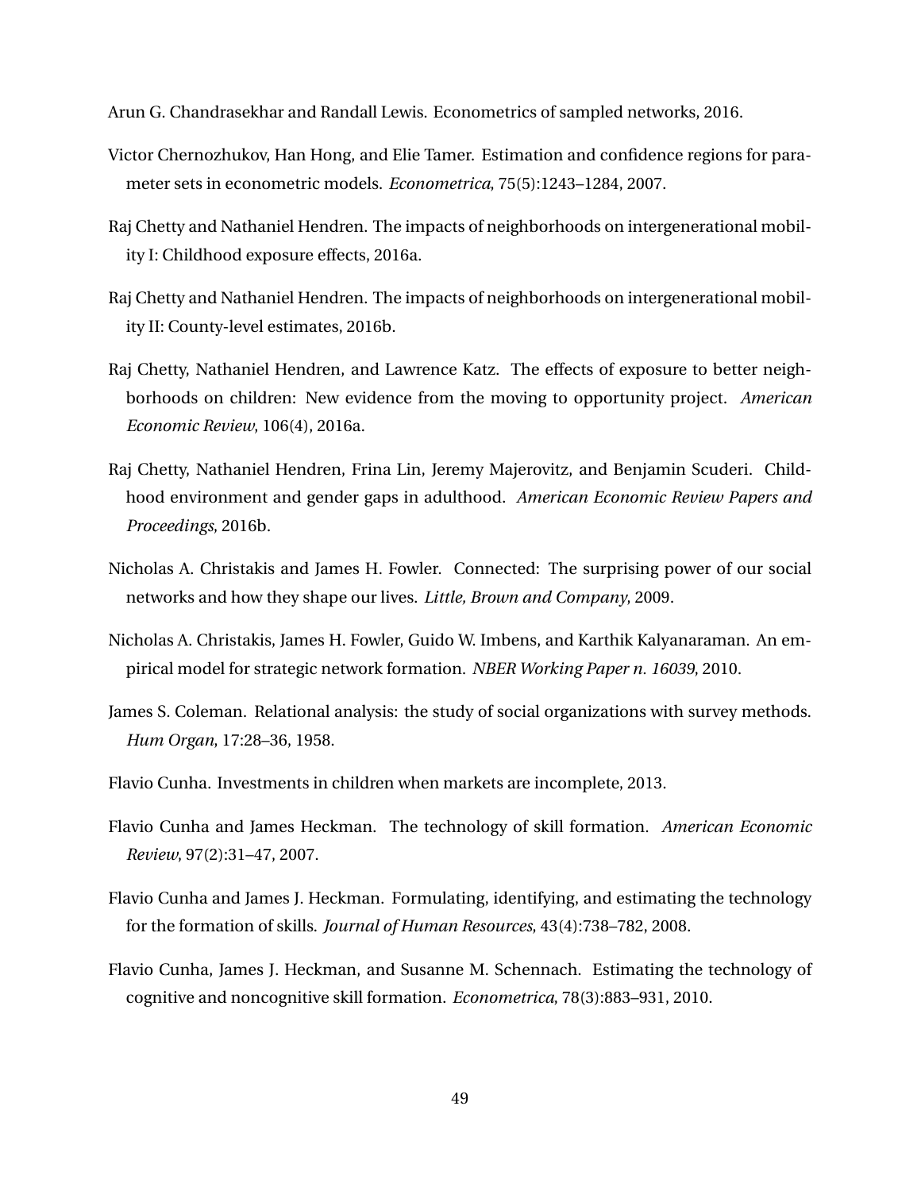Arun G. Chandrasekhar and Randall Lewis. Econometrics of sampled networks, 2016.

Victor Chernozhukov, Han Hong, and Elie Tamer. Estimation and confidence regions for parameter sets in econometric models. *Econometrica*, 75(5):1243–1284, 2007.

Raj Chetty and Nathaniel Hendren. The impacts of neighborhoods on intergenerational mobility I: Childhood exposure effects, 2016a.

Raj Chetty and Nathaniel Hendren. The impacts of neighborhoods on intergenerational mobility II: County-level estimates, 2016b.

Raj Chetty, Nathaniel Hendren, and Lawrence Katz. The effects of exposure to better neighborhoods on children: New evidence from the moving to opportunity project. *American Economic Review*, 106(4), 2016a.

Raj Chetty, Nathaniel Hendren, Frina Lin, Jeremy Majerovitz, and Benjamin Scuderi. Childhood environment and gender gaps in adulthood. *American Economic Review Papers and Proceedings*, 2016b.

Nicholas A. Christakis and James H. Fowler. Connected: The surprising power of our social networks and how they shape our lives. *Little, Brown and Company*, 2009.

Nicholas A. Christakis, James H. Fowler, Guido W. Imbens, and Karthik Kalyanaraman. An empirical model for strategic network formation. *NBER Working Paper n. 16039*, 2010.

James S. Coleman. Relational analysis: the study of social organizations with survey methods. *Hum Organ*, 17:28–36, 1958.

Flavio Cunha. Investments in children when markets are incomplete, 2013.

Flavio Cunha and James Heckman. The technology of skill formation. *American Economic Review*, 97(2):31–47, 2007.

Flavio Cunha and James J. Heckman. Formulating, identifying, and estimating the technology for the formation of skills. *Journal of Human Resources*, 43(4):738–782, 2008.

Flavio Cunha, James J. Heckman, and Susanne M. Schennach. Estimating the technology of cognitive and noncognitive skill formation. *Econometrica*, 78(3):883–931, 2010.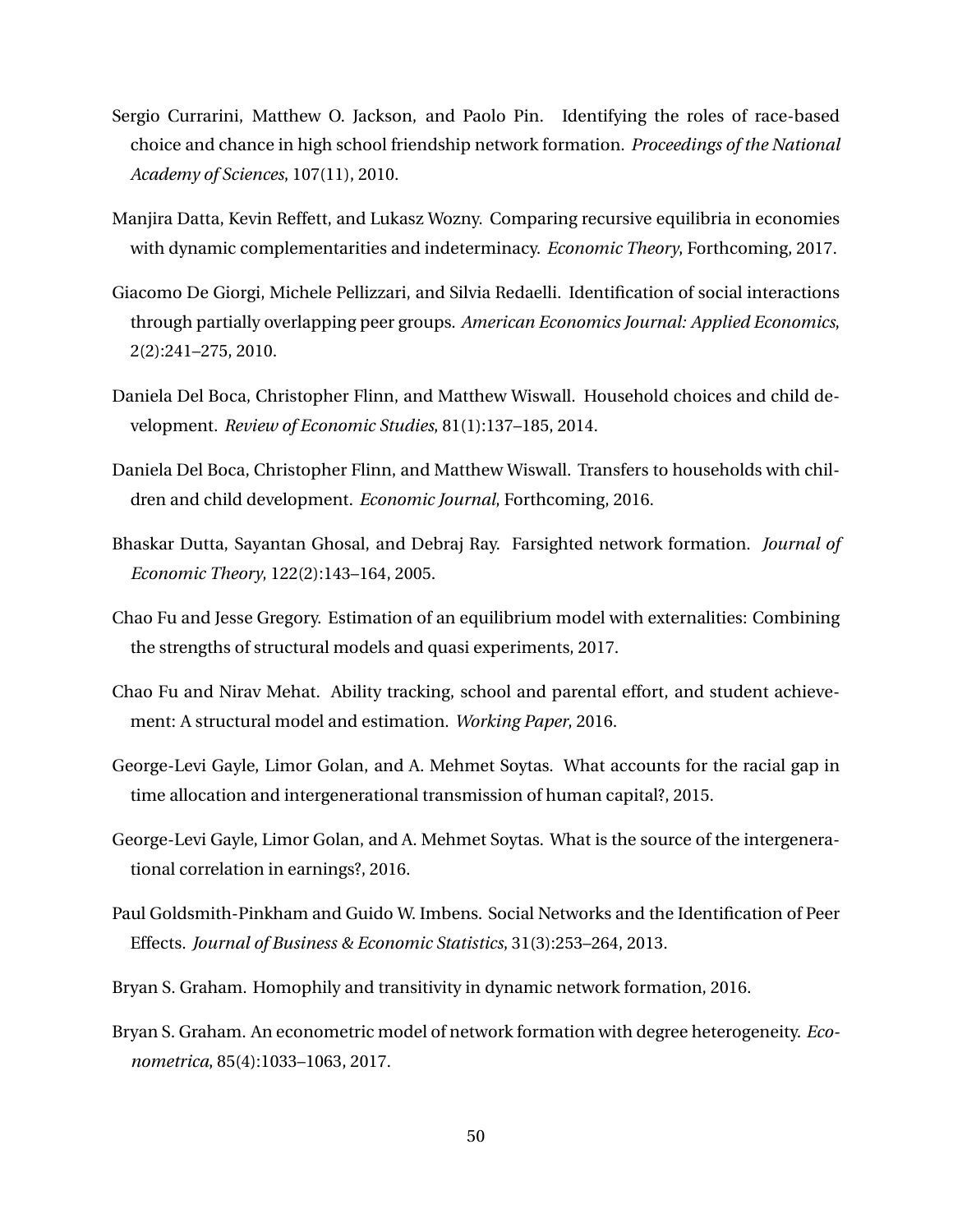Sergio Currarini, Matthew O. Jackson, and Paolo Pin. Identifying the roles of race-based choice and chance in high school friendship network formation. *Proceedings of the National Academy of Sciences*, 107(11), 2010.

Manjira Datta, Kevin Reffett, and Lukasz Wozny. Comparing recursive equilibria in economies with dynamic complementarities and indeterminacy. *Economic Theory*, Forthcoming, 2017.

Giacomo De Giorgi, Michele Pellizzari, and Silvia Redaelli. Identification of social interactions through partially overlapping peer groups. *American Economics Journal: Applied Economics*, 2(2):241–275, 2010.

Daniela Del Boca, Christopher Flinn, and Matthew Wiswall. Household choices and child development. *Review of Economic Studies*, 81(1):137–185, 2014.

Daniela Del Boca, Christopher Flinn, and Matthew Wiswall. Transfers to households with children and child development. *Economic Journal*, Forthcoming, 2016.

Bhaskar Dutta, Sayantan Ghosal, and Debraj Ray. Farsighted network formation. *Journal of Economic Theory*, 122(2):143–164, 2005.

Chao Fu and Jesse Gregory. Estimation of an equilibrium model with externalities: Combining the strengths of structural models and quasi experiments, 2017.

Chao Fu and Nirav Mehat. Ability tracking, school and parental effort, and student achievement: A structural model and estimation. *Working Paper*, 2016.

George-Levi Gayle, Limor Golan, and A. Mehmet Soytas. What accounts for the racial gap in time allocation and intergenerational transmission of human capital?, 2015.

George-Levi Gayle, Limor Golan, and A. Mehmet Soytas. What is the source of the intergenerational correlation in earnings?, 2016.

Paul Goldsmith-Pinkham and Guido W. Imbens. Social Networks and the Identification of Peer Effects. *Journal of Business & Economic Statistics*, 31(3):253–264, 2013.

Bryan S. Graham. Homophily and transitivity in dynamic network formation, 2016.

Bryan S. Graham. An econometric model of network formation with degree heterogeneity. *Econometrica*, 85(4):1033–1063, 2017.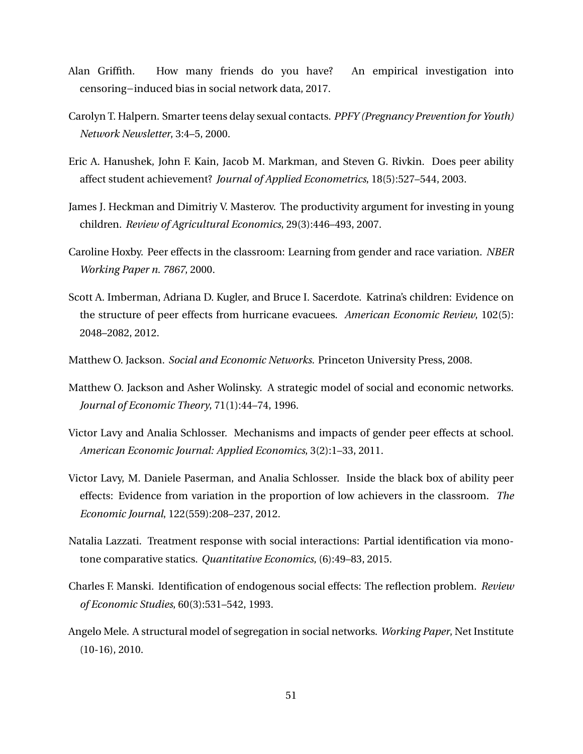Alan Griffith. How many friends do you have? An empirical investigation into censoring−induced bias in social network data, 2017.

Carolyn T. Halpern. Smarter teens delay sexual contacts. *PPFY (Pregnancy Prevention for Youth) Network Newsletter*, 3:4–5, 2000.

Eric A. Hanushek, John F. Kain, Jacob M. Markman, and Steven G. Rivkin. Does peer ability affect student achievement? *Journal of Applied Econometrics*, 18(5):527–544, 2003.

James J. Heckman and Dimitriy V. Masterov. The productivity argument for investing in young children. *Review of Agricultural Economics*, 29(3):446–493, 2007.

Caroline Hoxby. Peer effects in the classroom: Learning from gender and race variation. *NBER Working Paper n. 7867*, 2000.

Scott A. Imberman, Adriana D. Kugler, and Bruce I. Sacerdote. Katrina's children: Evidence on the structure of peer effects from hurricane evacuees. *American Economic Review*, 102(5): 2048–2082, 2012.

Matthew O. Jackson. *Social and Economic Networks*. Princeton University Press, 2008.

Matthew O. Jackson and Asher Wolinsky. A strategic model of social and economic networks. *Journal of Economic Theory*, 71(1):44–74, 1996.

Victor Lavy and Analia Schlosser. Mechanisms and impacts of gender peer effects at school. *American Economic Journal: Applied Economics*, 3(2):1–33, 2011.

Victor Lavy, M. Daniele Paserman, and Analia Schlosser. Inside the black box of ability peer effects: Evidence from variation in the proportion of low achievers in the classroom. *The Economic Journal*, 122(559):208–237, 2012.

Natalia Lazzati. Treatment response with social interactions: Partial identification via monotone comparative statics. *Quantitative Economics*, (6):49–83, 2015.

Charles F. Manski. Identification of endogenous social effects: The reflection problem. *Review of Economic Studies*, 60(3):531–542, 1993.

Angelo Mele. A structural model of segregation in social networks. *Working Paper*, Net Institute (10-16), 2010.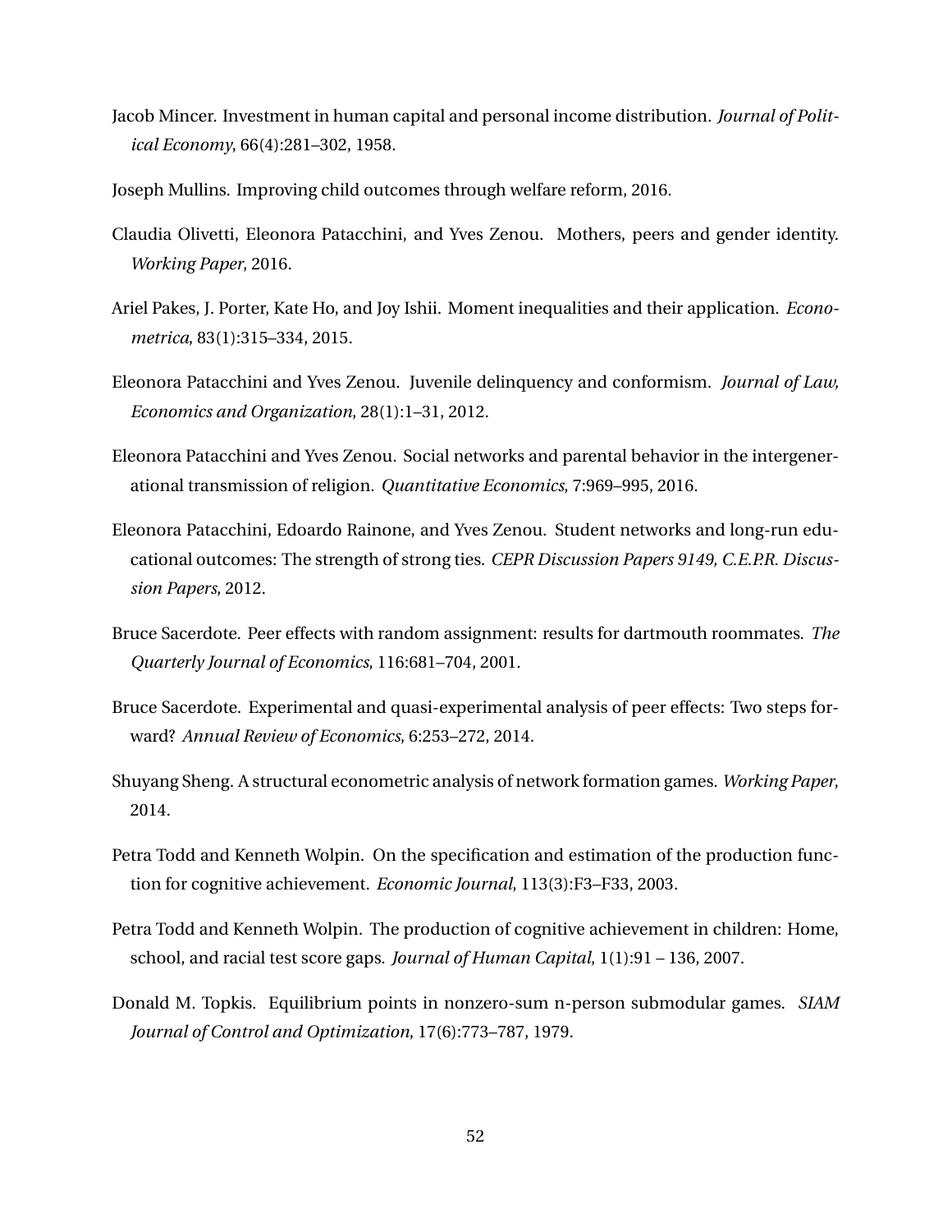Jacob Mincer. Investment in human capital and personal income distribution. *Journal of Political Economy*, 66(4):281–302, 1958.

Joseph Mullins. Improving child outcomes through welfare reform, 2016.

Claudia Olivetti, Eleonora Patacchini, and Yves Zenou. Mothers, peers and gender identity. *Working Paper*, 2016.

Ariel Pakes, J. Porter, Kate Ho, and Joy Ishii. Moment inequalities and their application. *Econometrica*, 83(1):315–334, 2015.

Eleonora Patacchini and Yves Zenou. Juvenile delinquency and conformism. *Journal of Law, Economics and Organization*, 28(1):1–31, 2012.

Eleonora Patacchini and Yves Zenou. Social networks and parental behavior in the intergenerational transmission of religion. *Quantitative Economics*, 7:969–995, 2016.

Eleonora Patacchini, Edoardo Rainone, and Yves Zenou. Student networks and long-run educational outcomes: The strength of strong ties. *CEPR Discussion Papers 9149, C.E.P.R. Discussion Papers*, 2012.

Bruce Sacerdote. Peer effects with random assignment: results for dartmouth roommates. *The Quarterly Journal of Economics*, 116:681–704, 2001.

Bruce Sacerdote. Experimental and quasi-experimental analysis of peer effects: Two steps forward? *Annual Review of Economics*, 6:253–272, 2014.

Shuyang Sheng. A structural econometric analysis of network formation games. *Working Paper*, 2014.

Petra Todd and Kenneth Wolpin. On the specification and estimation of the production function for cognitive achievement. *Economic Journal*, 113(3):F3–F33, 2003.

Petra Todd and Kenneth Wolpin. The production of cognitive achievement in children: Home, school, and racial test score gaps. *Journal of Human Capital*, 1(1):91 – 136, 2007.

Donald M. Topkis. Equilibrium points in nonzero-sum n-person submodular games. *SIAM Journal of Control and Optimization*, 17(6):773–787, 1979.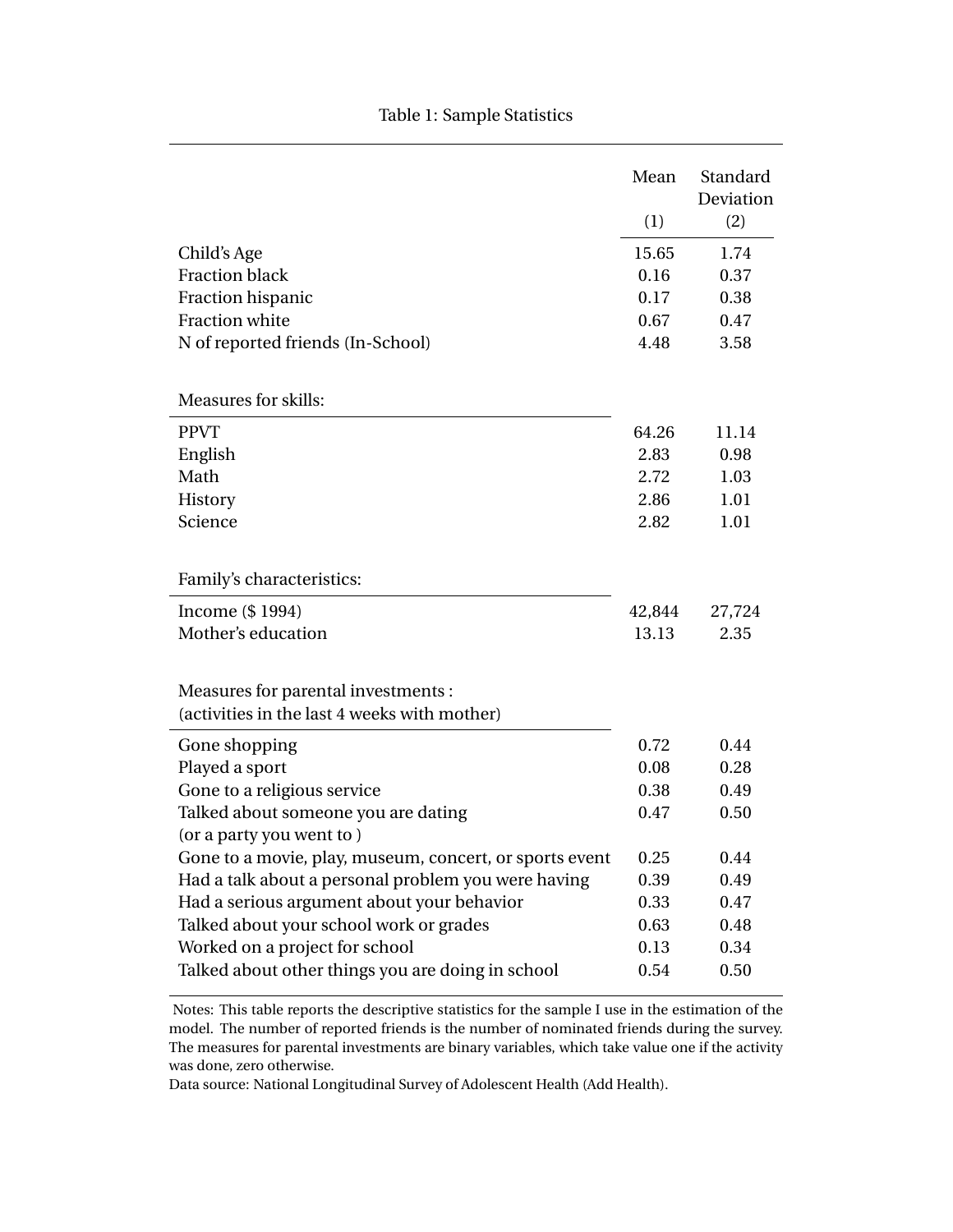Table 1: Sample Statistics

| | Mean<br>(1) | Standard Deviation<br>(2) |
|---|---|---|
| Child's Age | 15.65 | 1.74 |
| Fraction black | 0.16 | 0.37 |
| Fraction hispanic | 0.17 | 0.38 |
| Fraction white | 0.67 | 0.47 |
| N of reported friends (In-School) | 4.48 | 3.58 |
| **Measures for skills:** | | |
| PPVT | 64.26 | 11.14 |
| English | 2.83 | 0.98 |
| Math | 2.72 | 1.03 |
| History | 2.86 | 1.01 |
| Science | 2.82 | 1.01 |
| **Family's characteristics:** | | |
| Income ($ 1994) | 42,844 | 27,724 |
| Mother's education | 13.13 | 2.35 |
| **Measures for parental investments :**<br>**(activities in the last 4 weeks with mother)** | | |
| Gone shopping | 0.72 | 0.44 |
| Played a sport | 0.08 | 0.28 |
| Gone to a religious service | 0.38 | 0.49 |
| Talked about someone you are dating (or a party you went to ) | 0.47 | 0.50 |
| Gone to a movie, play, museum, concert, or sports event | 0.25 | 0.44 |
| Had a talk about a personal problem you were having | 0.39 | 0.49 |
| Had a serious argument about your behavior | 0.33 | 0.47 |
| Talked about your school work or grades | 0.63 | 0.48 |
| Worked on a project for school | 0.13 | 0.34 |
| Talked about other things you are doing in school | 0.54 | 0.50 |

Notes: This table reports the descriptive statistics for the sample I use in the estimation of the model. The number of reported friends is the number of nominated friends during the survey. The measures for parental investments are binary variables, which take value one if the activity was done, zero otherwise.
Data source: National Longitudinal Survey of Adolescent Health (Add Health).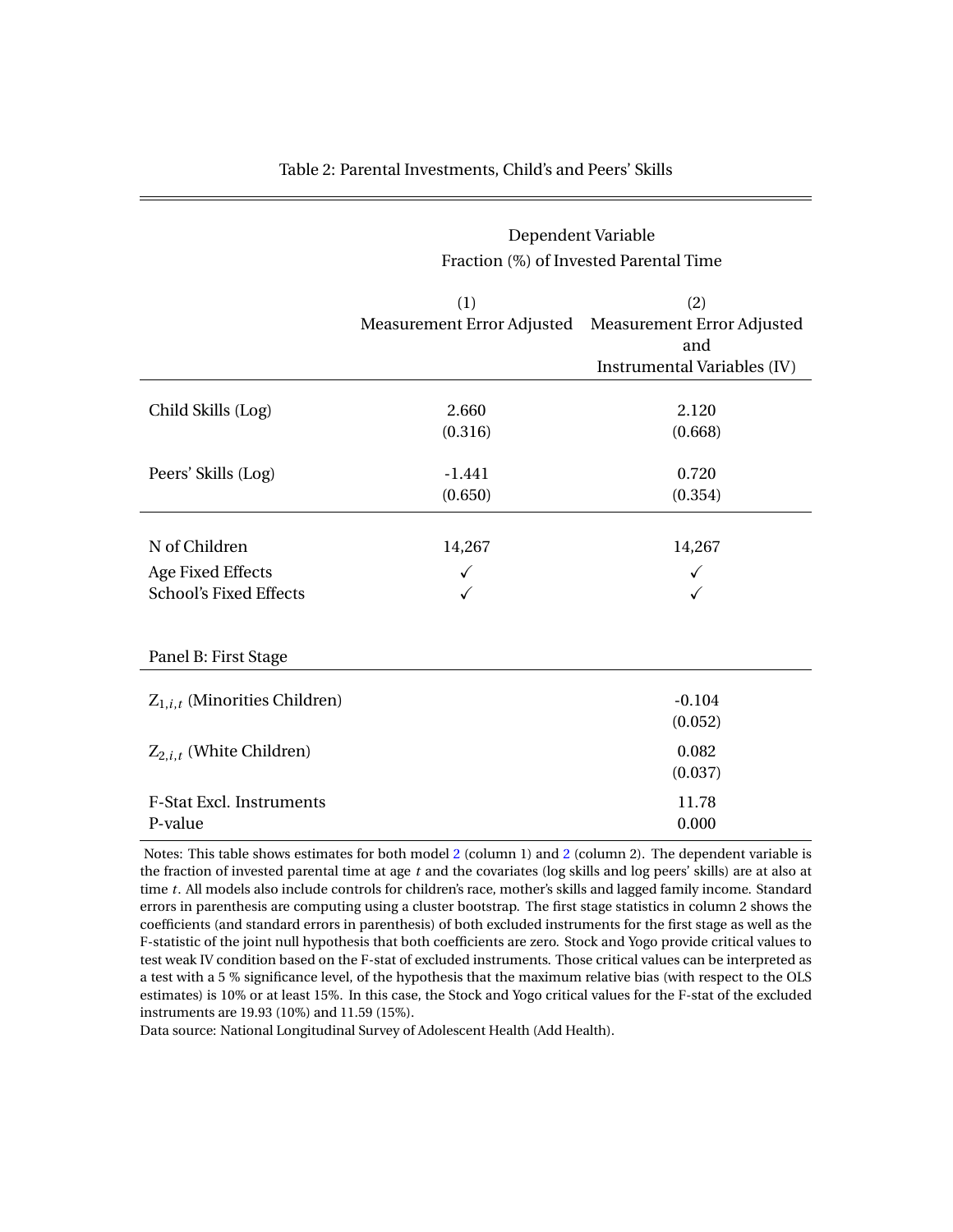Table 2: Parental Investments, Child's and Peers' Skills

| | Dependent Variable Fraction (%) of Invested Parental Time | |
|---|---|---|
| | (1) Measurement Error Adjusted | (2) Measurement Error Adjusted and Instrumental Variables (IV) |
| Child Skills (Log) | 2.660 | 2.120 |
| | (0.316) | (0.668) |
| Peers' Skills (Log) | -1.441 | 0.720 |
| | (0.650) | (0.354) |
| N of Children | 14,267 | 14,267 |
| Age Fixed Effects | ✓ | ✓ |
| School's Fixed Effects | ✓ | ✓ |
| **Panel B: First Stage** | | |
| $Z_{1,i,t}$ (Minorities Children) | | -0.104 |
| | | (0.052) |
| $Z_{2,i,t}$ (White Children) | | 0.082 |
| | | (0.037) |
| F-Stat Excl. Instruments | | 11.78 |
| P-value | | 0.000 |

Notes: This table shows estimates for both model 2 (column 1) and 2 (column 2). The dependent variable is the fraction of invested parental time at age $t$ and the covariates (log skills and log peers' skills) are at also at time $t$. All models also include controls for children's race, mother's skills and lagged family income. Standard errors in parenthesis are computing using a cluster bootstrap. The first stage statistics in column 2 shows the coefficients (and standard errors in parenthesis) of both excluded instruments for the first stage as well as the F-statistic of the joint null hypothesis that both coefficients are zero. Stock and Yogo provide critical values to test weak IV condition based on the F-stat of excluded instruments. Those critical values can be interpreted as a test with a 5 % significance level, of the hypothesis that the maximum relative bias (with respect to the OLS estimates) is 10% or at least 15%. In this case, the Stock and Yogo critical values for the F-stat of the excluded instruments are 19.93 (10%) and 11.59 (15%).
Data source: National Longitudinal Survey of Adolescent Health (Add Health).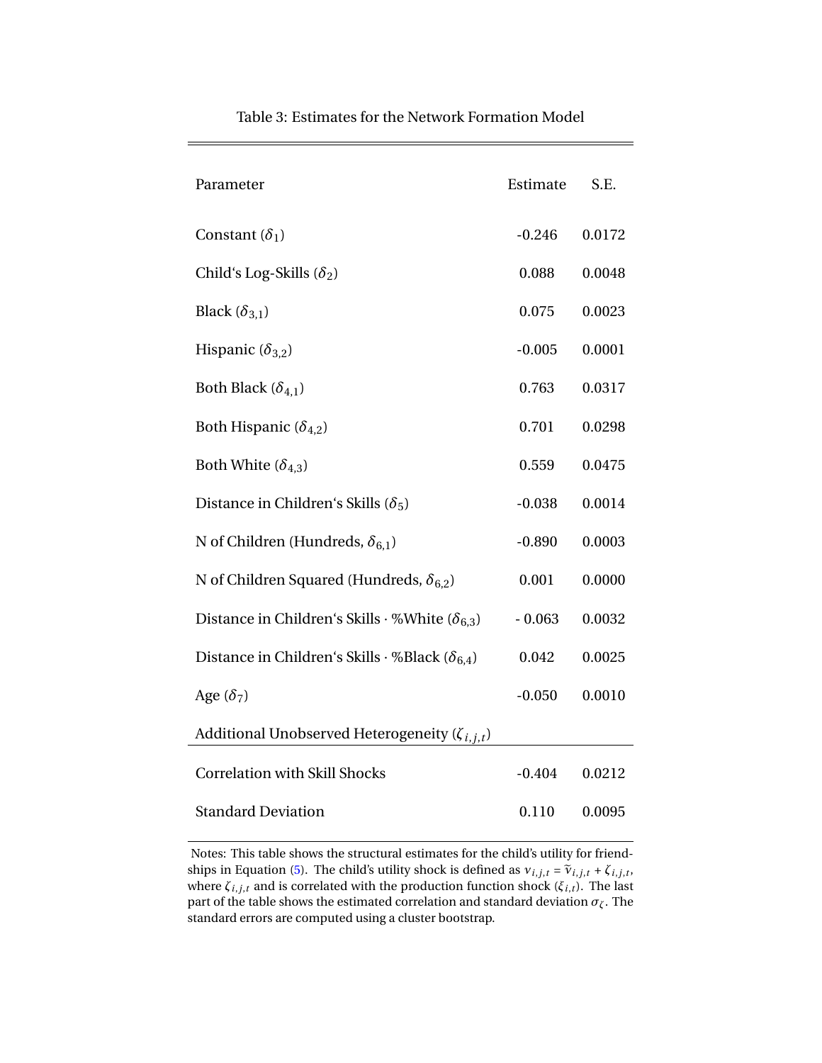Table 3: Estimates for the Network Formation Model

| Parameter | Estimate | S.E. |
|---|---|---|
| Constant ($\delta_1$) | -0.246 | 0.0172 |
| Child‘s Log-Skills ($\delta_2$) | 0.088 | 0.0048 |
| Black ($\delta_{3,1}$) | 0.075 | 0.0023 |
| Hispanic ($\delta_{3,2}$) | -0.005 | 0.0001 |
| Both Black ($\delta_{4,1}$) | 0.763 | 0.0317 |
| Both Hispanic ($\delta_{4,2}$) | 0.701 | 0.0298 |
| Both White ($\delta_{4,3}$) | 0.559 | 0.0475 |
| Distance in Children‘s Skills ($\delta_5$) | -0.038 | 0.0014 |
| N of Children (Hundreds, $\delta_{6,1}$) | -0.890 | 0.0003 |
| N of Children Squared (Hundreds, $\delta_{6,2}$) | 0.001 | 0.0000 |
| Distance in Children‘s Skills · %White ($\delta_{6,3}$) | - 0.063 | 0.0032 |
| Distance in Children‘s Skills · %Black ($\delta_{6,4}$) | 0.042 | 0.0025 |
| Age ($\delta_7$) | -0.050 | 0.0010 |
| Additional Unobserved Heterogeneity ($\zeta_{i,j,t}$) | | |
| Correlation with Skill Shocks | -0.404 | 0.0212 |
| Standard Deviation | 0.110 | 0.0095 |

Notes: This table shows the structural estimates for the child's utility for friendships in Equation (5). The child's utility shock is defined as $\nu_{i,j,t} = \widetilde{\nu}_{i,j,t} + \zeta_{i,j,t}$, where $\zeta_{i,j,t}$ and is correlated with the production function shock ($\xi_{i,t}$). The last part of the table shows the estimated correlation and standard deviation $\sigma_\zeta$. The standard errors are computed using a cluster bootstrap.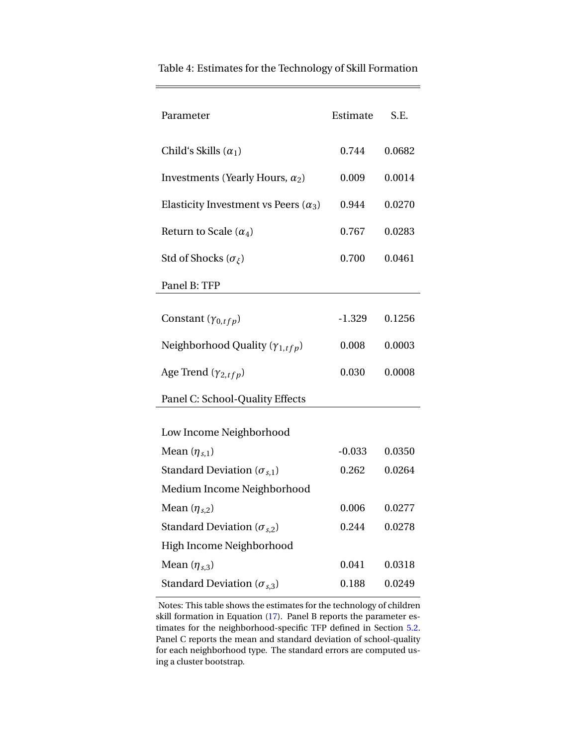Table 4: Estimates for the Technology of Skill Formation

| Parameter | Estimate | S.E. |
|---|---|---|
| Child's Skills ($\alpha_1$) | 0.744 | 0.0682 |
| Investments (Yearly Hours, $\alpha_2$) | 0.009 | 0.0014 |
| Elasticity Investment vs Peers ($\alpha_3$) | 0.944 | 0.0270 |
| Return to Scale ($\alpha_4$) | 0.767 | 0.0283 |
| Std of Shocks ($\sigma_\xi$) | 0.700 | 0.0461 |
| **Panel B: TFP** | | |
| Constant ($\gamma_{0,tfp}$) | -1.329 | 0.1256 |
| Neighborhood Quality ($\gamma_{1,tfp}$) | 0.008 | 0.0003 |
| Age Trend ($\gamma_{2,tfp}$) | 0.030 | 0.0008 |
| **Panel C: School-Quality Effects** | | |
| Low Income Neighborhood | | |
| Mean ($\eta_{s,1}$) | -0.033 | 0.0350 |
| Standard Deviation ($\sigma_{s,1}$) | 0.262 | 0.0264 |
| Medium Income Neighborhood | | |
| Mean ($\eta_{s,2}$) | 0.006 | 0.0277 |
| Standard Deviation ($\sigma_{s,2}$) | 0.244 | 0.0278 |
| High Income Neighborhood | | |
| Mean ($\eta_{s,3}$) | 0.041 | 0.0318 |
| Standard Deviation ($\sigma_{s,3}$) | 0.188 | 0.0249 |

Notes: This table shows the estimates for the technology of children skill formation in Equation (17). Panel B reports the parameter estimates for the neighborhood-specific TFP defined in Section 5.2. Panel C reports the mean and standard deviation of school-quality for each neighborhood type. The standard errors are computed using a cluster bootstrap.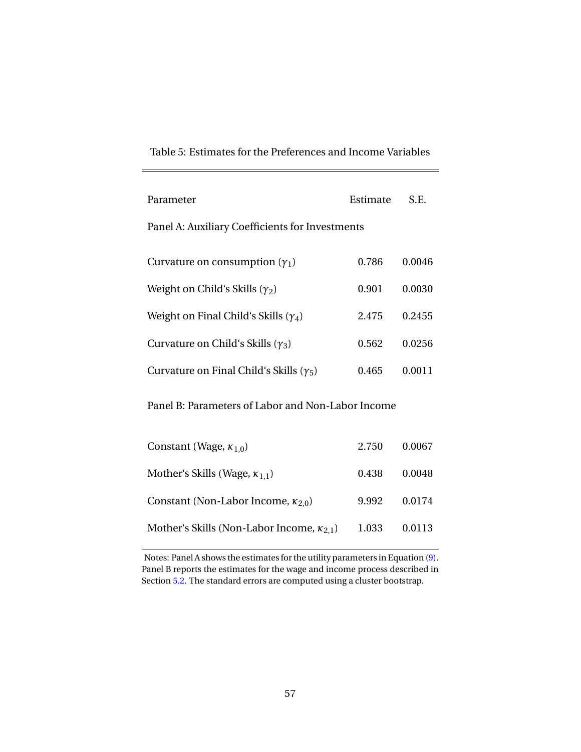Table 5: Estimates for the Preferences and Income Variables

| Parameter | Estimate | S.E. |
| --- | --- | --- |
| Panel A: Auxiliary Coefficients for Investments | | |
| Curvature on consumption ($\gamma_1$) | 0.786 | 0.0046 |
| Weight on Child‘s Skills ($\gamma_2$) | 0.901 | 0.0030 |
| Weight on Final Child‘s Skills ($\gamma_4$) | 2.475 | 0.2455 |
| Curvature on Child‘s Skills ($\gamma_3$) | 0.562 | 0.0256 |
| Curvature on Final Child‘s Skills ($\gamma_5$) | 0.465 | 0.0011 |
| Panel B: Parameters of Labor and Non-Labor Income | | |
| Constant (Wage, $\kappa_{1,0}$) | 2.750 | 0.0067 |
| Mother‘s Skills (Wage, $\kappa_{1,1}$) | 0.438 | 0.0048 |
| Constant (Non-Labor Income, $\kappa_{2,0}$) | 9.992 | 0.0174 |
| Mother‘s Skills (Non-Labor Income, $\kappa_{2,1}$) | 1.033 | 0.0113 |

Notes: Panel A shows the estimates for the utility parameters in Equation (9). Panel B reports the estimates for the wage and income process described in Section 5.2. The standard errors are computed using a cluster bootstrap.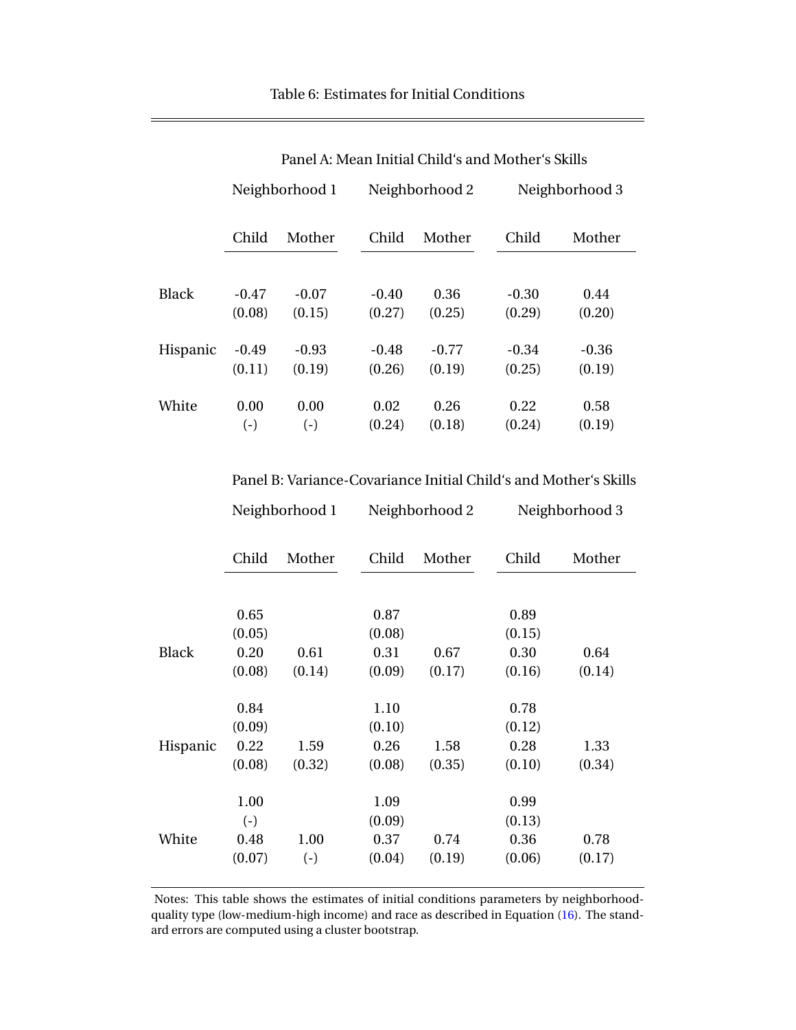Table 6: Estimates for Initial Conditions

Panel A: Mean Initial Child's and Mother's Skills

| | Neighborhood 1 | | Neighborhood 2 | | Neighborhood 3 | |
|---|---|---|---|---|---|---|
| | Child | Mother | Child | Mother | Child | Mother |
| Black | -0.47 | -0.07 | -0.40 | 0.36 | -0.30 | 0.44 |
| | (0.08) | (0.15) | (0.27) | (0.25) | (0.29) | (0.20) |
| Hispanic | -0.49 | -0.93 | -0.48 | -0.77 | -0.34 | -0.36 |
| | (0.11) | (0.19) | (0.26) | (0.19) | (0.25) | (0.19) |
| White | 0.00 | 0.00 | 0.02 | 0.26 | 0.22 | 0.58 |
| | (-) | (-) | (0.24) | (0.18) | (0.24) | (0.19) |

Panel B: Variance-Covariance Initial Child's and Mother's Skills

| | Neighborhood 1 | | Neighborhood 2 | | Neighborhood 3 | |
|---|---|---|---|---|---|---|
| | Child | Mother | Child | Mother | Child | Mother |
| | 0.65 | | 0.87 | | 0.89 | |
| | (0.05) | | (0.08) | | (0.15) | |
| Black | 0.20 | 0.61 | 0.31 | 0.67 | 0.30 | 0.64 |
| | (0.08) | (0.14) | (0.09) | (0.17) | (0.16) | (0.14) |
| | 0.84 | | 1.10 | | 0.78 | |
| | (0.09) | | (0.10) | | (0.12) | |
| Hispanic | 0.22 | 1.59 | 0.26 | 1.58 | 0.28 | 1.33 |
| | (0.08) | (0.32) | (0.08) | (0.35) | (0.10) | (0.34) |
| | 1.00 | | 1.09 | | 0.99 | |
| | (-) | | (0.09) | | (0.13) | |
| White | 0.48 | 1.00 | 0.37 | 0.74 | 0.36 | 0.78 |
| | (0.07) | (-) | (0.04) | (0.19) | (0.06) | (0.17) |

Notes: This table shows the estimates of initial conditions parameters by neighborhood-quality type (low-medium-high income) and race as described in Equation (16). The standard errors are computed using a cluster bootstrap.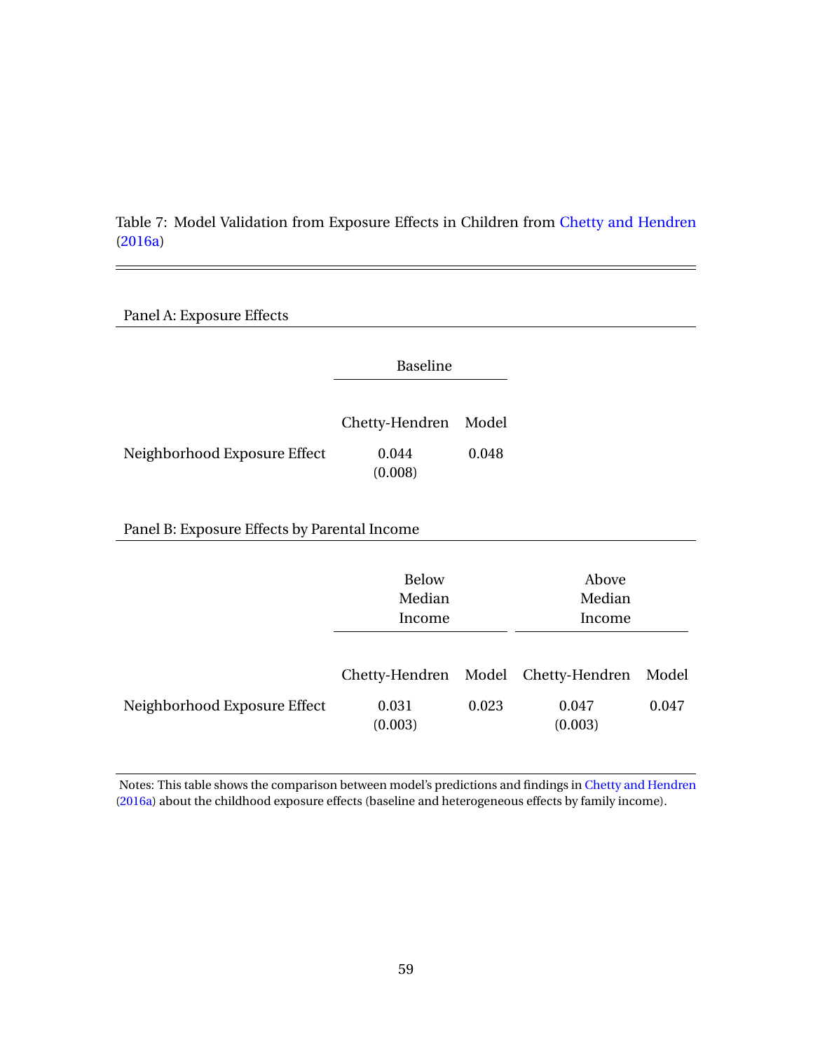Table 7: Model Validation from Exposure Effects in Children from Chetty and Hendren (2016a)

Panel A: Exposure Effects

| | Baseline | |
|---|---|---|
| | Chetty-Hendren | Model |
| Neighborhood Exposure Effect | 0.044 | 0.048 |
| | (0.008) | |

Panel B: Exposure Effects by Parental Income

| | Below Median Income | | Above Median Income | |
|---|---|---|---|---|
| | Chetty-Hendren | Model | Chetty-Hendren | Model |
| Neighborhood Exposure Effect | 0.031 | 0.023 | 0.047 | 0.047 |
| | (0.003) | | (0.003) | |

Notes: This table shows the comparison between model's predictions and findings in Chetty and Hendren (2016a) about the childhood exposure effects (baseline and heterogeneous effects by family income).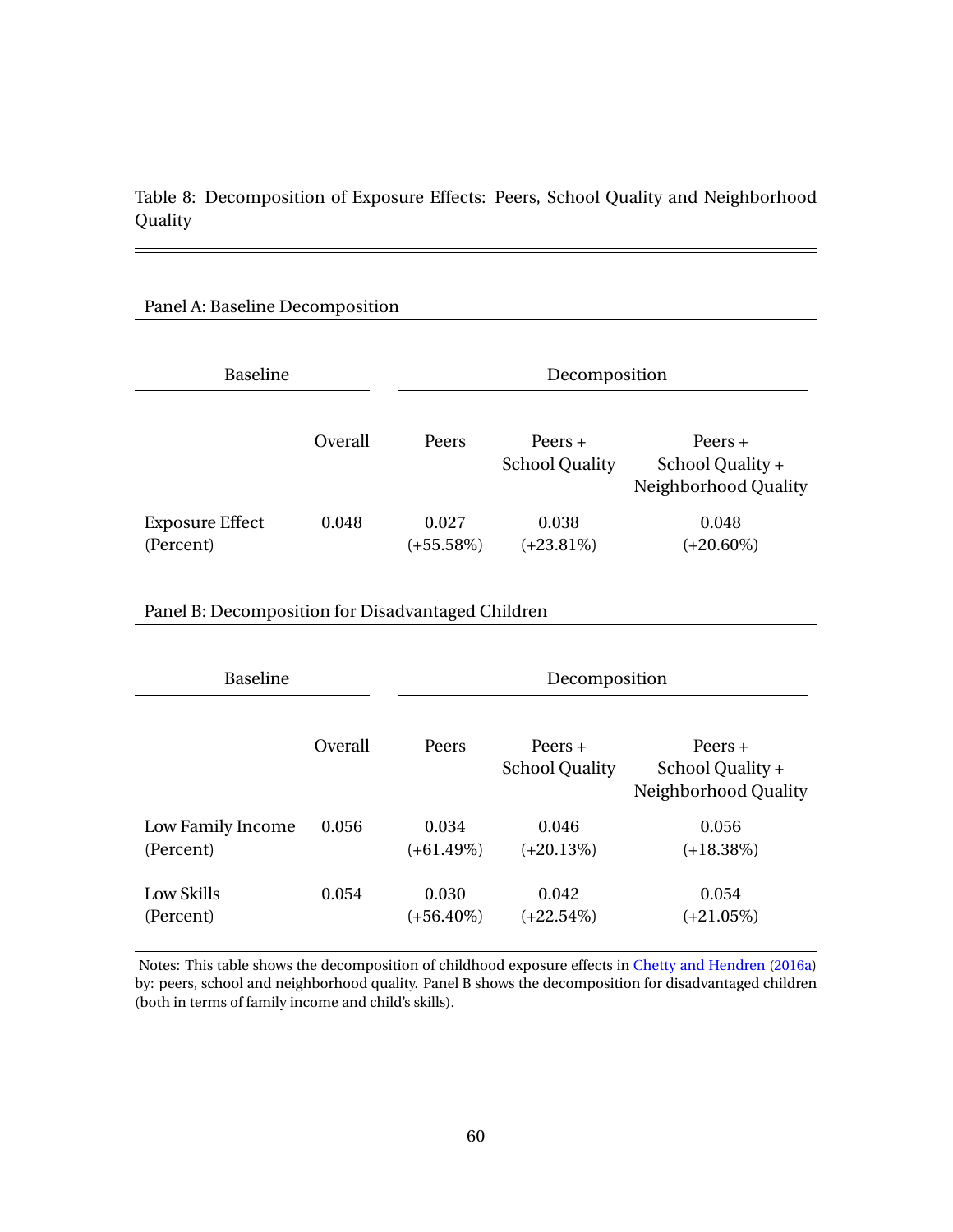Table 8: Decomposition of Exposure Effects: Peers, School Quality and Neighborhood Quality

Panel A: Baseline Decomposition

| | Baseline | Decomposition | | |
|---|---|---|---|---|
| | Overall | Peers | Peers + School Quality | Peers + School Quality + Neighborhood Quality |
| Exposure Effect | 0.048 | 0.027 | 0.038 | 0.048 |
| (Percent) | | (+55.58%) | (+23.81%) | (+20.60%) |

Panel B: Decomposition for Disadvantaged Children

| | Baseline | Decomposition | | |
|---|---|---|---|---|
| | Overall | Peers | Peers + School Quality | Peers + School Quality + Neighborhood Quality |
| Low Family Income | 0.056 | 0.034 | 0.046 | 0.056 |
| (Percent) | | (+61.49%) | (+20.13%) | (+18.38%) |
| Low Skills | 0.054 | 0.030 | 0.042 | 0.054 |
| (Percent) | | (+56.40%) | (+22.54%) | (+21.05%) |

Notes: This table shows the decomposition of childhood exposure effects in Chetty and Hendren (2016a) by: peers, school and neighborhood quality. Panel B shows the decomposition for disadvantaged children (both in terms of family income and child's skills).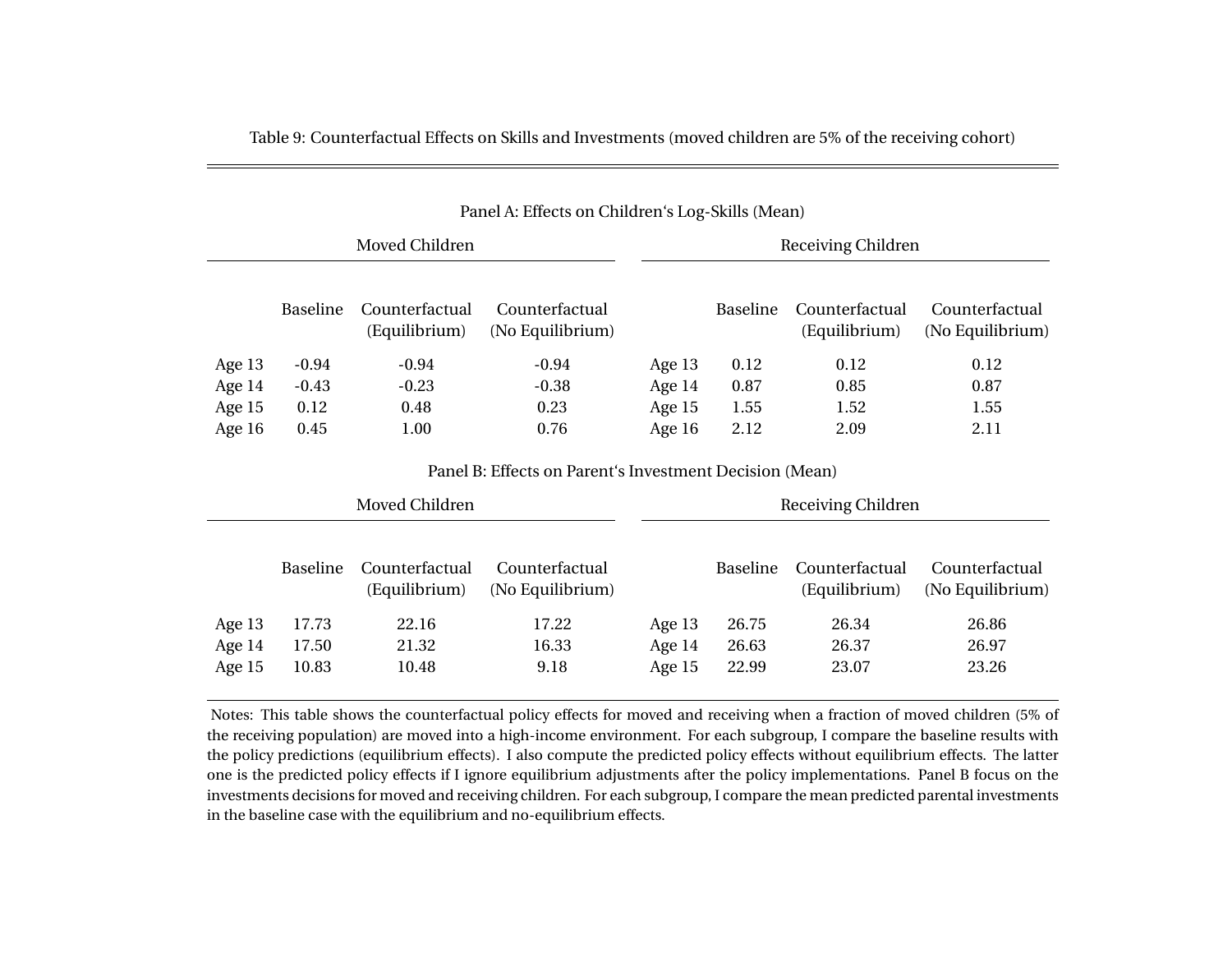Table 9: Counterfactual Effects on Skills and Investments (moved children are 5% of the receiving cohort)

Panel A: Effects on Children‘s Log-Skills (Mean)

| | Moved Children | | | | Receiving Children | | |
|---|---|---|---|---|---|---|---|
| | Baseline | Counterfactual (Equilibrium) | Counterfactual (No Equilibrium) | | Baseline | Counterfactual (Equilibrium) | Counterfactual (No Equilibrium) |
| Age 13 | -0.94 | -0.94 | -0.94 | Age 13 | 0.12 | 0.12 | 0.12 |
| Age 14 | -0.43 | -0.23 | -0.38 | Age 14 | 0.87 | 0.85 | 0.87 |
| Age 15 | 0.12 | 0.48 | 0.23 | Age 15 | 1.55 | 1.52 | 1.55 |
| Age 16 | 0.45 | 1.00 | 0.76 | Age 16 | 2.12 | 2.09 | 2.11 |

Panel B: Effects on Parent‘s Investment Decision (Mean)

| | Moved Children | | | | Receiving Children | | |
|---|---|---|---|---|---|---|---|
| | Baseline | Counterfactual (Equilibrium) | Counterfactual (No Equilibrium) | | Baseline | Counterfactual (Equilibrium) | Counterfactual (No Equilibrium) |
| Age 13 | 17.73 | 22.16 | 17.22 | Age 13 | 26.75 | 26.34 | 26.86 |
| Age 14 | 17.50 | 21.32 | 16.33 | Age 14 | 26.63 | 26.37 | 26.97 |
| Age 15 | 10.83 | 10.48 | 9.18 | Age 15 | 22.99 | 23.07 | 23.26 |

Notes: This table shows the counterfactual policy effects for moved and receiving when a fraction of moved children (5% of the receiving population) are moved into a high-income environment. For each subgroup, I compare the baseline results with the policy predictions (equilibrium effects). I also compute the predicted policy effects without equilibrium effects. The latter one is the predicted policy effects if I ignore equilibrium adjustments after the policy implementations. Panel B focus on the investments decisions for moved and receiving children. For each subgroup, I compare the mean predicted parental investments in the baseline case with the equilibrium and no-equilibrium effects.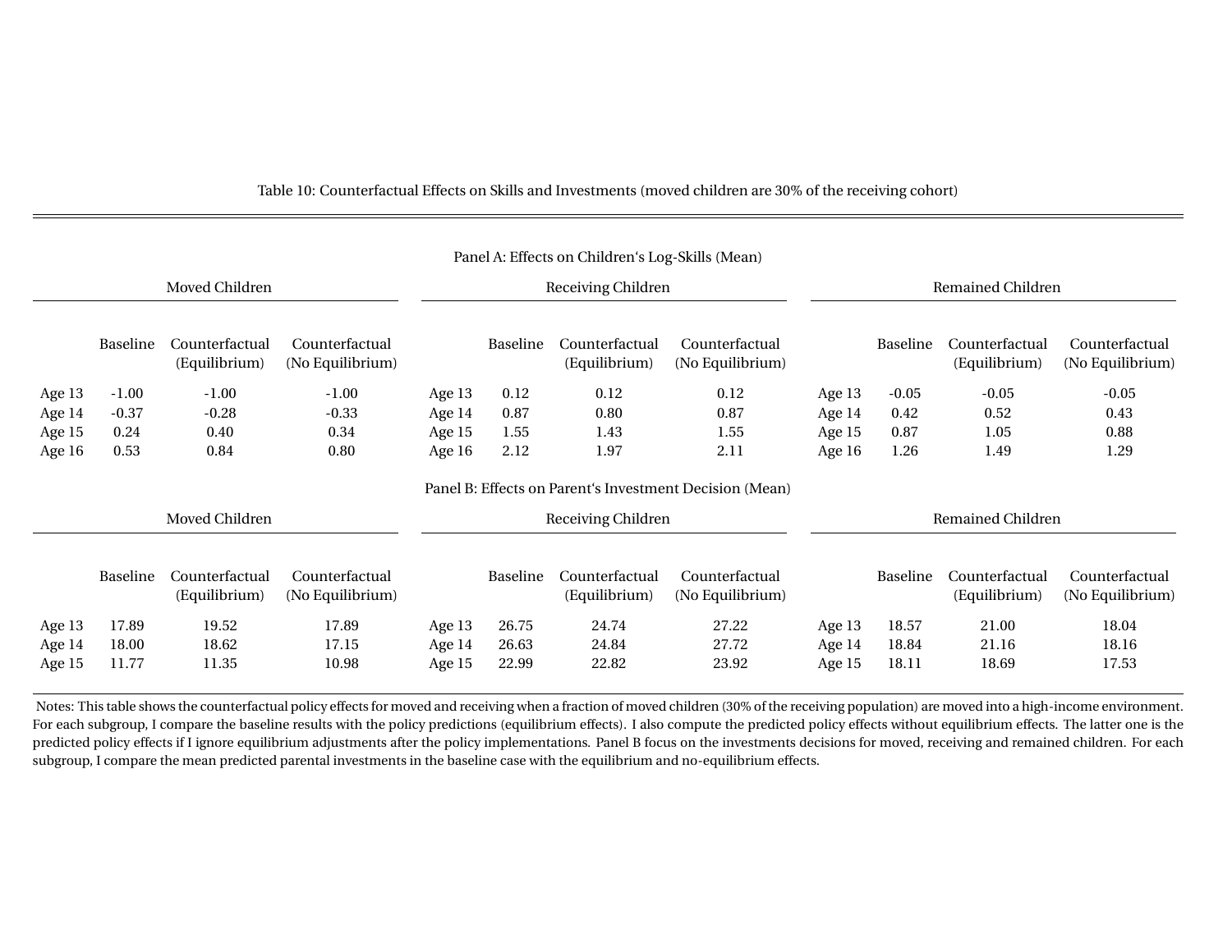Table 10: Counterfactual Effects on Skills and Investments (moved children are 30% of the receiving cohort)

Panel A: Effects on Children's Log-Skills (Mean)

| | Moved Children | | | | Receiving Children | | | | Remained Children | | |
|---|---|---|---|---|---|---|---|---|---|---|---|
| | Baseline | Counterfactual (Equilibrium) | Counterfactual (No Equilibrium) | | Baseline | Counterfactual (Equilibrium) | Counterfactual (No Equilibrium) | | Baseline | Counterfactual (Equilibrium) | Counterfactual (No Equilibrium) |
| Age 13 | -1.00 | -1.00 | -1.00 | Age 13 | 0.12 | 0.12 | 0.12 | Age 13 | -0.05 | -0.05 | -0.05 |
| Age 14 | -0.37 | -0.28 | -0.33 | Age 14 | 0.87 | 0.80 | 0.87 | Age 14 | 0.42 | 0.52 | 0.43 |
| Age 15 | 0.24 | 0.40 | 0.34 | Age 15 | 1.55 | 1.43 | 1.55 | Age 15 | 0.87 | 1.05 | 0.88 |
| Age 16 | 0.53 | 0.84 | 0.80 | Age 16 | 2.12 | 1.97 | 2.11 | Age 16 | 1.26 | 1.49 | 1.29 |

Panel B: Effects on Parent's Investment Decision (Mean)

| | Moved Children | | | | Receiving Children | | | | Remained Children | | |
|---|---|---|---|---|---|---|---|---|---|---|---|
| | Baseline | Counterfactual (Equilibrium) | Counterfactual (No Equilibrium) | | Baseline | Counterfactual (Equilibrium) | Counterfactual (No Equilibrium) | | Baseline | Counterfactual (Equilibrium) | Counterfactual (No Equilibrium) |
| Age 13 | 17.89 | 19.52 | 17.89 | Age 13 | 26.75 | 24.74 | 27.22 | Age 13 | 18.57 | 21.00 | 18.04 |
| Age 14 | 18.00 | 18.62 | 17.15 | Age 14 | 26.63 | 24.84 | 27.72 | Age 14 | 18.84 | 21.16 | 18.16 |
| Age 15 | 11.77 | 11.35 | 10.98 | Age 15 | 22.99 | 22.82 | 23.92 | Age 15 | 18.11 | 18.69 | 17.53 |

Notes: This table shows the counterfactual policy effects for moved and receiving when a fraction of moved children (30% of the receiving population) are moved into a high-income environment. For each subgroup, I compare the baseline results with the policy predictions (equilibrium effects). I also compute the predicted policy effects without equilibrium effects. The latter one is the predicted policy effects if I ignore equilibrium adjustments after the policy implementations. Panel B focus on the investments decisions for moved, receiving and remained children. For each subgroup, I compare the mean predicted parental investments in the baseline case with the equilibrium and no-equilibrium effects.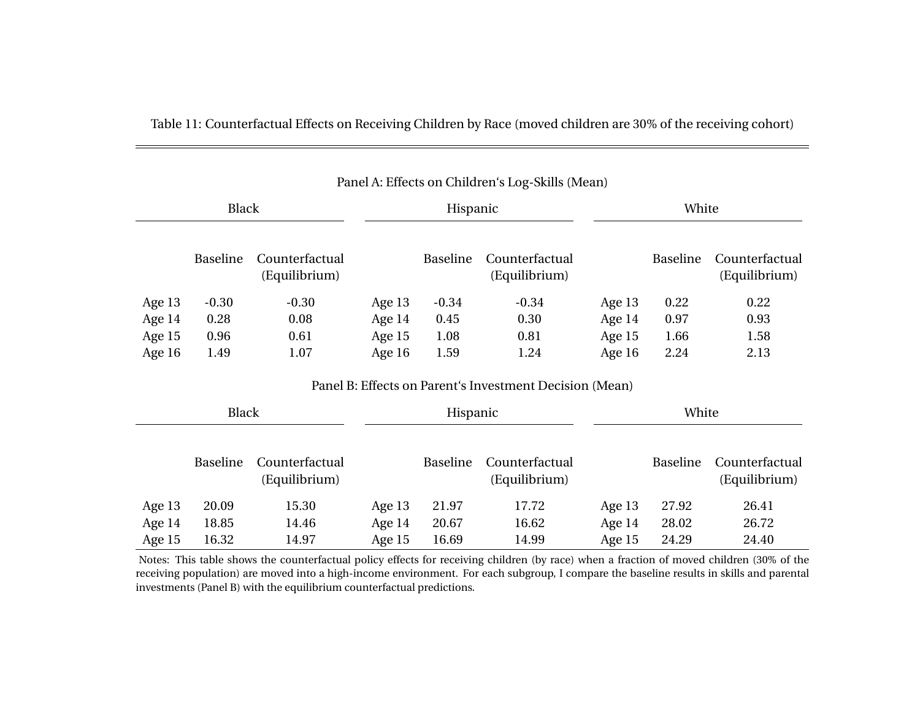Table 11: Counterfactual Effects on Receiving Children by Race (moved children are 30% of the receiving cohort)

Panel A: Effects on Children's Log-Skills (Mean)

| Black | | | Hispanic | | | White | | |
|---|---|---|---|---|---|---|---|---|
| | Baseline | Counterfactual (Equilibrium) | | Baseline | Counterfactual (Equilibrium) | | Baseline | Counterfactual (Equilibrium) |
| Age 13 | -0.30 | -0.30 | Age 13 | -0.34 | -0.34 | Age 13 | 0.22 | 0.22 |
| Age 14 | 0.28 | 0.08 | Age 14 | 0.45 | 0.30 | Age 14 | 0.97 | 0.93 |
| Age 15 | 0.96 | 0.61 | Age 15 | 1.08 | 0.81 | Age 15 | 1.66 | 1.58 |
| Age 16 | 1.49 | 1.07 | Age 16 | 1.59 | 1.24 | Age 16 | 2.24 | 2.13 |

Panel B: Effects on Parent's Investment Decision (Mean)

| Black | | | Hispanic | | | White | | |
|---|---|---|---|---|---|---|---|---|
| | Baseline | Counterfactual (Equilibrium) | | Baseline | Counterfactual (Equilibrium) | | Baseline | Counterfactual (Equilibrium) |
| Age 13 | 20.09 | 15.30 | Age 13 | 21.97 | 17.72 | Age 13 | 27.92 | 26.41 |
| Age 14 | 18.85 | 14.46 | Age 14 | 20.67 | 16.62 | Age 14 | 28.02 | 26.72 |
| Age 15 | 16.32 | 14.97 | Age 15 | 16.69 | 14.99 | Age 15 | 24.29 | 24.40 |

Notes: This table shows the counterfactual policy effects for receiving children (by race) when a fraction of moved children (30% of the receiving population) are moved into a high-income environment. For each subgroup, I compare the baseline results in skills and parental investments (Panel B) with the equilibrium counterfactual predictions.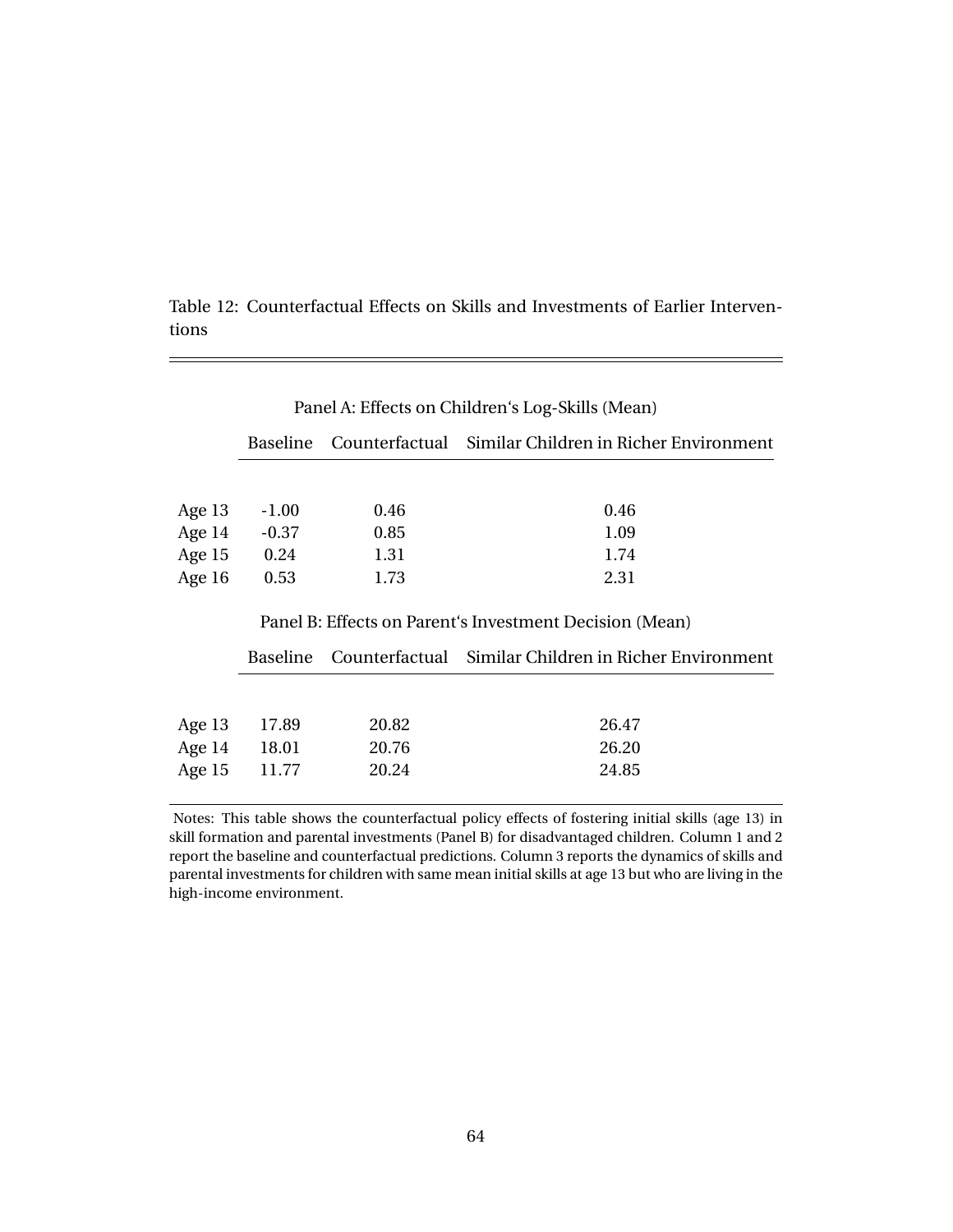Table 12: Counterfactual Effects on Skills and Investments of Earlier Interventions

Panel A: Effects on Children's Log-Skills (Mean)

| | Baseline | Counterfactual | Similar Children in Richer Environment |
|---|---|---|---|
| Age 13 | -1.00 | 0.46 | 0.46 |
| Age 14 | -0.37 | 0.85 | 1.09 |
| Age 15 | 0.24 | 1.31 | 1.74 |
| Age 16 | 0.53 | 1.73 | 2.31 |

Panel B: Effects on Parent's Investment Decision (Mean)

| | Baseline | Counterfactual | Similar Children in Richer Environment |
|---|---|---|---|
| Age 13 | 17.89 | 20.82 | 26.47 |
| Age 14 | 18.01 | 20.76 | 26.20 |
| Age 15 | 11.77 | 20.24 | 24.85 |

Notes: This table shows the counterfactual policy effects of fostering initial skills (age 13) in skill formation and parental investments (Panel B) for disadvantaged children. Column 1 and 2 report the baseline and counterfactual predictions. Column 3 reports the dynamics of skills and parental investments for children with same mean initial skills at age 13 but who are living in the high-income environment.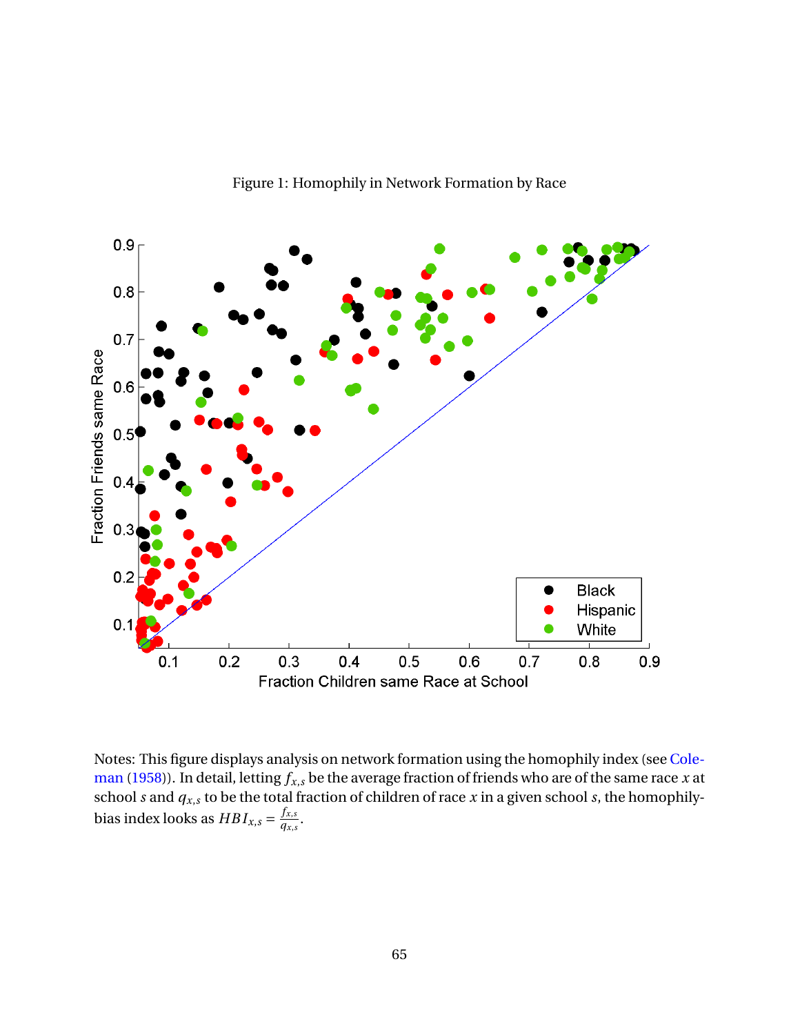Figure 1: Homophily in Network Formation by Race

Notes: This figure displays analysis on network formation using the homophily index (see Coleman (1958)). In detail, letting $f_{x,s}$ be the average fraction of friends who are of the same race $x$ at school $s$ and $q_{x,s}$ to be the total fraction of children of race $x$ in a given school $s$, the homophily-bias index looks as $HBI_{x,s} = \frac{f_{x,s}}{q_{x,s}}$.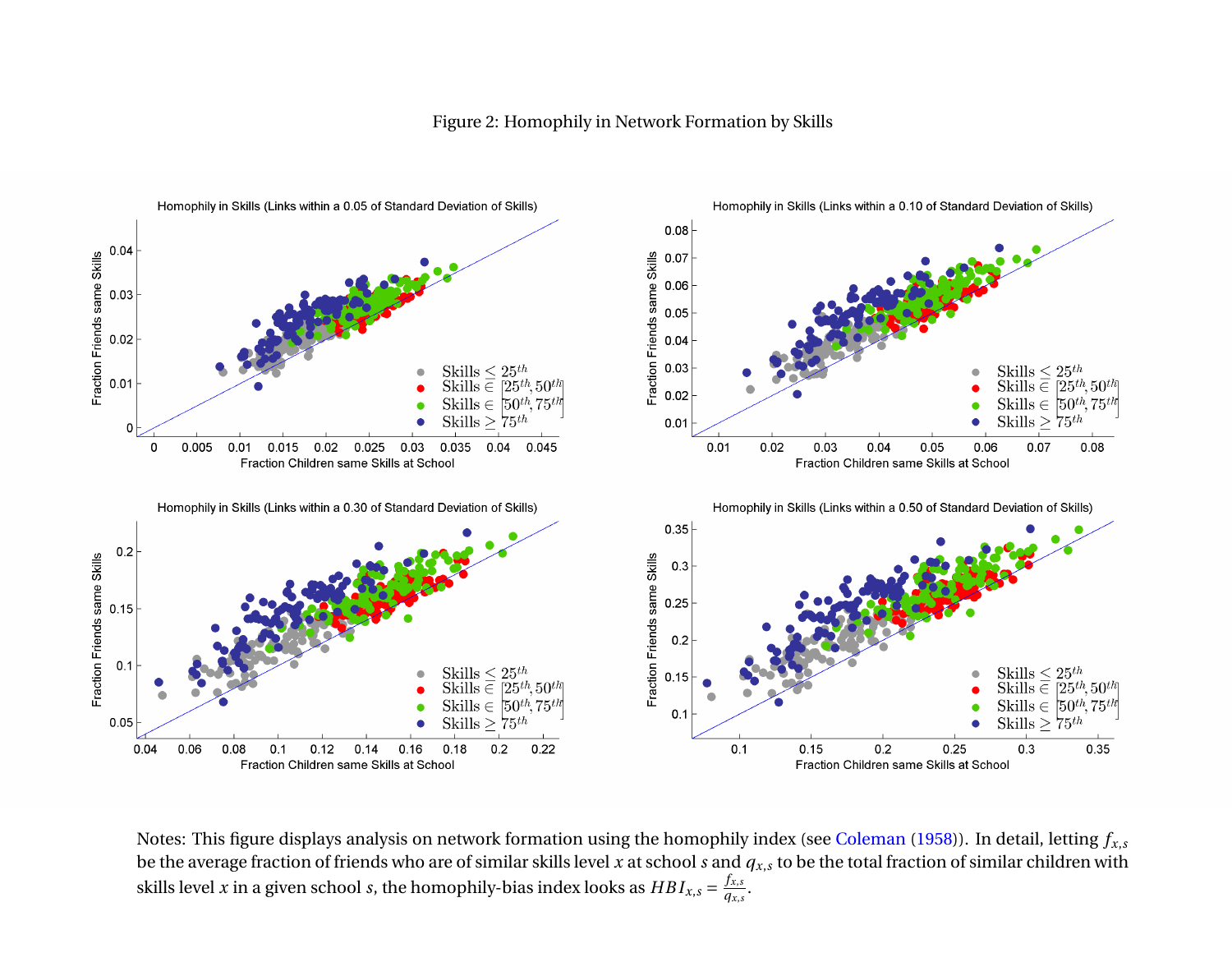Figure 2: Homophily in Network Formation by Skills

Notes: This figure displays analysis on network formation using the homophily index (see Coleman (1958)). In detail, letting $f_{x,s}$ be the average fraction of friends who are of similar skills level $x$ at school $s$ and $q_{x,s}$ to be the total fraction of similar children with skills level $x$ in a given school $s$, the homophily-bias index looks as $HBI_{x,s} = \frac{f_{x,s}}{q_{x,s}}$.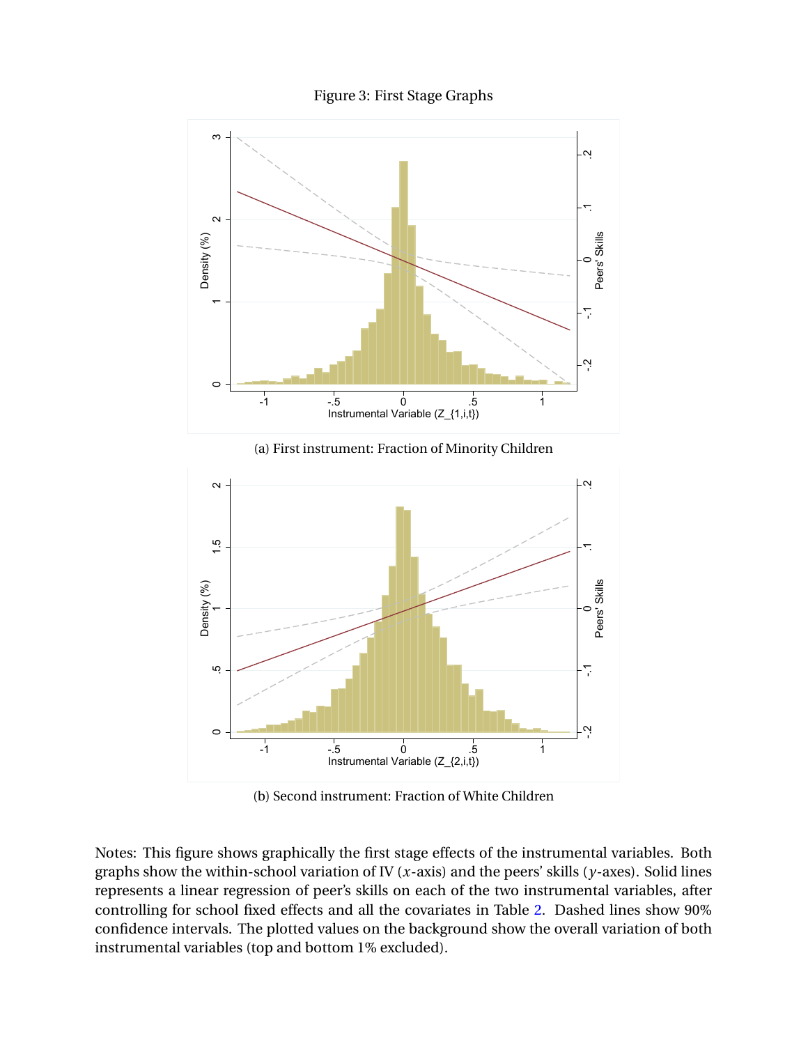Figure 3: First Stage Graphs

(a) First instrument: Fraction of Minority Children

(b) Second instrument: Fraction of White Children

Notes: This figure shows graphically the first stage effects of the instrumental variables. Both graphs show the within-school variation of IV ($x$-axis) and the peers' skills ($y$-axes). Solid lines represents a linear regression of peer's skills on each of the two instrumental variables, after controlling for school fixed effects and all the covariates in Table 2. Dashed lines show 90% confidence intervals. The plotted values on the background show the overall variation of both instrumental variables (top and bottom 1% excluded).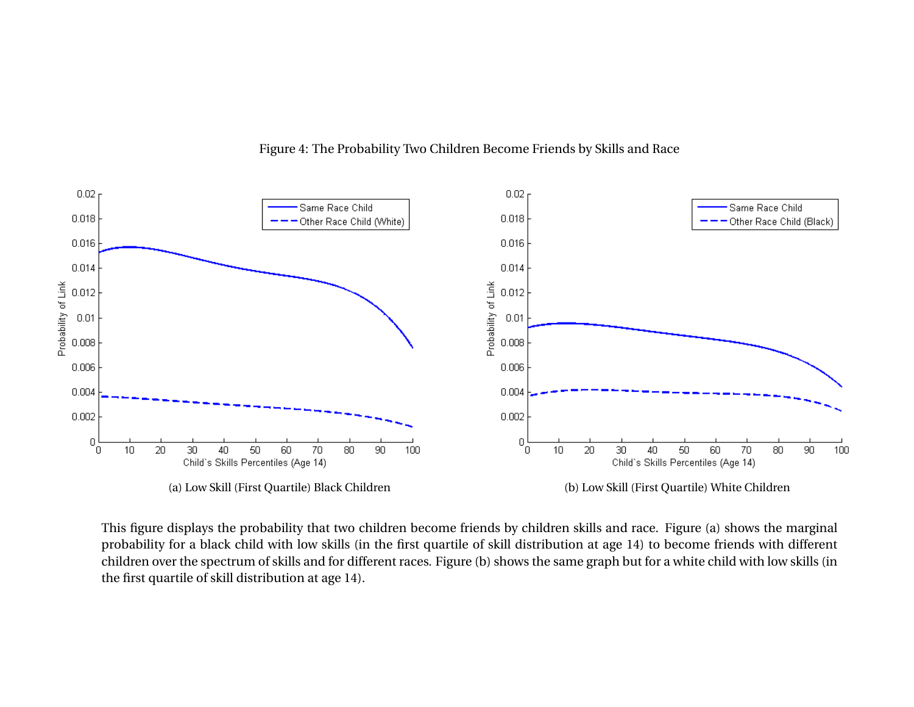Figure 4: The Probability Two Children Become Friends by Skills and Race

(a) Low Skill (First Quartile) Black Children

(b) Low Skill (First Quartile) White Children

This figure displays the probability that two children become friends by children skills and race. Figure (a) shows the marginal probability for a black child with low skills (in the first quartile of skill distribution at age 14) to become friends with different children over the spectrum of skills and for different races. Figure (b) shows the same graph but for a white child with low skills (in the first quartile of skill distribution at age 14).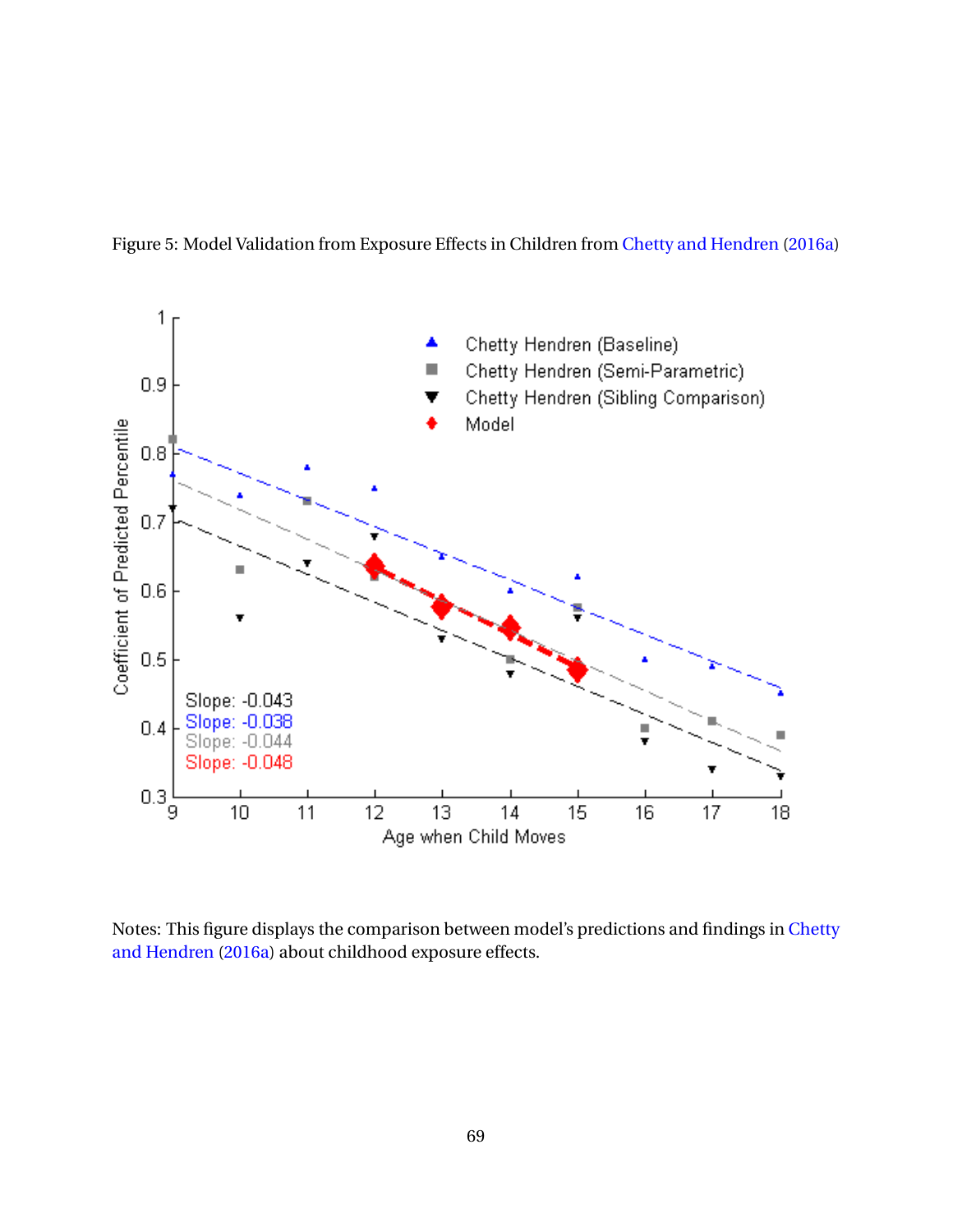Figure 5: Model Validation from Exposure Effects in Children from Chetty and Hendren (2016a)

Notes: This figure displays the comparison between model's predictions and findings in Chetty and Hendren (2016a) about childhood exposure effects.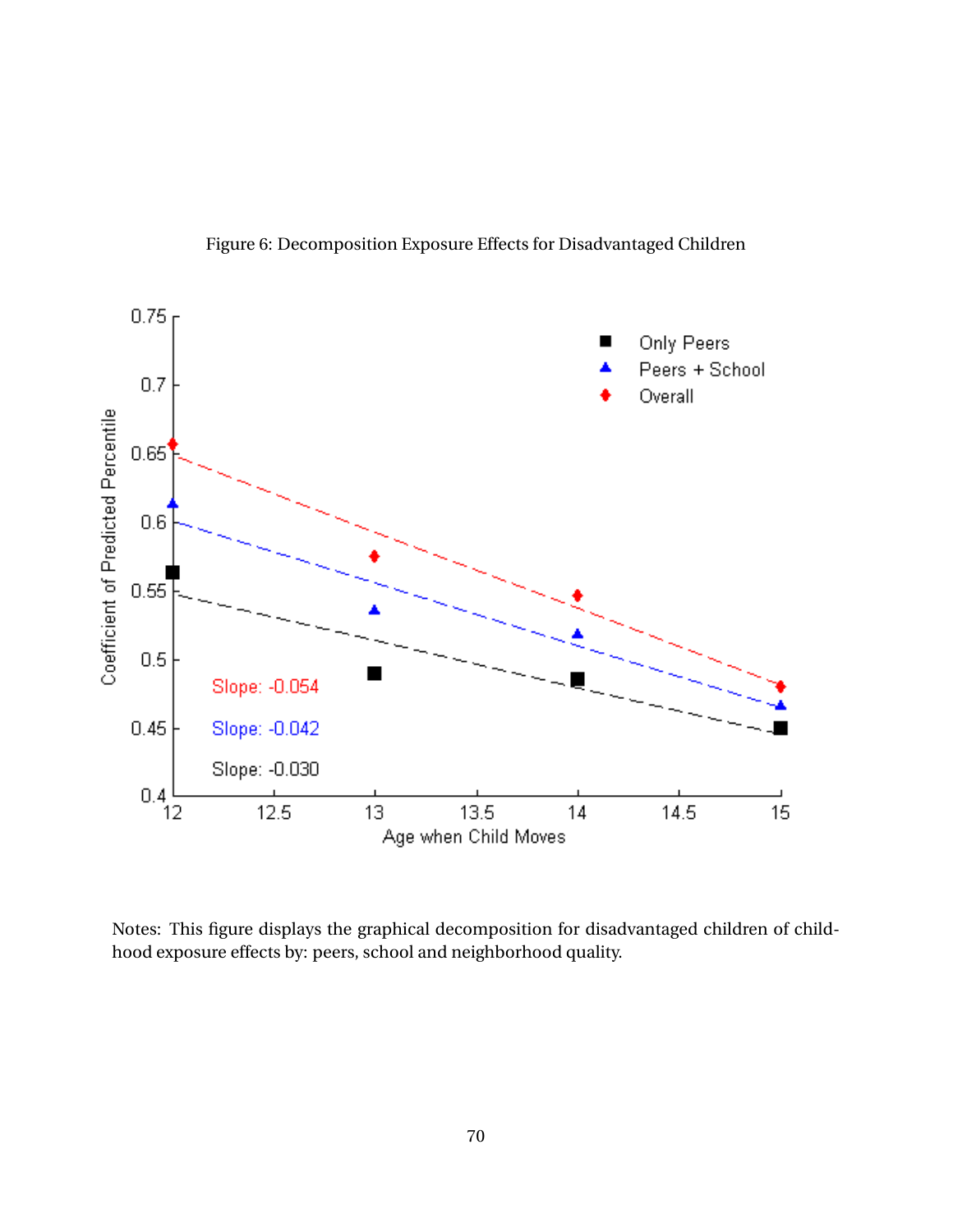Figure 6: Decomposition Exposure Effects for Disadvantaged Children

Notes: This figure displays the graphical decomposition for disadvantaged children of childhood exposure effects by: peers, school and neighborhood quality.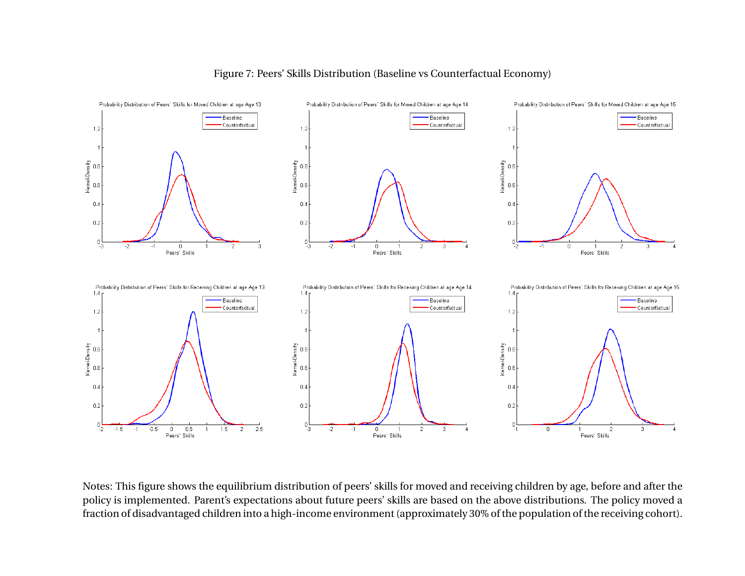Figure 7: Peers' Skills Distribution (Baseline vs Counterfactual Economy)

Notes: This figure shows the equilibrium distribution of peers' skills for moved and receiving children by age, before and after the policy is implemented. Parent's expectations about future peers' skills are based on the above distributions. The policy moved a fraction of disadvantaged children into a high-income environment (approximately 30% of the population of the receiving cohort).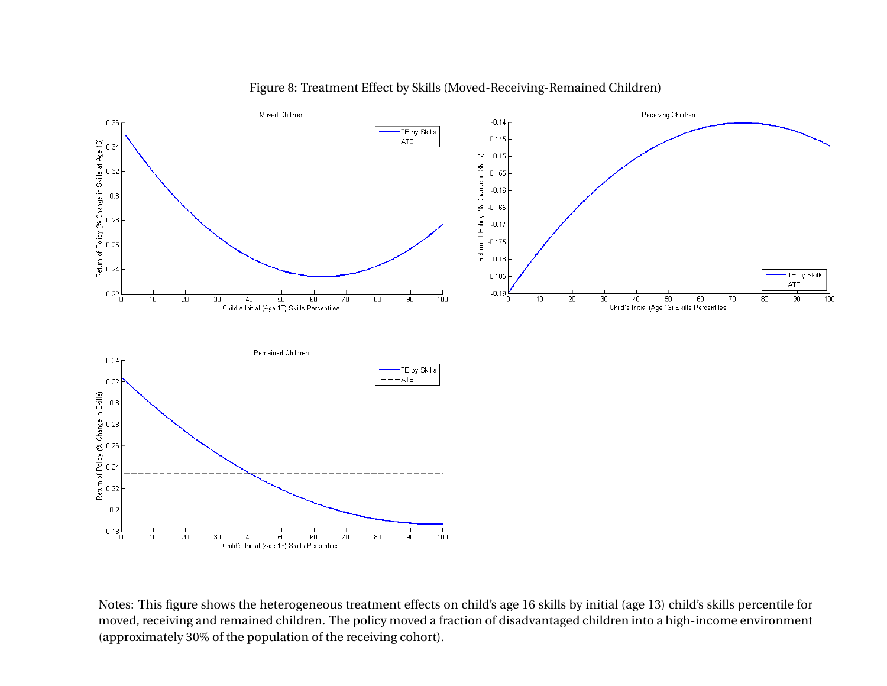Figure 8: Treatment Effect by Skills (Moved-Receiving-Remained Children)

Notes: This figure shows the heterogeneous treatment effects on child's age 16 skills by initial (age 13) child's skills percentile for moved, receiving and remained children. The policy moved a fraction of disadvantaged children into a high-income environment (approximately 30% of the population of the receiving cohort).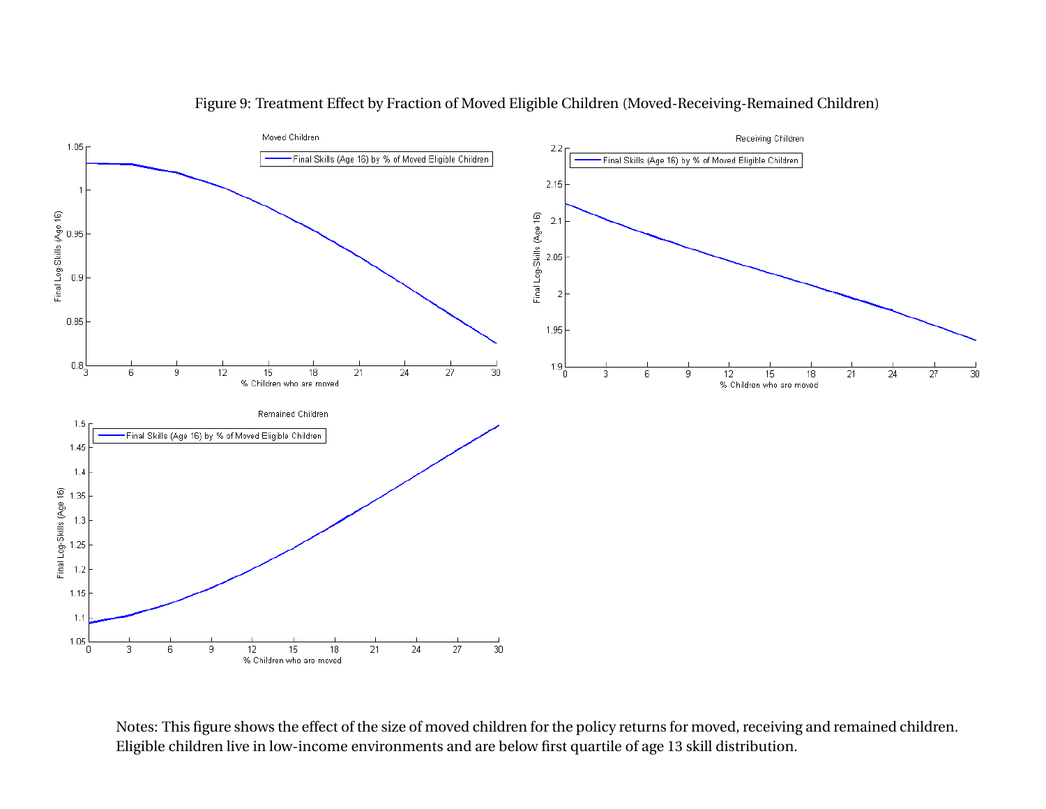Figure 9: Treatment Effect by Fraction of Moved Eligible Children (Moved-Receiving-Remained Children)

Notes: This figure shows the effect of the size of moved children for the policy returns for moved, receiving and remained children. Eligible children live in low-income environments and are below first quartile of age 13 skill distribution.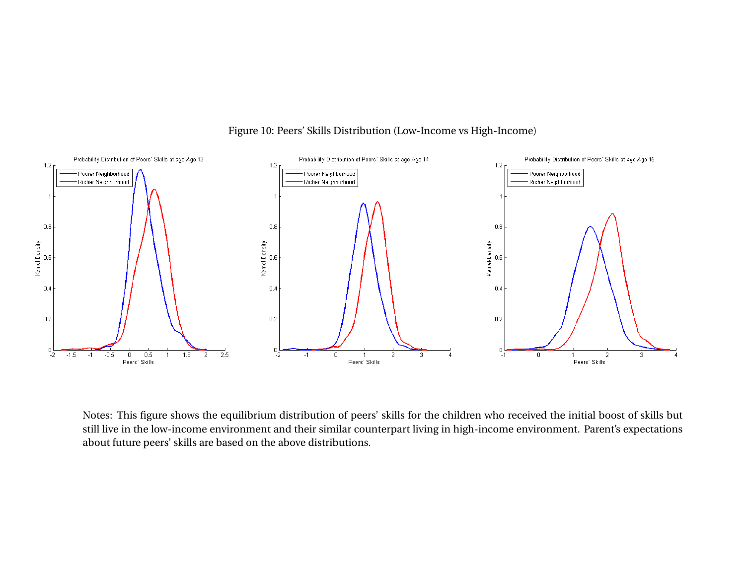Figure 10: Peers' Skills Distribution (Low-Income vs High-Income)

Notes: This figure shows the equilibrium distribution of peers' skills for the children who received the initial boost of skills but still live in the low-income environment and their similar counterpart living in high-income environment. Parent's expectations about future peers' skills are based on the above distributions.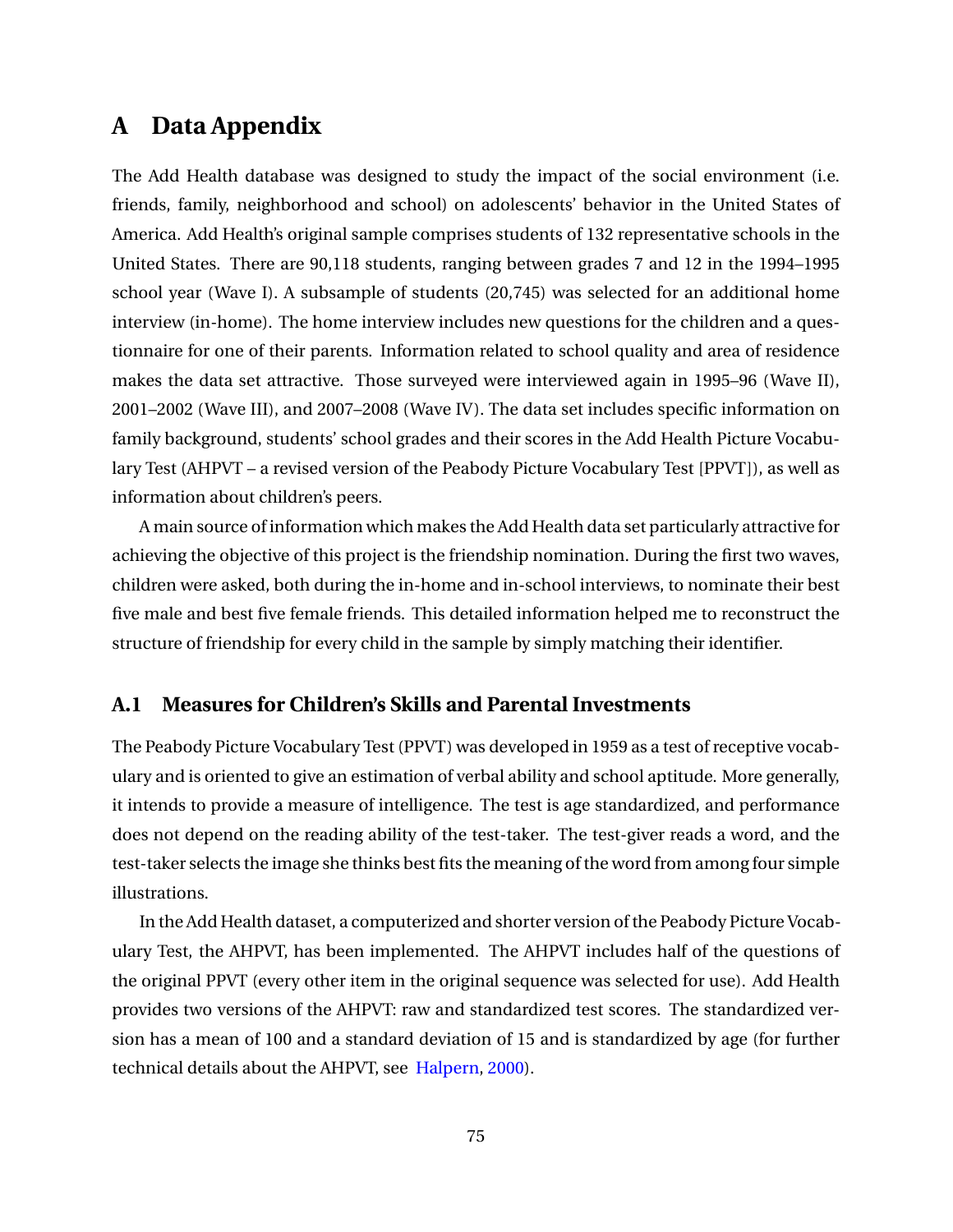# A Data Appendix

The Add Health database was designed to study the impact of the social environment (i.e. friends, family, neighborhood and school) on adolescents' behavior in the United States of America. Add Health's original sample comprises students of 132 representative schools in the United States. There are 90,118 students, ranging between grades 7 and 12 in the 1994–1995 school year (Wave I). A subsample of students (20,745) was selected for an additional home interview (in-home). The home interview includes new questions for the children and a questionnaire for one of their parents. Information related to school quality and area of residence makes the data set attractive. Those surveyed were interviewed again in 1995–96 (Wave II), 2001–2002 (Wave III), and 2007–2008 (Wave IV). The data set includes specific information on family background, students' school grades and their scores in the Add Health Picture Vocabulary Test (AHPVT – a revised version of the Peabody Picture Vocabulary Test [PPVT]), as well as information about children's peers.

A main source of information which makes the Add Health data set particularly attractive for achieving the objective of this project is the friendship nomination. During the first two waves, children were asked, both during the in-home and in-school interviews, to nominate their best five male and best five female friends. This detailed information helped me to reconstruct the structure of friendship for every child in the sample by simply matching their identifier.

## A.1 Measures for Children's Skills and Parental Investments

The Peabody Picture Vocabulary Test (PPVT) was developed in 1959 as a test of receptive vocabulary and is oriented to give an estimation of verbal ability and school aptitude. More generally, it intends to provide a measure of intelligence. The test is age standardized, and performance does not depend on the reading ability of the test-taker. The test-giver reads a word, and the test-taker selects the image she thinks best fits the meaning of the word from among four simple illustrations.

In the Add Health dataset, a computerized and shorter version of the Peabody Picture Vocabulary Test, the AHPVT, has been implemented. The AHPVT includes half of the questions of the original PPVT (every other item in the original sequence was selected for use). Add Health provides two versions of the AHPVT: raw and standardized test scores. The standardized version has a mean of 100 and a standard deviation of 15 and is standardized by age (for further technical details about the AHPVT, see Halpern, 2000).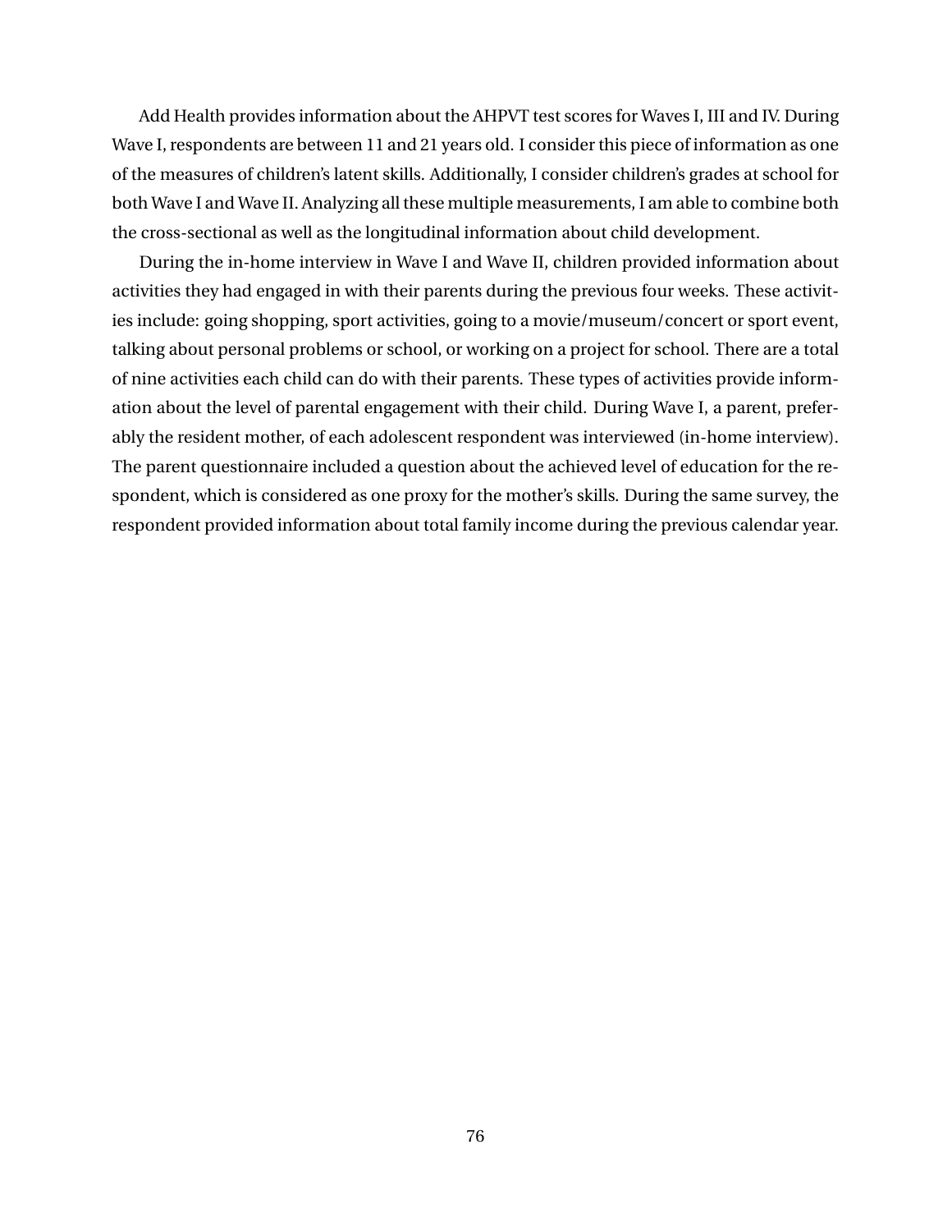Add Health provides information about the AHPVT test scores for Waves I, III and IV. During Wave I, respondents are between 11 and 21 years old. I consider this piece of information as one of the measures of children's latent skills. Additionally, I consider children's grades at school for both Wave I and Wave II. Analyzing all these multiple measurements, I am able to combine both the cross-sectional as well as the longitudinal information about child development.

During the in-home interview in Wave I and Wave II, children provided information about activities they had engaged in with their parents during the previous four weeks. These activities include: going shopping, sport activities, going to a movie/museum/concert or sport event, talking about personal problems or school, or working on a project for school. There are a total of nine activities each child can do with their parents. These types of activities provide information about the level of parental engagement with their child. During Wave I, a parent, preferably the resident mother, of each adolescent respondent was interviewed (in-home interview). The parent questionnaire included a question about the achieved level of education for the respondent, which is considered as one proxy for the mother's skills. During the same survey, the respondent provided information about total family income during the previous calendar year.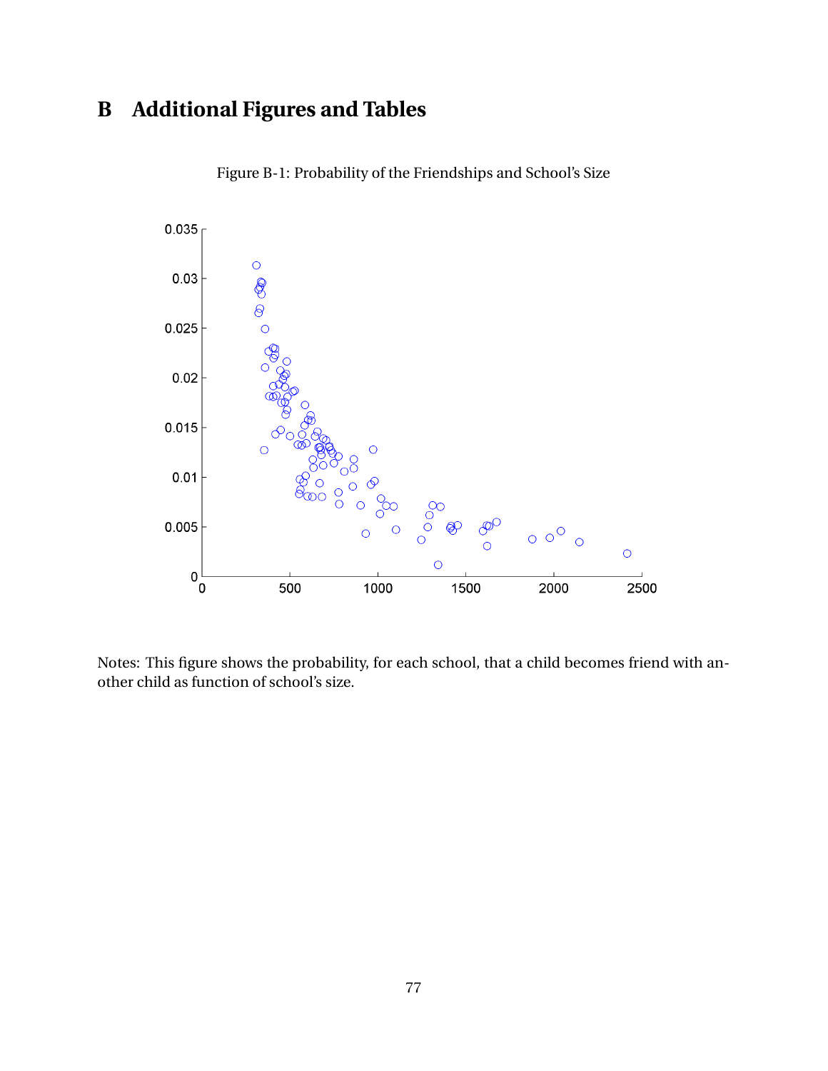# B Additional Figures and Tables

Figure B-1: Probability of the Friendships and School's Size

Notes: This figure shows the probability, for each school, that a child becomes friend with another child as function of school's size.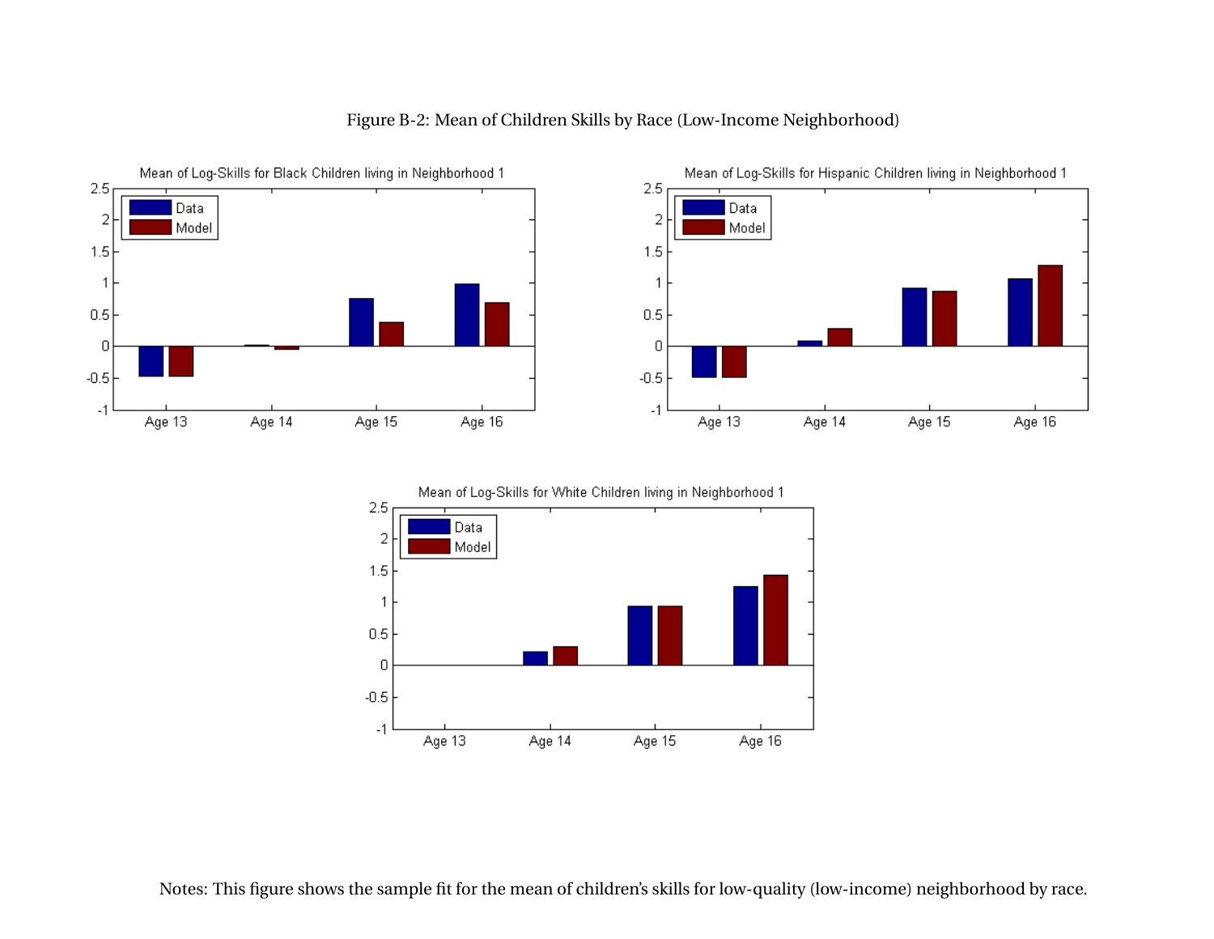Figure B-2: Mean of Children Skills by Race (Low-Income Neighborhood)

Mean of Log-Skills for Black Children living in Neighborhood 1

Mean of Log-Skills for Hispanic Children living in Neighborhood 1

Mean of Log-Skills for White Children living in Neighborhood 1

Notes: This figure shows the sample fit for the mean of children's skills for low-quality (low-income) neighborhood by race.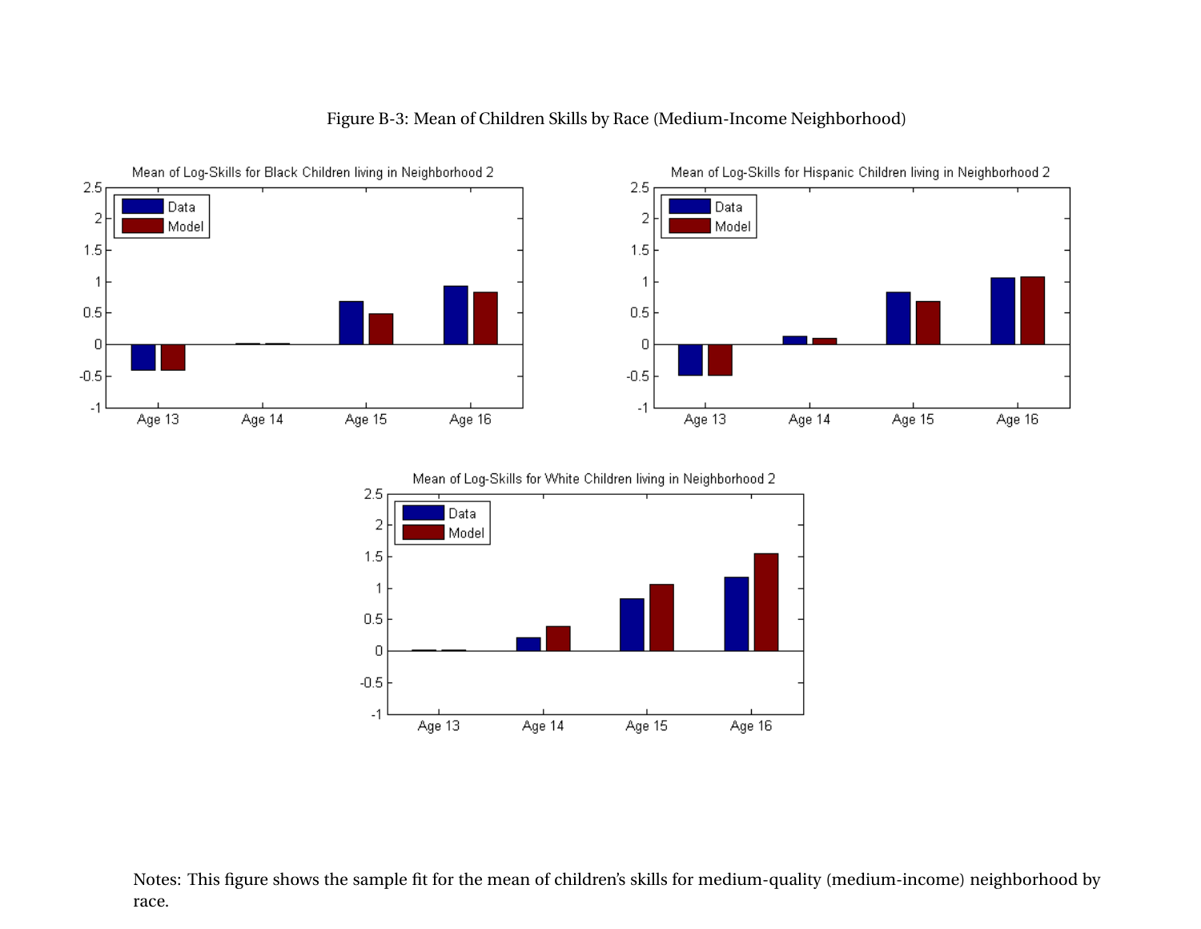Figure B-3: Mean of Children Skills by Race (Medium-Income Neighborhood)

Notes: This figure shows the sample fit for the mean of children's skills for medium-quality (medium-income) neighborhood by race.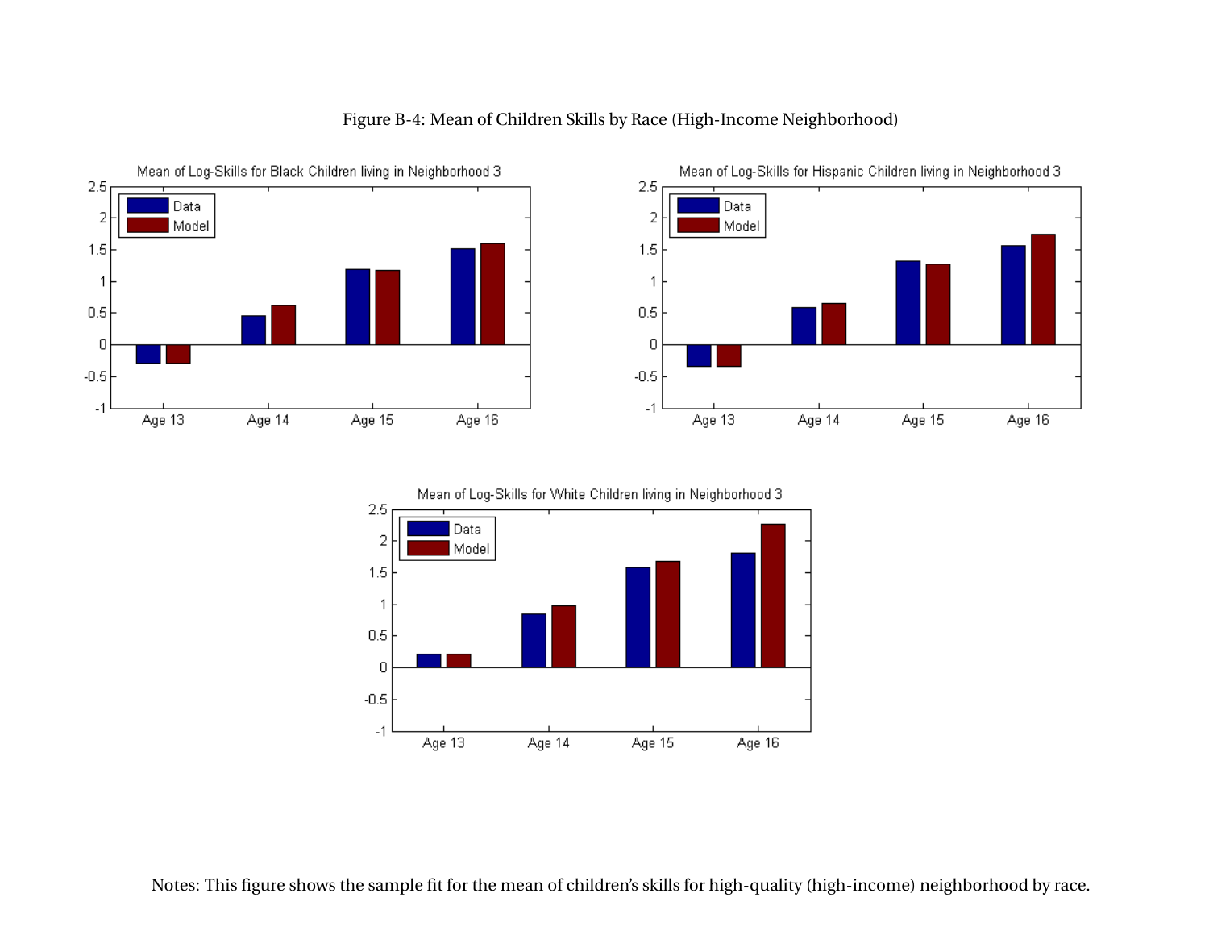Figure B-4: Mean of Children Skills by Race (High-Income Neighborhood)

Notes: This figure shows the sample fit for the mean of children's skills for high-quality (high-income) neighborhood by race.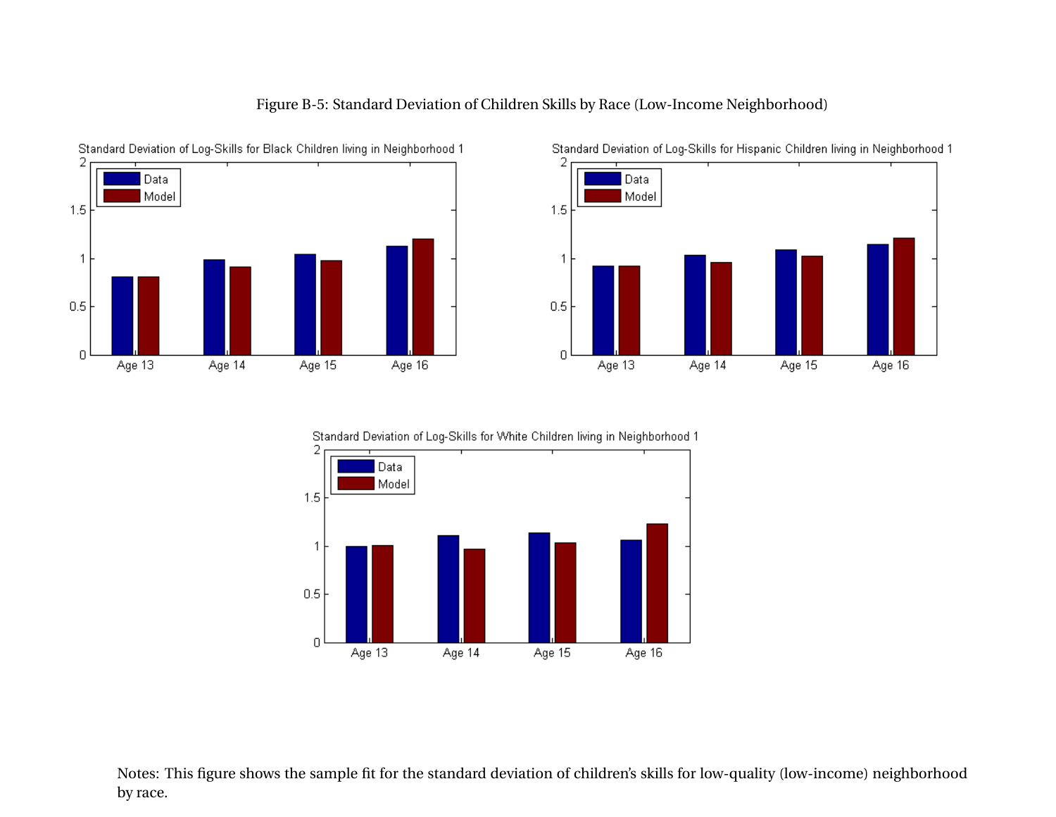Figure B-5: Standard Deviation of Children Skills by Race (Low-Income Neighborhood)

Notes: This figure shows the sample fit for the standard deviation of children's skills for low-quality (low-income) neighborhood by race.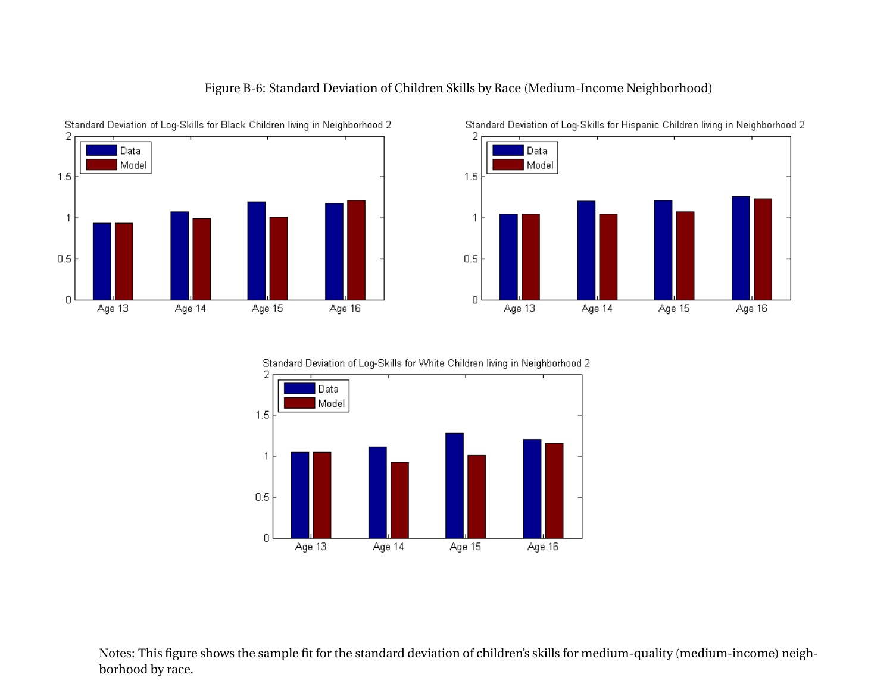Figure B-6: Standard Deviation of Children Skills by Race (Medium-Income Neighborhood)

Notes: This figure shows the sample fit for the standard deviation of children's skills for medium-quality (medium-income) neighborhood by race.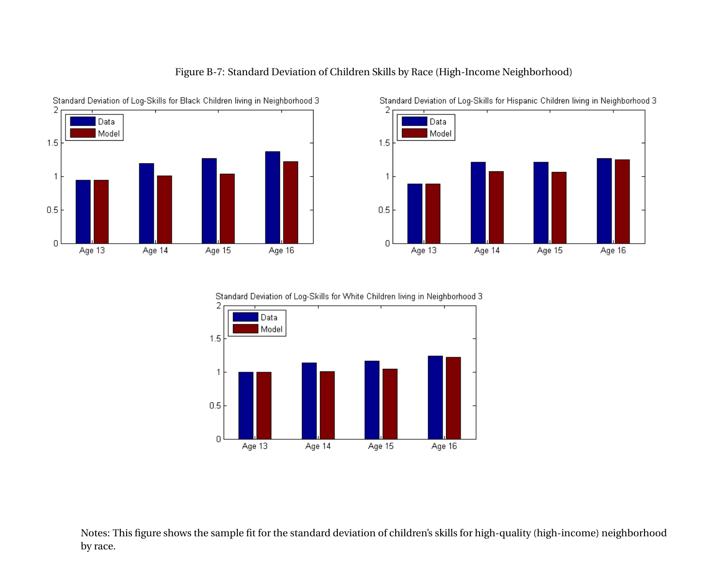Figure B-7: Standard Deviation of Children Skills by Race (High-Income Neighborhood)

Notes: This figure shows the sample fit for the standard deviation of children's skills for high-quality (high-income) neighborhood by race.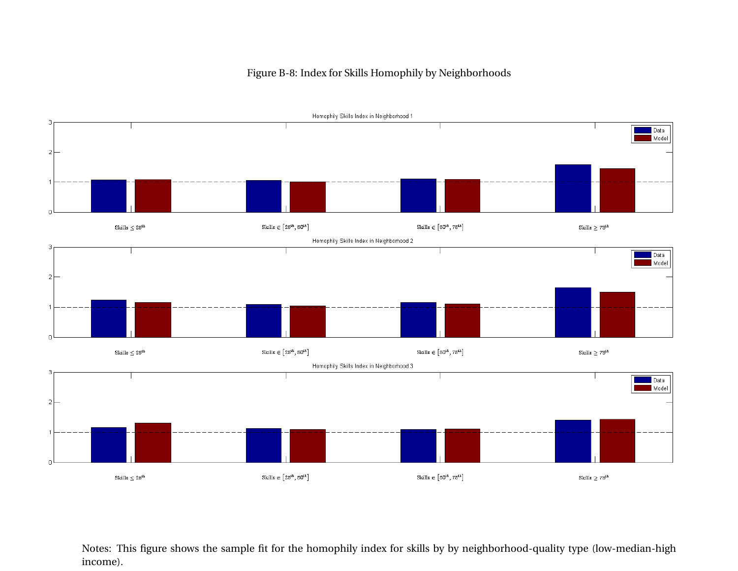Figure B-8: Index for Skills Homophily by Neighborhoods

Notes: This figure shows the sample fit for the homophily index for skills by by neighborhood-quality type (low-median-high income).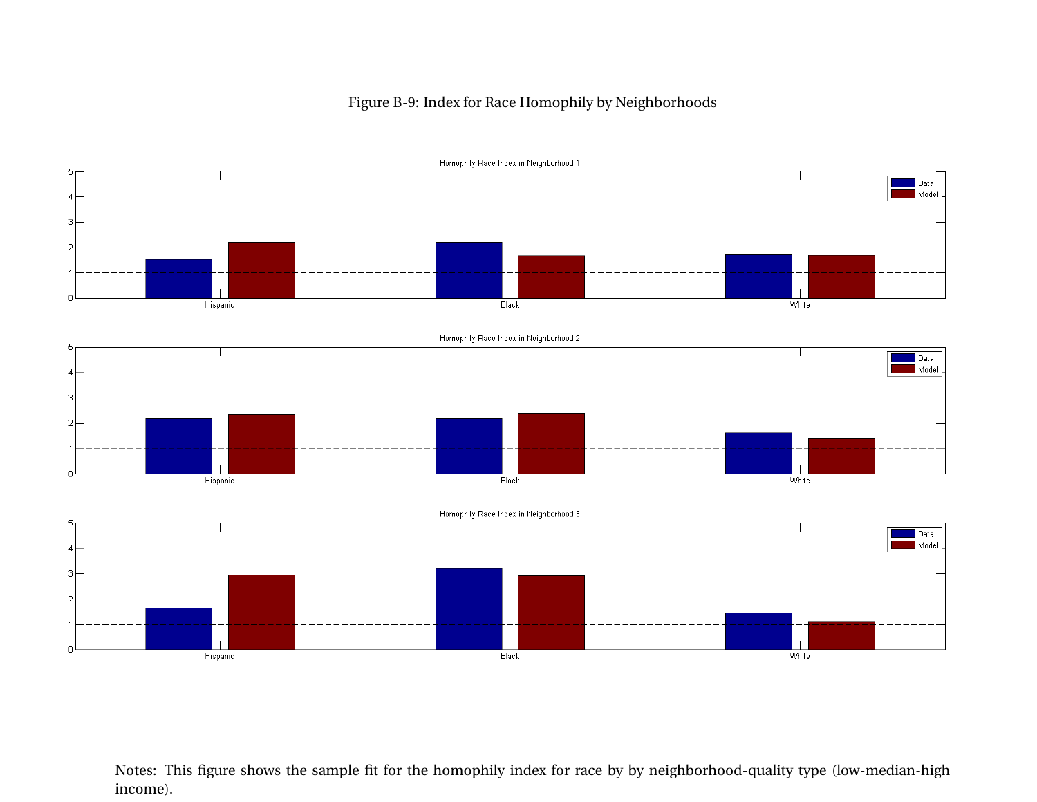Figure B-9: Index for Race Homophily by Neighborhoods

Notes: This figure shows the sample fit for the homophily index for race by by neighborhood-quality type (low-median-high income).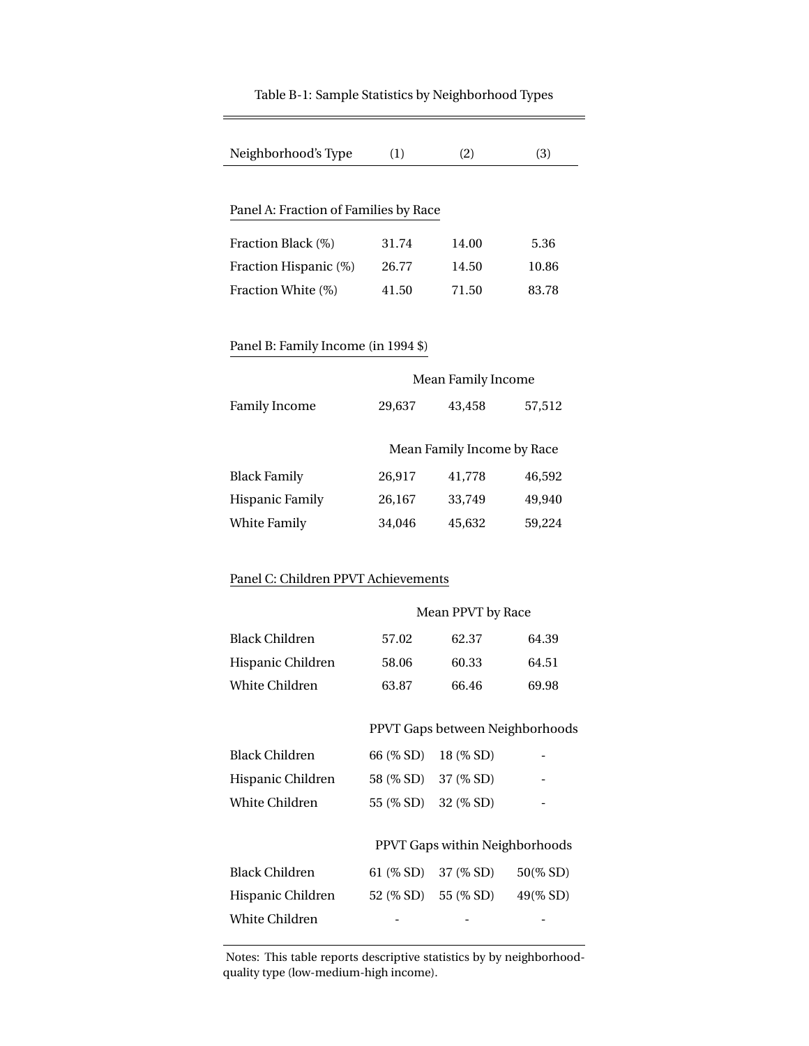Table B-1: Sample Statistics by Neighborhood Types

| Neighborhood's Type | (1) | (2) | (3) |
|---|---|---|---|
| Panel A: Fraction of Families by Race | | | |
| Fraction Black (%) | 31.74 | 14.00 | 5.36 |
| Fraction Hispanic (%) | 26.77 | 14.50 | 10.86 |
| Fraction White (%) | 41.50 | 71.50 | 83.78 |
| Panel B: Family Income (in 1994 $) | | | |
| | Mean Family Income | | |
| Family Income | 29,637 | 43,458 | 57,512 |
| | Mean Family Income by Race | | |
| Black Family | 26,917 | 41,778 | 46,592 |
| Hispanic Family | 26,167 | 33,749 | 49,940 |
| White Family | 34,046 | 45,632 | 59,224 |
| Panel C: Children PPVT Achievements | | | |
| | Mean PPVT by Race | | |
| Black Children | 57.02 | 62.37 | 64.39 |
| Hispanic Children | 58.06 | 60.33 | 64.51 |
| White Children | 63.87 | 66.46 | 69.98 |
| | PPVT Gaps between Neighborhoods | | |
| Black Children | 66 (% SD) | 18 (% SD) | - |
| Hispanic Children | 58 (% SD) | 37 (% SD) | - |
| White Children | 55 (% SD) | 32 (% SD) | - |
| | PPVT Gaps within Neighborhoods | | |
| Black Children | 61 (% SD) | 37 (% SD) | 50(% SD) |
| Hispanic Children | 52 (% SD) | 55 (% SD) | 49(% SD) |
| White Children | - | - | - |

Notes: This table reports descriptive statistics by by neighborhood-quality type (low-medium-high income).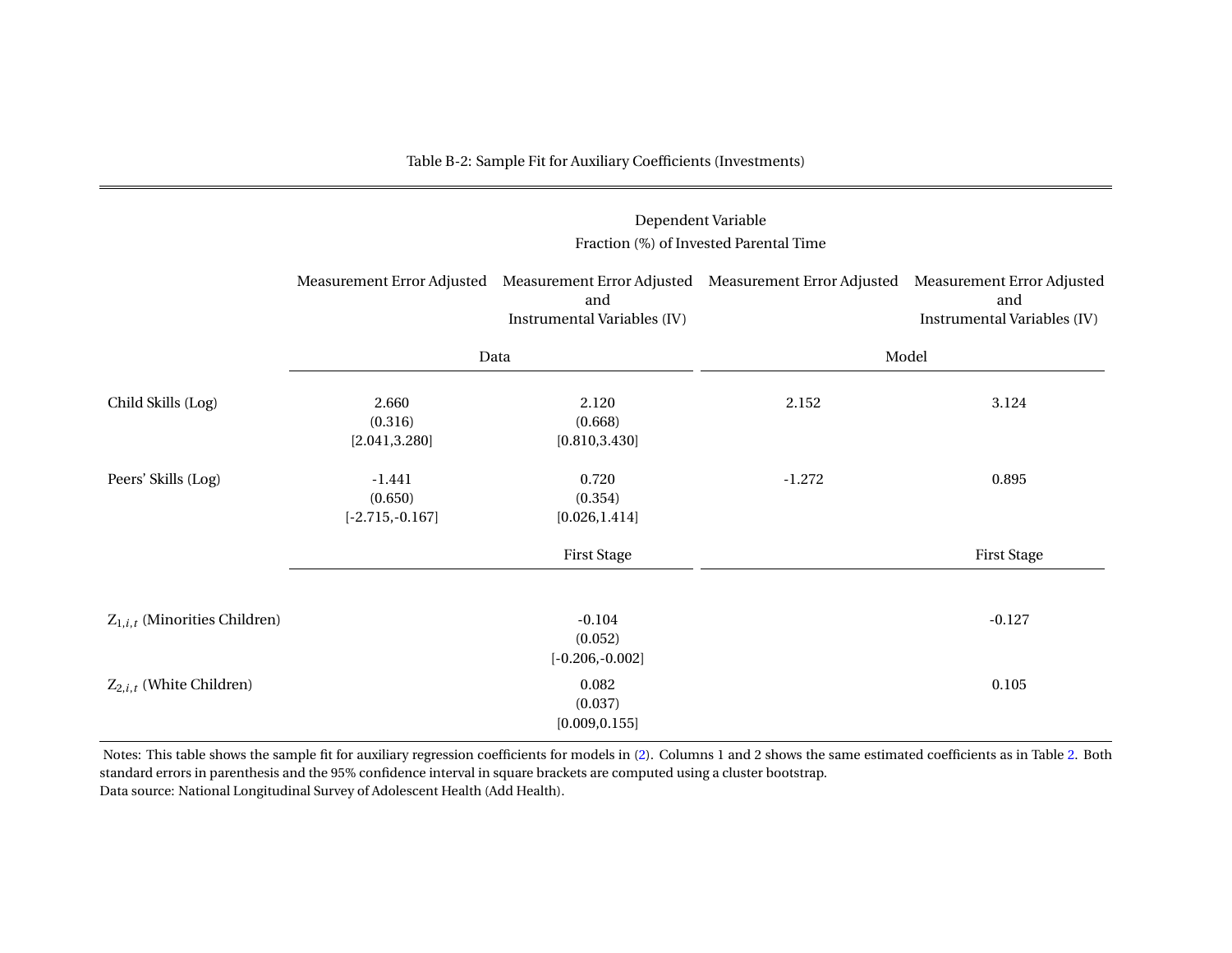Table B-2: Sample Fit for Auxiliary Coefficients (Investments)

| | Dependent Variable Fraction (%) of Invested Parental Time | | | |
|---|---|---|---|---|
| | Measurement Error Adjusted | Measurement Error Adjusted and Instrumental Variables (IV) | Measurement Error Adjusted | Measurement Error Adjusted and Instrumental Variables (IV) |
| | Data | | Model | |
| Child Skills (Log) | 2.660 | 2.120 | 2.152 | 3.124 |
| | (0.316) | (0.668) | | |
| | [2.041,3.280] | [0.810,3.430] | | |
| Peers' Skills (Log) | -1.441 | 0.720 | -1.272 | 0.895 |
| | (0.650) | (0.354) | | |
| | [-2.715,-0.167] | [0.026,1.414] | | |
| | | First Stage | | First Stage |
| $Z_{1,i,t}$ (Minorities Children) | | -0.104 | | -0.127 |
| | | (0.052) | | |
| | | [-0.206,-0.002] | | |
| $Z_{2,i,t}$ (White Children) | | 0.082 | | 0.105 |
| | | (0.037) | | |
| | | [0.009,0.155] | | |

Notes: This table shows the sample fit for auxiliary regression coefficients for models in (2). Columns 1 and 2 shows the same estimated coefficients as in Table 2. Both standard errors in parenthesis and the 95% confidence interval in square brackets are computed using a cluster bootstrap.
Data source: National Longitudinal Survey of Adolescent Health (Add Health).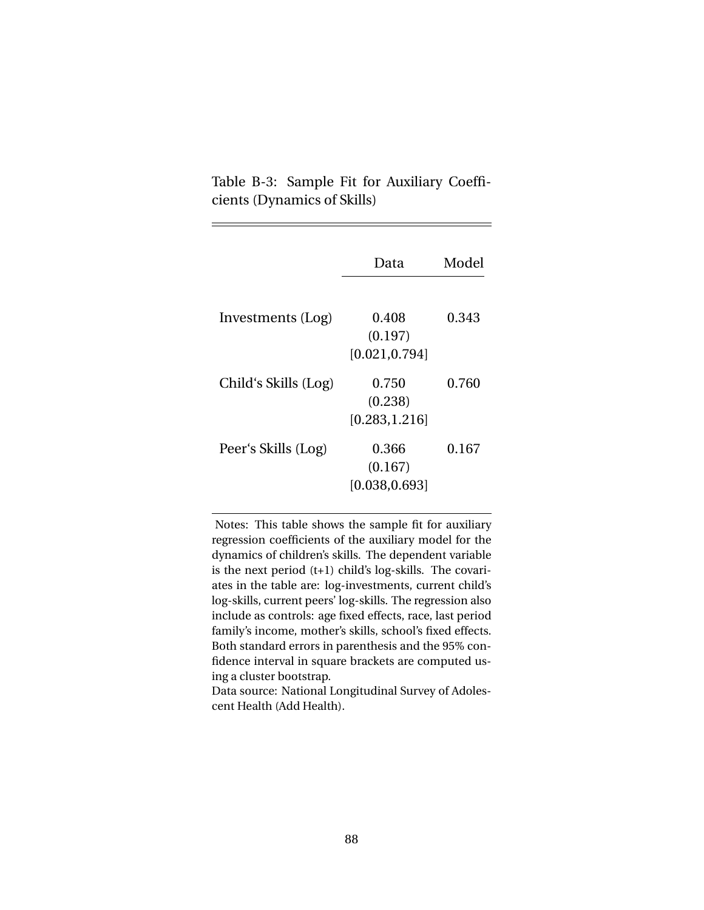Table B-3: Sample Fit for Auxiliary Coefficients (Dynamics of Skills)

| | Data | Model |
|---|---|---|
| Investments (Log) | 0.408 | 0.343 |
| | (0.197) | |
| | [0.021,0.794] | |
| Child‘s Skills (Log) | 0.750 | 0.760 |
| | (0.238) | |
| | [0.283,1.216] | |
| Peer‘s Skills (Log) | 0.366 | 0.167 |
| | (0.167) | |
| | [0.038,0.693] | |

Notes: This table shows the sample fit for auxiliary regression coefficients of the auxiliary model for the dynamics of children's skills. The dependent variable is the next period (t+1) child's log-skills. The covariates in the table are: log-investments, current child's log-skills, current peers' log-skills. The regression also include as controls: age fixed effects, race, last period family's income, mother's skills, school's fixed effects. Both standard errors in parenthesis and the 95% confidence interval in square brackets are computed using a cluster bootstrap.
Data source: National Longitudinal Survey of Adolescent Health (Add Health).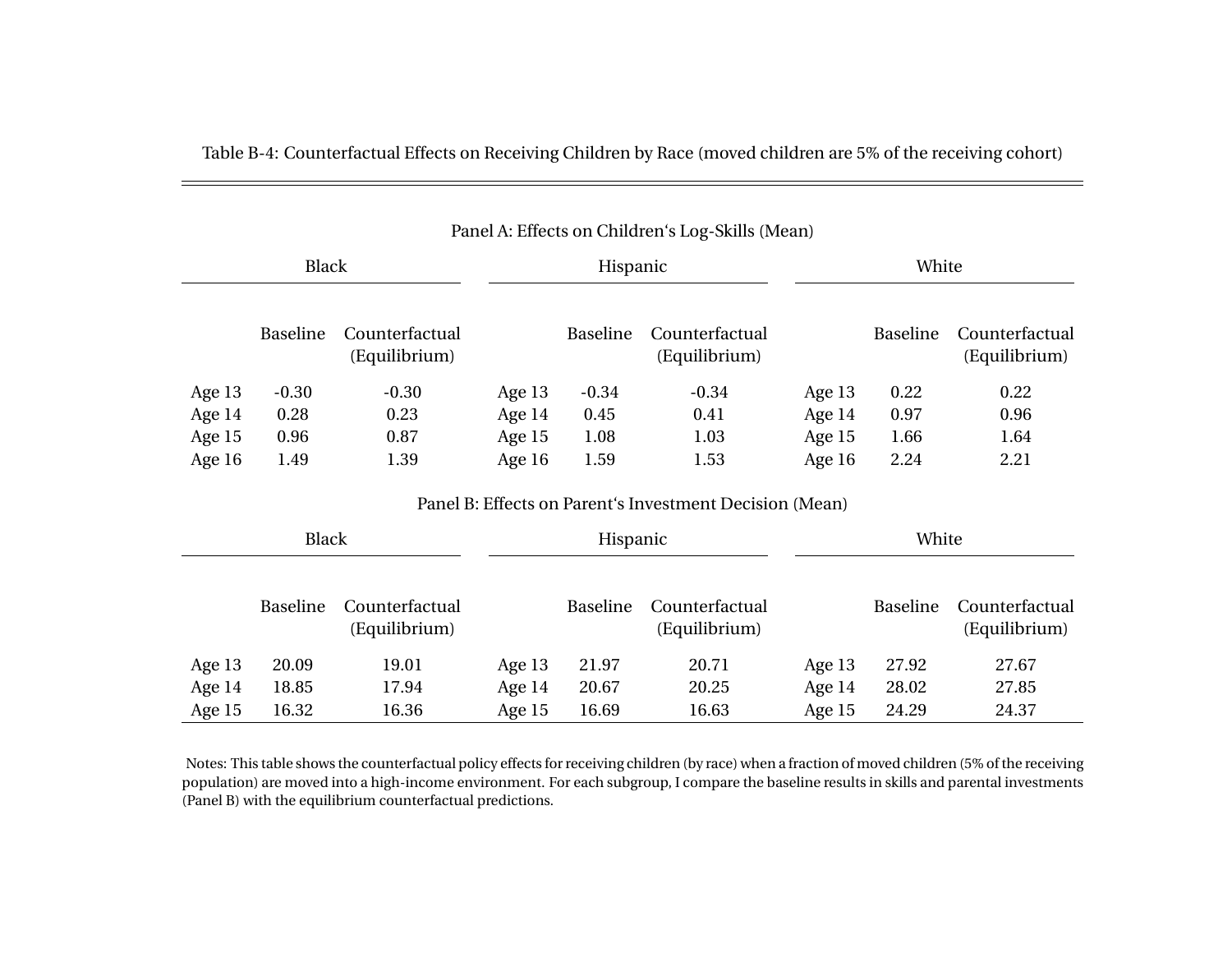Table B-4: Counterfactual Effects on Receiving Children by Race (moved children are 5% of the receiving cohort)

Panel A: Effects on Children's Log-Skills (Mean)

| | Black | | | Hispanic | | | White | |
|---|---|---|---|---|---|---|---|---|
| | Baseline | Counterfactual (Equilibrium) | | Baseline | Counterfactual (Equilibrium) | | Baseline | Counterfactual (Equilibrium) |
| Age 13 | -0.30 | -0.30 | Age 13 | -0.34 | -0.34 | Age 13 | 0.22 | 0.22 |
| Age 14 | 0.28 | 0.23 | Age 14 | 0.45 | 0.41 | Age 14 | 0.97 | 0.96 |
| Age 15 | 0.96 | 0.87 | Age 15 | 1.08 | 1.03 | Age 15 | 1.66 | 1.64 |
| Age 16 | 1.49 | 1.39 | Age 16 | 1.59 | 1.53 | Age 16 | 2.24 | 2.21 |

Panel B: Effects on Parent's Investment Decision (Mean)

| | Black | | | Hispanic | | | White | |
|---|---|---|---|---|---|---|---|---|
| | Baseline | Counterfactual (Equilibrium) | | Baseline | Counterfactual (Equilibrium) | | Baseline | Counterfactual (Equilibrium) |
| Age 13 | 20.09 | 19.01 | Age 13 | 21.97 | 20.71 | Age 13 | 27.92 | 27.67 |
| Age 14 | 18.85 | 17.94 | Age 14 | 20.67 | 20.25 | Age 14 | 28.02 | 27.85 |
| Age 15 | 16.32 | 16.36 | Age 15 | 16.69 | 16.63 | Age 15 | 24.29 | 24.37 |

Notes: This table shows the counterfactual policy effects for receiving children (by race) when a fraction of moved children (5% of the receiving population) are moved into a high-income environment. For each subgroup, I compare the baseline results in skills and parental investments (Panel B) with the equilibrium counterfactual predictions.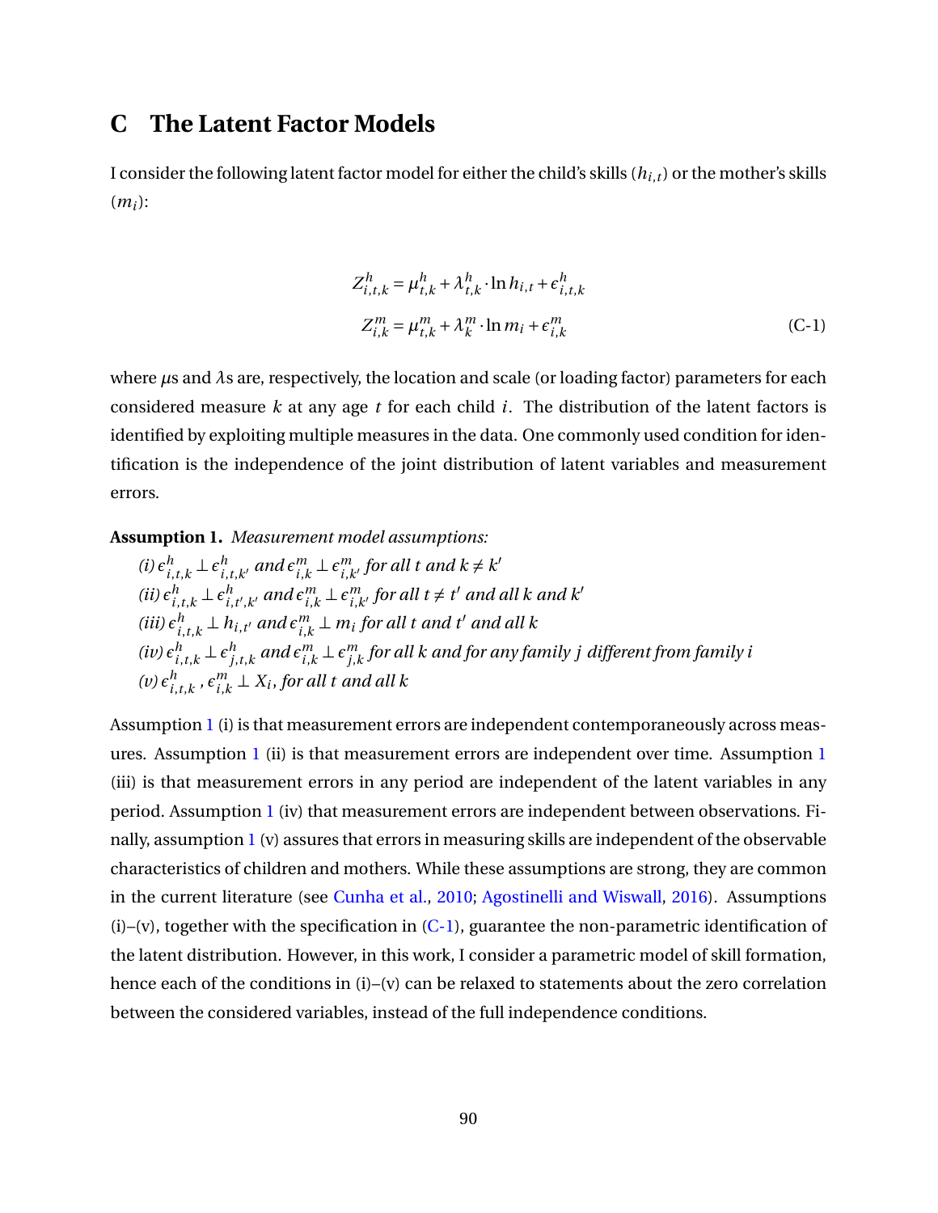# C The Latent Factor Models

I consider the following latent factor model for either the child's skills ($h_{i,t}$) or the mother's skills ($m_i$):

$$
\begin{aligned}
Z^h_{i,t,k} &= \mu^h_{t,k} + \lambda^h_{t,k} \cdot \ln h_{i,t} + \epsilon^h_{i,t,k} \\
Z^m_{i,k} &= \mu^m_{t,k} + \lambda^m_k \cdot \ln m_i + \epsilon^m_{i,k}
\end{aligned}
\tag{C-1}
$$

where $\mu$s and $\lambda$s are, respectively, the location and scale (or loading factor) parameters for each considered measure $k$ at any age $t$ for each child $i$. The distribution of the latent factors is identified by exploiting multiple measures in the data. One commonly used condition for identification is the independence of the joint distribution of latent variables and measurement errors.

**Assumption 1.** *Measurement model assumptions:*

*(i)* $\epsilon^h_{i,t,k} \perp \epsilon^h_{i,t,k'}$ *and* $\epsilon^m_{i,k} \perp \epsilon^m_{i,k'}$ *for all* $t$ *and* $k \neq k'$

*(ii)* $\epsilon^h_{i,t,k} \perp \epsilon^h_{i,t',k'}$ *and* $\epsilon^m_{i,k} \perp \epsilon^m_{i,k'}$ *for all* $t \neq t'$ *and all* $k$ *and* $k'$

*(iii)* $\epsilon^h_{i,t,k} \perp h_{i,t'}$ *and* $\epsilon^m_{i,k} \perp m_i$ *for all* $t$ *and* $t'$ *and all* $k$

*(iv)* $\epsilon^h_{i,t,k} \perp \epsilon^h_{j,t,k}$ *and* $\epsilon^m_{i,k} \perp \epsilon^m_{j,k}$ *for all* $k$ *and for any family* $j$ *different from family* $i$

*(v)* $\epsilon^h_{i,t,k}, \epsilon^m_{i,k} \perp X_i$*, for all* $t$ *and all* $k$

Assumption 1 (i) is that measurement errors are independent contemporaneously across measures. Assumption 1 (ii) is that measurement errors are independent over time. Assumption 1 (iii) is that measurement errors in any period are independent of the latent variables in any period. Assumption 1 (iv) that measurement errors are independent between observations. Finally, assumption 1 (v) assures that errors in measuring skills are independent of the observable characteristics of children and mothers. While these assumptions are strong, they are common in the current literature (see Cunha et al., 2010; Agostinelli and Wiswall, 2016). Assumptions (i)–(v), together with the specification in (C-1), guarantee the non-parametric identification of the latent distribution. However, in this work, I consider a parametric model of skill formation, hence each of the conditions in (i)–(v) can be relaxed to statements about the zero correlation between the considered variables, instead of the full independence conditions.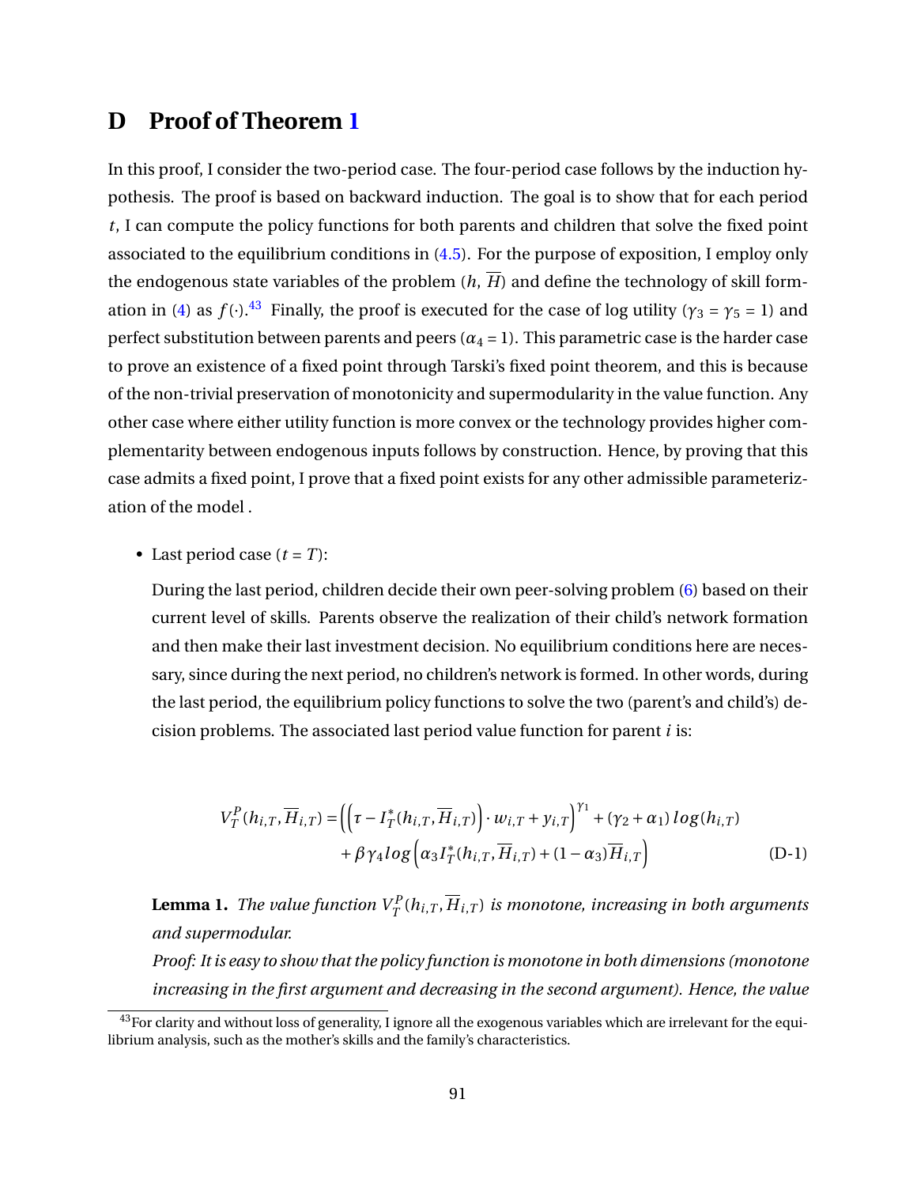# D Proof of Theorem 1

In this proof, I consider the two-period case. The four-period case follows by the induction hypothesis. The proof is based on backward induction. The goal is to show that for each period $t$, I can compute the policy functions for both parents and children that solve the fixed point associated to the equilibrium conditions in (4.5). For the purpose of exposition, I employ only the endogenous state variables of the problem ($h$, $\overline{H}$) and define the technology of skill formation in (4) as $f(\cdot)$.[43] Finally, the proof is executed for the case of log utility ($\gamma_3 = \gamma_5 = 1$) and perfect substitution between parents and peers ($\alpha_4 = 1$). This parametric case is the harder case to prove an existence of a fixed point through Tarski's fixed point theorem, and this is because of the non-trivial preservation of monotonicity and supermodularity in the value function. Any other case where either utility function is more convex or the technology provides higher complementarity between endogenous inputs follows by construction. Hence, by proving that this case admits a fixed point, I prove that a fixed point exists for any other admissible parameterization of the model .

- Last period case ($t = T$):

  During the last period, children decide their own peer-solving problem (6) based on their current level of skills. Parents observe the realization of their child's network formation and then make their last investment decision. No equilibrium conditions here are necessary, since during the next period, no children's network is formed. In other words, during the last period, the equilibrium policy functions to solve the two (parent's and child's) decision problems. The associated last period value function for parent $i$ is:

$$V_T^P(h_{i,T}, \overline{H}_{i,T}) = \left(\left(\tau - I_T^*(h_{i,T}, \overline{H}_{i,T})\right) \cdot w_{i,T} + y_{i,T}\right)^{\gamma_1} + (\gamma_2 + \alpha_1)\, log(h_{i,T}) + \beta\gamma_4 log\left(\alpha_3 I_T^*(h_{i,T}, \overline{H}_{i,T}) + (1-\alpha_3)\overline{H}_{i,T}\right) \tag{D-1}$$

  **Lemma 1.** *The value function $V_T^P(h_{i,T}, \overline{H}_{i,T})$ is monotone, increasing in both arguments and supermodular.*

  *Proof: It is easy to show that the policy function is monotone in both dimensions (monotone increasing in the first argument and decreasing in the second argument). Hence, the value*

[43] For clarity and without loss of generality, I ignore all the exogenous variables which are irrelevant for the equilibrium analysis, such as the mother's skills and the family's characteristics.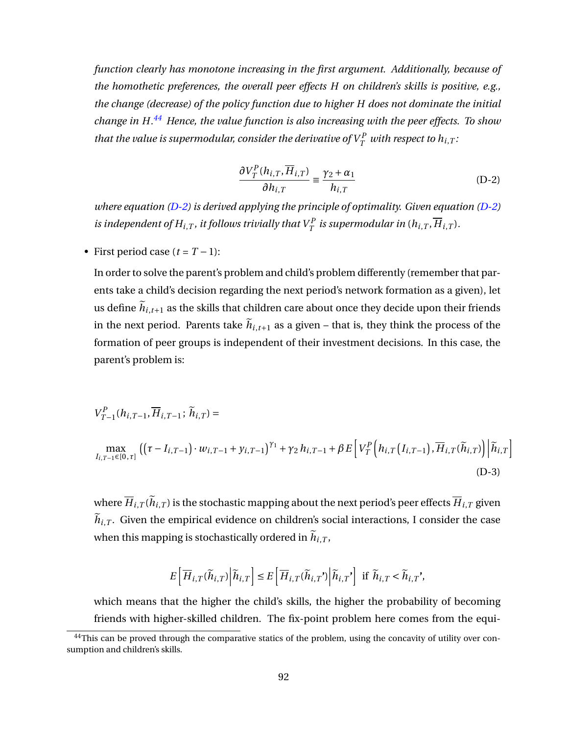*function clearly has monotone increasing in the first argument. Additionally, because of the homothetic preferences, the overall peer effects H on children's skills is positive, e.g., the change (decrease) of the policy function due to higher H does not dominate the initial change in H.*[44] *Hence, the value function is also increasing with the peer effects. To show that the value is supermodular, consider the derivative of $V_T^P$ with respect to $h_{i,T}$:*

$$\frac{\partial V_T^P(h_{i,T}, \overline{H}_{i,T})}{\partial h_{i,T}} \equiv \frac{\gamma_2 + \alpha_1}{h_{i,T}} \tag{D-2}$$

*where equation (D-2) is derived applying the principle of optimality. Given equation (D-2) is independent of $H_{i,T}$, it follows trivially that $V_T^P$ is supermodular in $(h_{i,T}, \overline{H}_{i,T})$.*

- First period case ($t = T-1$):

  In order to solve the parent's problem and child's problem differently (remember that parents take a child's decision regarding the next period's network formation as a given), let us define $\widetilde{h}_{i,t+1}$ as the skills that children care about once they decide upon their friends in the next period. Parents take $\widetilde{h}_{i,t+1}$ as a given – that is, they think the process of the formation of peer groups is independent of their investment decisions. In this case, the parent's problem is:

$$V_{T-1}^P(h_{i,T-1}, \overline{H}_{i,T-1}; \widetilde{h}_{i,T}) =$$

$$\max_{I_{i,T-1}\in[0,\tau]} \left((\tau - I_{i,T-1}) \cdot w_{i,T-1} + y_{i,T-1}\right)^{\gamma_1} + \gamma_2\, h_{i,T-1} + \beta\, E\left[V_T^P\left(h_{i,T}\left(I_{i,T-1}\right), \overline{H}_{i,T}(\widetilde{h}_{i,T})\right)\Big|\widetilde{h}_{i,T}\right] \tag{D-3}$$

where $\overline{H}_{i,T}(\widetilde{h}_{i,T})$ is the stochastic mapping about the next period's peer effects $\overline{H}_{i,T}$ given $\widetilde{h}_{i,T}$. Given the empirical evidence on children's social interactions, I consider the case when this mapping is stochastically ordered in $\widetilde{h}_{i,T}$,

$$E\left[\overline{H}_{i,T}(\widetilde{h}_{i,T})\Big|\widetilde{h}_{i,T}\right] \leq E\left[\overline{H}_{i,T}(\widetilde{h}_{i,T}')\Big|\widetilde{h}_{i,T}'\right] \ \text{ if } \widetilde{h}_{i,T} < \widetilde{h}_{i,T}',$$

which means that the higher the child's skills, the higher the probability of becoming friends with higher-skilled children. The fix-point problem here comes from the equi-

[44] This can be proved through the comparative statics of the problem, using the concavity of utility over consumption and children's skills.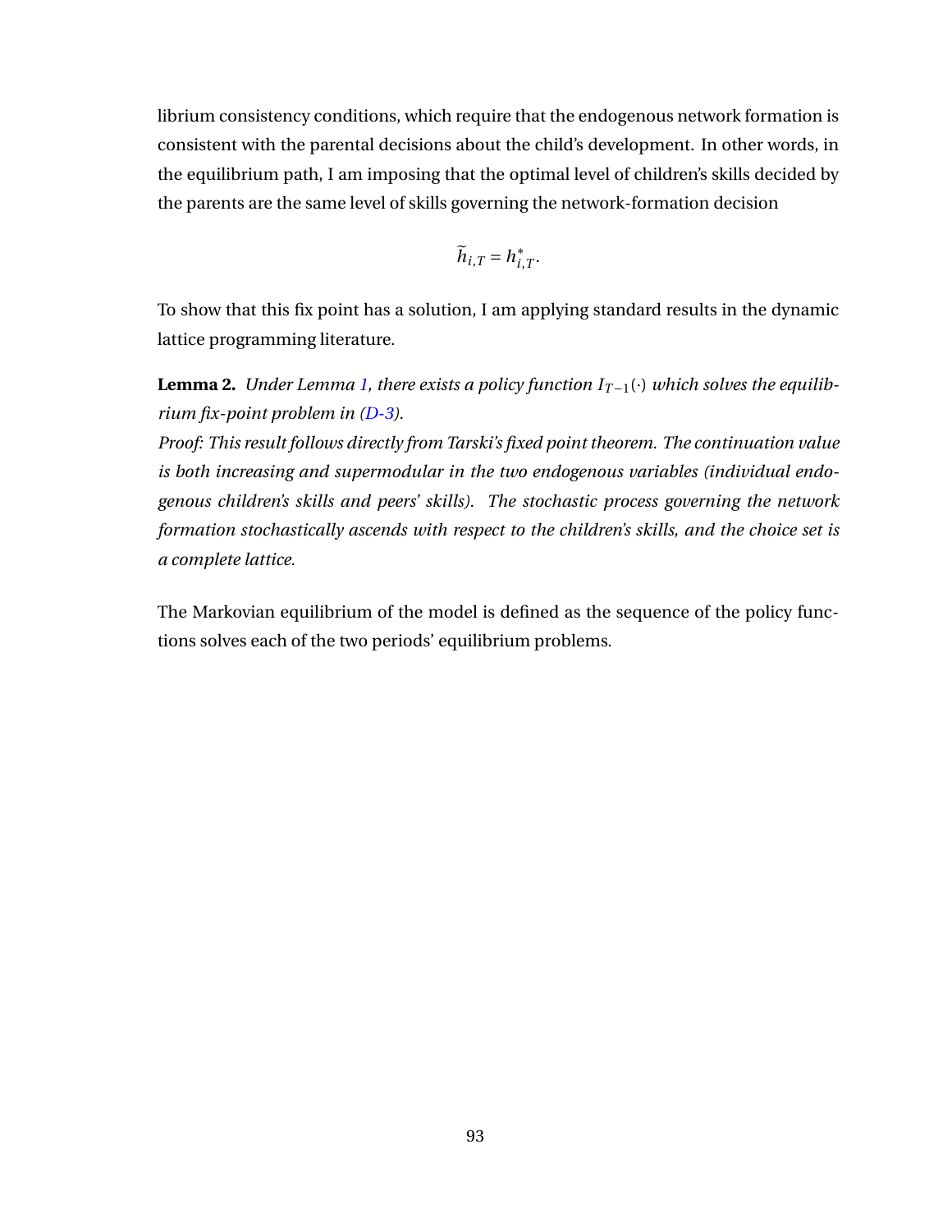librium consistency conditions, which require that the endogenous network formation is consistent with the parental decisions about the child's development. In other words, in the equilibrium path, I am imposing that the optimal level of children's skills decided by the parents are the same level of skills governing the network-formation decision

$$\widetilde{h}_{i,T} = h^*_{i,T}.$$

To show that this fix point has a solution, I am applying standard results in the dynamic lattice programming literature.

**Lemma 2.** *Under Lemma 1, there exists a policy function $I_{T-1}(\cdot)$ which solves the equilibrium fix-point problem in (D-3).*
*Proof: This result follows directly from Tarski's fixed point theorem. The continuation value is both increasing and supermodular in the two endogenous variables (individual endogenous children's skills and peers' skills). The stochastic process governing the network formation stochastically ascends with respect to the children's skills, and the choice set is a complete lattice.*

The Markovian equilibrium of the model is defined as the sequence of the policy functions solves each of the two periods' equilibrium problems.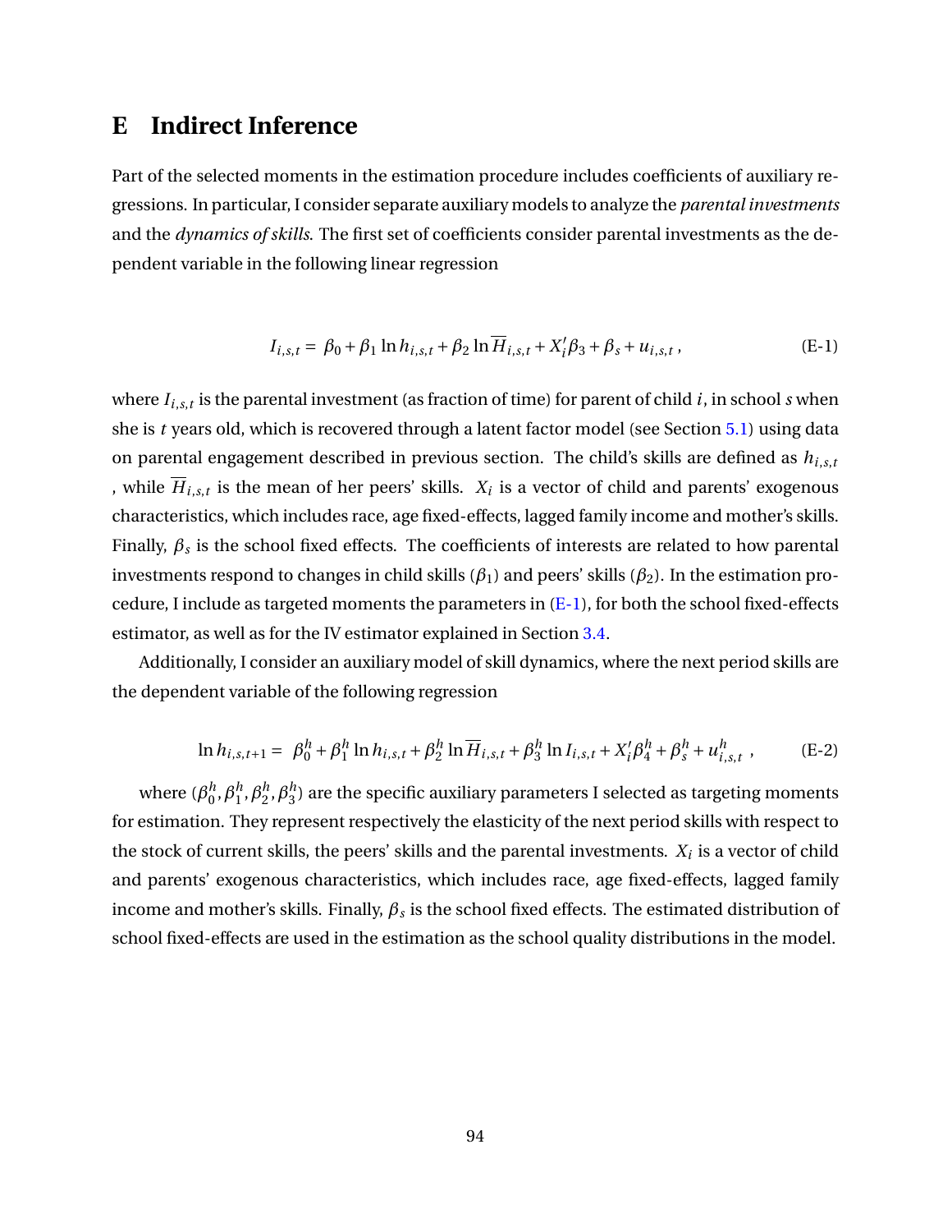# E Indirect Inference

Part of the selected moments in the estimation procedure includes coefficients of auxiliary regressions. In particular, I consider separate auxiliary models to analyze the *parental investments* and the *dynamics of skills*. The first set of coefficients consider parental investments as the dependent variable in the following linear regression

$$I_{i,s,t} = \beta_0 + \beta_1 \ln h_{i,s,t} + \beta_2 \ln \overline{H}_{i,s,t} + X_i'\beta_3 + \beta_s + u_{i,s,t} \,, \tag{E-1}$$

where $I_{i,s,t}$ is the parental investment (as fraction of time) for parent of child $i$, in school $s$ when she is $t$ years old, which is recovered through a latent factor model (see Section 5.1) using data on parental engagement described in previous section. The child's skills are defined as $h_{i,s,t}$ , while $\overline{H}_{i,s,t}$ is the mean of her peers' skills. $X_i$ is a vector of child and parents' exogenous characteristics, which includes race, age fixed-effects, lagged family income and mother's skills. Finally, $\beta_s$ is the school fixed effects. The coefficients of interests are related to how parental investments respond to changes in child skills ($\beta_1$) and peers' skills ($\beta_2$). In the estimation procedure, I include as targeted moments the parameters in (E-1), for both the school fixed-effects estimator, as well as for the IV estimator explained in Section 3.4.

Additionally, I consider an auxiliary model of skill dynamics, where the next period skills are the dependent variable of the following regression

$$\ln h_{i,s,t+1} = \beta_0^h + \beta_1^h \ln h_{i,s,t} + \beta_2^h \ln \overline{H}_{i,s,t} + \beta_3^h \ln I_{i,s,t} + X_i'\beta_4^h + \beta_s^h + u_{i,s,t}^h \,, \tag{E-2}$$

where $(\beta_0^h, \beta_1^h, \beta_2^h, \beta_3^h)$ are the specific auxiliary parameters I selected as targeting moments for estimation. They represent respectively the elasticity of the next period skills with respect to the stock of current skills, the peers' skills and the parental investments. $X_i$ is a vector of child and parents' exogenous characteristics, which includes race, age fixed-effects, lagged family income and mother's skills. Finally, $\beta_s$ is the school fixed effects. The estimated distribution of school fixed-effects are used in the estimation as the school quality distributions in the model.